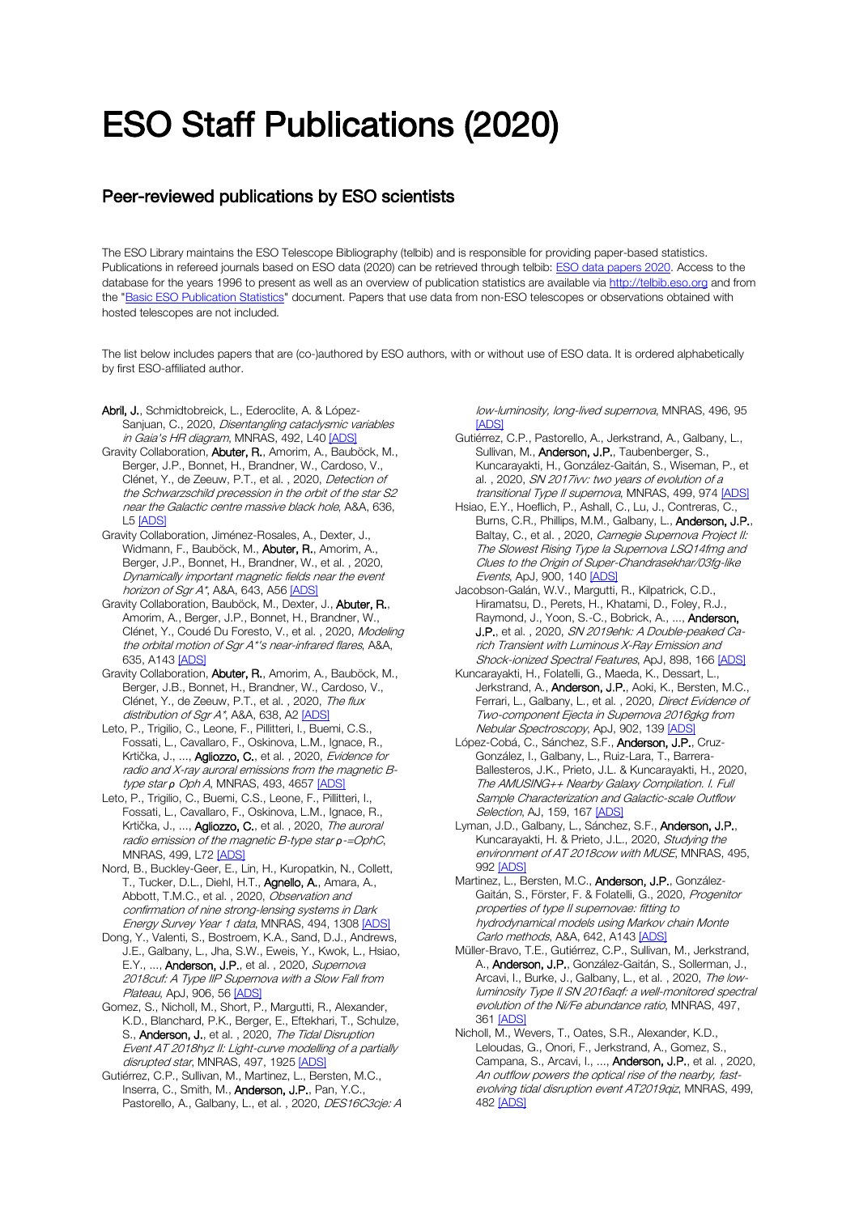# ESO Staff Publications (2020)

## Peer-reviewed publications by ESO scientists

The ESO Library maintains the ESO Telescope Bibliography (telbib) and is responsible for providing paper-based statistics. Publications in refereed journals based on ESO data (2020) can be retrieved through telbib: [ESO data papers 2020](). Access to the database for the years 1996 to present as well as an overview of publication statistics are available via [http://telbib.eso.org]() and from the "[Basic ESO Publication Statistics]()" document. Papers that use data from non-ESO telescopes or observations obtained with hosted telescopes are not included.

The list below includes papers that are (co-)authored by ESO authors, with or without use of ESO data. It is ordered alphabetically by first ESO-affiliated author.

**Abril, J.**, Schmidtobreick, L., Ederoclite, A. & López-Sanjuan, C., 2020, *Disentangling cataclysmic variables in Gaia's HR diagram*, MNRAS, 492, L40 [ADS]

Gravity Collaboration, **Abuter, R.**, Amorim, A., Bauböck, M., Berger, J.P., Bonnet, H., Brandner, W., Cardoso, V., Clénet, Y., de Zeeuw, P.T., et al. , 2020, *Detection of the Schwarzschild precession in the orbit of the star S2 near the Galactic centre massive black hole*, A&A, 636, L5 [ADS]

Gravity Collaboration, Jiménez-Rosales, A., Dexter, J., Widmann, F., Bauböck, M., **Abuter, R.**, Amorim, A., Berger, J.P., Bonnet, H., Brandner, W., et al. , 2020, *Dynamically important magnetic fields near the event horizon of Sgr A\**, A&A, 643, A56 [ADS]

Gravity Collaboration, Bauböck, M., Dexter, J., **Abuter, R.**, Amorim, A., Berger, J.P., Bonnet, H., Brandner, W., Clénet, Y., Coudé Du Foresto, V., et al. , 2020, *Modeling the orbital motion of Sgr A\*'s near-infrared flares*, A&A, 635, A143 [ADS]

Gravity Collaboration, **Abuter, R.**, Amorim, A., Bauböck, M., Berger, J.B., Bonnet, H., Brandner, W., Cardoso, V., Clénet, Y., de Zeeuw, P.T., et al. , 2020, *The flux distribution of Sgr A\**, A&A, 638, A2 [ADS]

Leto, P., Trigilio, C., Leone, F., Pillitteri, I., Buemi, C.S., Fossati, L., Cavallaro, F., Oskinova, L.M., Ignace, R., Krtička, J., ..., **Agliozzo, C.**, et al. , 2020, *Evidence for radio and X-ray auroral emissions from the magnetic B-type star ρ Oph A*, MNRAS, 493, 4657 [ADS]

Leto, P., Trigilio, C., Buemi, C.S., Leone, F., Pillitteri, I., Fossati, L., Cavallaro, F., Oskinova, L.M., Ignace, R., Krtička, J., ..., **Agliozzo, C.**, et al. , 2020, *The auroral radio emission of the magnetic B-type star ρ-=OphC*, MNRAS, 499, L72 [ADS]

Nord, B., Buckley-Geer, E., Lin, H., Kuropatkin, N., Collett, T., Tucker, D.L., Diehl, H.T., **Agnello, A.**, Amara, A., Abbott, T.M.C., et al. , 2020, *Observation and confirmation of nine strong-lensing systems in Dark Energy Survey Year 1 data*, MNRAS, 494, 1308 [ADS]

Dong, Y., Valenti, S., Bostroem, K.A., Sand, D.J., Andrews, J.E., Galbany, L., Jha, S.W., Eweis, Y., Kwok, L., Hsiao, E.Y., ..., **Anderson, J.P.**, et al. , 2020, *Supernova 2018cuf: A Type IIP Supernova with a Slow Fall from Plateau*, ApJ, 906, 56 [ADS]

Gomez, S., Nicholl, M., Short, P., Margutti, R., Alexander, K.D., Blanchard, P.K., Berger, E., Eftekhari, T., Schulze, S., **Anderson, J.**, et al. , 2020, *The Tidal Disruption Event AT 2018hyz II: Light-curve modelling of a partially disrupted star*, MNRAS, 497, 1925 [ADS]

Gutiérrez, C.P., Sullivan, M., Martinez, L., Bersten, M.C., Inserra, C., Smith, M., **Anderson, J.P.**, Pan, Y.C., Pastorello, A., Galbany, L., et al. , 2020, *DES16C3cje: A low-luminosity, long-lived supernova*, MNRAS, 496, 95 [ADS]

Gutiérrez, C.P., Pastorello, A., Jerkstrand, A., Galbany, L., Sullivan, M., **Anderson, J.P.**, Taubenberger, S., Kuncarayakti, H., González-Gaitán, S., Wiseman, P., et al. , 2020, *SN 2017ivv: two years of evolution of a transitional Type II supernova*, MNRAS, 499, 974 [ADS]

Hsiao, E.Y., Hoeflich, P., Ashall, C., Lu, J., Contreras, C., Burns, C.R., Phillips, M.M., Galbany, L., **Anderson, J.P.**, Baltay, C., et al. , 2020, *Carnegie Supernova Project II: The Slowest Rising Type Ia Supernova LSQ14fmg and Clues to the Origin of Super-Chandrasekhar/03fg-like Events*, ApJ, 900, 140 [ADS]

Jacobson-Galán, W.V., Margutti, R., Kilpatrick, C.D., Hiramatsu, D., Perets, H., Khatami, D., Foley, R.J., Raymond, J., Yoon, S.-C., Bobrick, A., ..., **Anderson, J.P.**, et al. , 2020, *SN 2019ehk: A Double-peaked Ca-rich Transient with Luminous X-Ray Emission and Shock-ionized Spectral Features*, ApJ, 898, 166 [ADS]

Kuncarayakti, H., Folatelli, G., Maeda, K., Dessart, L., Jerkstrand, A., **Anderson, J.P.**, Aoki, K., Bersten, M.C., Ferrari, L., Galbany, L., et al. , 2020, *Direct Evidence of Two-component Ejecta in Supernova 2016gkg from Nebular Spectroscopy*, ApJ, 902, 139 [ADS]

López-Cobá, C., Sánchez, S.F., **Anderson, J.P.**, Cruz-González, I., Galbany, L., Ruiz-Lara, T., Barrera-Ballesteros, J.K., Prieto, J.L. & Kuncarayakti, H., 2020, *The AMUSING++ Nearby Galaxy Compilation. I. Full Sample Characterization and Galactic-scale Outflow Selection*, AJ, 159, 167 [ADS]

Lyman, J.D., Galbany, L., Sánchez, S.F., **Anderson, J.P.**, Kuncarayakti, H. & Prieto, J.L., 2020, *Studying the environment of AT 2018cow with MUSE*, MNRAS, 495, 992 [ADS]

Martinez, L., Bersten, M.C., **Anderson, J.P.**, González-Gaitán, S., Förster, F. & Folatelli, G., 2020, *Progenitor properties of type II supernovae: fitting to hydrodynamical models using Markov chain Monte Carlo methods*, A&A, 642, A143 [ADS]

Müller-Bravo, T.E., Gutiérrez, C.P., Sullivan, M., Jerkstrand, A., **Anderson, J.P.**, González-Gaitán, S., Sollerman, J., Arcavi, I., Burke, J., Galbany, L., et al. , 2020, *The low-luminosity Type II SN 2016aqf: a well-monitored spectral evolution of the Ni/Fe abundance ratio*, MNRAS, 497, 361 [ADS]

Nicholl, M., Wevers, T., Oates, S.R., Alexander, K.D., Leloudas, G., Onori, F., Jerkstrand, A., Gomez, S., Campana, S., Arcavi, I., ..., **Anderson, J.P.**, et al. , 2020, *An outflow powers the optical rise of the nearby, fast-evolving tidal disruption event AT2019qiz*, MNRAS, 499, 482 [ADS]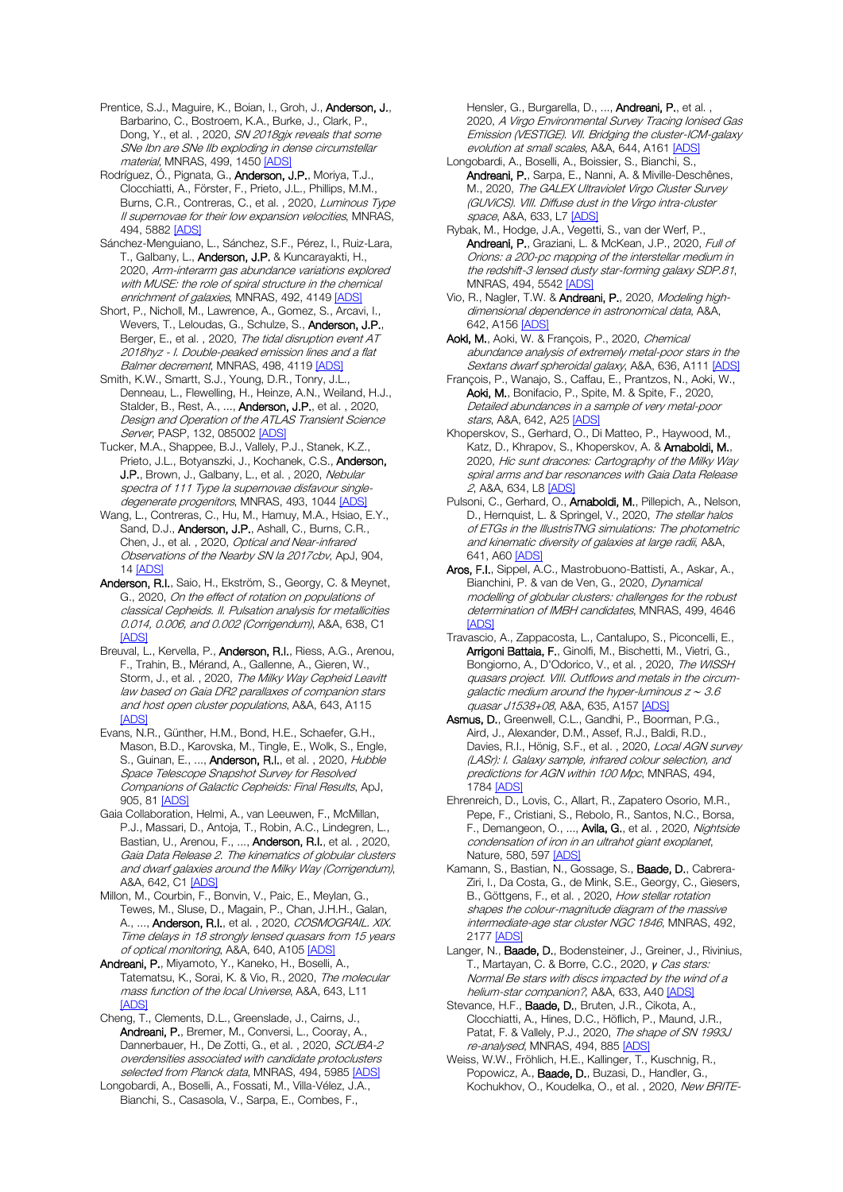Prentice, S.J., Maguire, K., Boian, I., Groh, J., **Anderson, J.**, Barbarino, C., Bostroem, K.A., Burke, J., Clark, P., Dong, Y., et al. , 2020, *SN 2018gjx reveals that some SNe Ibn are SNe IIb exploding in dense circumstellar material*, MNRAS, 499, 1450 [ADS]

Rodríguez, Ó., Pignata, G., **Anderson, J.P.**, Moriya, T.J., Clocchiatti, A., Förster, F., Prieto, J.L., Phillips, M.M., Burns, C.R., Contreras, C., et al. , 2020, *Luminous Type II supernovae for their low expansion velocities*, MNRAS, 494, 5882 [ADS]

Sánchez-Menguiano, L., Sánchez, S.F., Pérez, I., Ruiz-Lara, T., Galbany, L., **Anderson, J.P.** & Kuncarayakti, H., 2020, *Arm-interarm gas abundance variations explored with MUSE: the role of spiral structure in the chemical enrichment of galaxies*, MNRAS, 492, 4149 [ADS]

Short, P., Nicholl, M., Lawrence, A., Gomez, S., Arcavi, I., Wevers, T., Leloudas, G., Schulze, S., **Anderson, J.P.**, Berger, E., et al. , 2020, *The tidal disruption event AT 2018hyz - I. Double-peaked emission lines and a flat Balmer decrement*, MNRAS, 498, 4119 [ADS]

Smith, K.W., Smartt, S.J., Young, D.R., Tonry, J.L., Denneau, L., Flewelling, H., Heinze, A.N., Weiland, H.J., Stalder, B., Rest, A., ..., **Anderson, J.P.**, et al. , 2020, *Design and Operation of the ATLAS Transient Science Server*, PASP, 132, 085002 [ADS]

Tucker, M.A., Shappee, B.J., Vallely, P.J., Stanek, K.Z., Prieto, J.L., Botyanszki, J., Kochanek, C.S., **Anderson, J.P.**, Brown, J., Galbany, L., et al. , 2020, *Nebular spectra of 111 Type Ia supernovae disfavour single-degenerate progenitors*, MNRAS, 493, 1044 [ADS]

Wang, L., Contreras, C., Hu, M., Hamuy, M.A., Hsiao, E.Y., Sand, D.J., **Anderson, J.P.**, Ashall, C., Burns, C.R., Chen, J., et al. , 2020, *Optical and Near-infrared Observations of the Nearby SN Ia 2017cbv*, ApJ, 904, 14 [ADS]

**Anderson, R.I.**, Saio, H., Ekström, S., Georgy, C. & Meynet, G., 2020, *On the effect of rotation on populations of classical Cepheids. II. Pulsation analysis for metallicities 0.014, 0.006, and 0.002 (Corrigendum)*, A&A, 638, C1 [ADS]

Breuval, L., Kervella, P., **Anderson, R.I.**, Riess, A.G., Arenou, F., Trahin, B., Mérand, A., Gallenne, A., Gieren, W., Storm, J., et al. , 2020, *The Milky Way Cepheid Leavitt law based on Gaia DR2 parallaxes of companion stars and host open cluster populations*, A&A, 643, A115 [ADS]

Evans, N.R., Günther, H.M., Bond, H.E., Schaefer, G.H., Mason, B.D., Karovska, M., Tingle, E., Wolk, S., Engle, S., Guinan, E., ..., **Anderson, R.I.**, et al. , 2020, *Hubble Space Telescope Snapshot Survey for Resolved Companions of Galactic Cepheids: Final Results*, ApJ, 905, 81 [ADS]

Gaia Collaboration, Helmi, A., van Leeuwen, F., McMillan, P.J., Massari, D., Antoja, T., Robin, A.C., Lindegren, L., Bastian, U., Arenou, F., ..., **Anderson, R.I.**, et al. , 2020, *Gaia Data Release 2. The kinematics of globular clusters and dwarf galaxies around the Milky Way (Corrigendum)*, A&A, 642, C1 [ADS]

Millon, M., Courbin, F., Bonvin, V., Paic, E., Meylan, G., Tewes, M., Sluse, D., Magain, P., Chan, J.H.H., Galan, A., ..., **Anderson, R.I.**, et al. , 2020, *COSMOGRAIL. XIX. Time delays in 18 strongly lensed quasars from 15 years of optical monitoring*, A&A, 640, A105 [ADS]

**Andreani, P.**, Miyamoto, Y., Kaneko, H., Boselli, A., Tatematsu, K., Sorai, K. & Vio, R., 2020, *The molecular mass function of the local Universe*, A&A, 643, L11 [ADS]

Cheng, T., Clements, D.L., Greenslade, J., Cairns, J., **Andreani, P.**, Bremer, M., Conversi, L., Cooray, A., Dannerbauer, H., De Zotti, G., et al. , 2020, *SCUBA-2 overdensities associated with candidate protoclusters selected from Planck data*, MNRAS, 494, 5985 [ADS]

Longobardi, A., Boselli, A., Fossati, M., Villa-Vélez, J.A., Bianchi, S., Casasola, V., Sarpa, E., Combes, F., Hensler, G., Burgarella, D., ..., **Andreani, P.**, et al. , 2020, *A Virgo Environmental Survey Tracing Ionised Gas Emission (VESTIGE). VII. Bridging the cluster-ICM-galaxy evolution at small scales*, A&A, 644, A161 [ADS]

Longobardi, A., Boselli, A., Boissier, S., Bianchi, S., **Andreani, P.**, Sarpa, E., Nanni, A. & Miville-Deschênes, M., 2020, *The GALEX Ultraviolet Virgo Cluster Survey (GUViCS). VIII. Diffuse dust in the Virgo intra-cluster space*, A&A, 633, L7 [ADS]

Rybak, M., Hodge, J.A., Vegetti, S., van der Werf, P., **Andreani, P.**, Graziani, L. & McKean, J.P., 2020, *Full of Orions: a 200-pc mapping of the interstellar medium in the redshift-3 lensed dusty star-forming galaxy SDP.81*, MNRAS, 494, 5542 [ADS]

Vio, R., Nagler, T.W. & **Andreani, P.**, 2020, *Modeling high-dimensional dependence in astronomical data*, A&A, 642, A156 [ADS]

**Aoki, M.**, Aoki, W. & François, P., 2020, *Chemical abundance analysis of extremely metal-poor stars in the Sextans dwarf spheroidal galaxy*, A&A, 636, A111 [ADS]

François, P., Wanajo, S., Caffau, E., Prantzos, N., Aoki, W., **Aoki, M.**, Bonifacio, P., Spite, M. & Spite, F., 2020, *Detailed abundances in a sample of very metal-poor stars*, A&A, 642, A25 [ADS]

Khoperskov, S., Gerhard, O., Di Matteo, P., Haywood, M., Katz, D., Khrapov, S., Khoperskov, A. & **Arnaboldi, M.**, 2020, *Hic sunt dracones: Cartography of the Milky Way spiral arms and bar resonances with Gaia Data Release 2*, A&A, 634, L8 [ADS]

Pulsoni, C., Gerhard, O., **Arnaboldi, M.**, Pillepich, A., Nelson, D., Hernquist, L. & Springel, V., 2020, *The stellar halos of ETGs in the IllustrisTNG simulations: The photometric and kinematic diversity of galaxies at large radii*, A&A, 641, A60 [ADS]

**Aros, F.I.**, Sippel, A.C., Mastrobuono-Battisti, A., Askar, A., Bianchini, P. & van de Ven, G., 2020, *Dynamical modelling of globular clusters: challenges for the robust determination of IMBH candidates*, MNRAS, 499, 4646 [ADS]

Travascio, A., Zappacosta, L., Cantalupo, S., Piconcelli, E., **Arrigoni Battaia, F.**, Ginolfi, M., Bischetti, M., Vietri, G., Bongiorno, A., D'Odorico, V., et al. , 2020, *The WISSH quasars project. VIII. Outflows and metals in the circum-galactic medium around the hyper-luminous z ~ 3.6 quasar J1538+08*, A&A, 635, A157 [ADS]

**Asmus, D.**, Greenwell, C.L., Gandhi, P., Boorman, P.G., Aird, J., Alexander, D.M., Assef, R.J., Baldi, R.D., Davies, R.I., Hönig, S.F., et al. , 2020, *Local AGN survey (LASr): I. Galaxy sample, infrared colour selection, and predictions for AGN within 100 Mpc*, MNRAS, 494, 1784 [ADS]

Ehrenreich, D., Lovis, C., Allart, R., Zapatero Osorio, M.R., Pepe, F., Cristiani, S., Rebolo, R., Santos, N.C., Borsa, F., Demangeon, O., ..., **Avila, G.**, et al. , 2020, *Nightside condensation of iron in an ultrahot giant exoplanet*, Nature, 580, 597 [ADS]

Kamann, S., Bastian, N., Gossage, S., **Baade, D.**, Cabrera-Ziri, I., Da Costa, G., de Mink, S.E., Georgy, C., Giesers, B., Göttgens, F., et al. , 2020, *How stellar rotation shapes the colour-magnitude diagram of the massive intermediate-age star cluster NGC 1846*, MNRAS, 492, 2177 [ADS]

Langer, N., **Baade, D.**, Bodensteiner, J., Greiner, J., Rivinius, T., Martayan, C. & Borre, C.C., 2020, *γ Cas stars: Normal Be stars with discs impacted by the wind of a helium-star companion?*, A&A, 633, A40 [ADS]

Stevance, H.F., **Baade, D.**, Bruten, J.R., Cikota, A., Clocchiatti, A., Hines, D.C., Höflich, P., Maund, J.R., Patat, F. & Vallely, P.J., 2020, *The shape of SN 1993J re-analysed*, MNRAS, 494, 885 [ADS]

Weiss, W.W., Fröhlich, H.E., Kallinger, T., Kuschnig, R., Popowicz, A., **Baade, D.**, Buzasi, D., Handler, G., Kochukhov, O., Koudelka, O., et al. , 2020, *New BRITE-*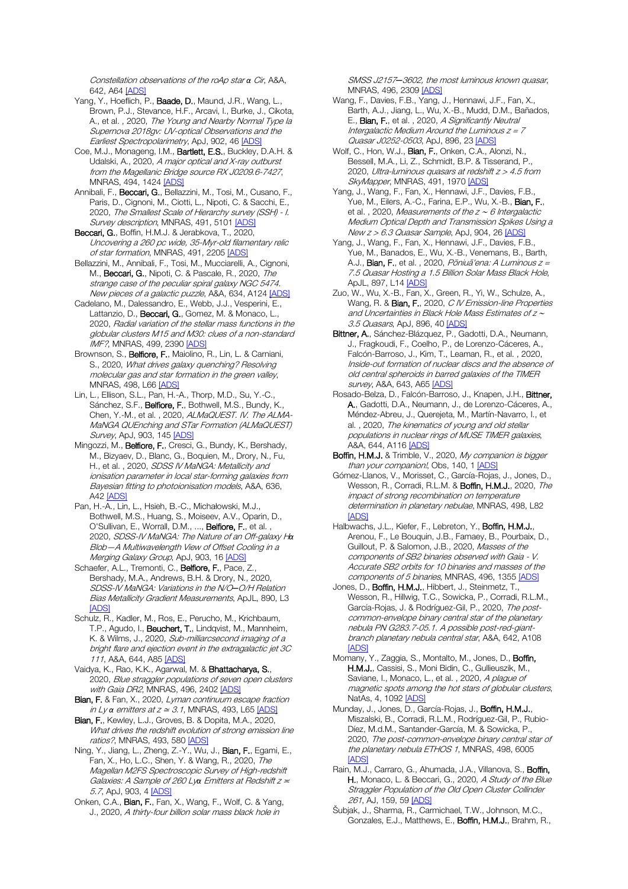*Constellation observations of the roAp star α Cir*, A&A, 642, A64 [ADS]

Yang, Y., Hoeflich, P., **Baade, D.**, Maund, J.R., Wang, L., Brown, P.J., Stevance, H.F., Arcavi, I., Burke, J., Cikota, A., et al. , 2020, *The Young and Nearby Normal Type Ia Supernova 2018gv: UV-optical Observations and the Earliest Spectropolarimetry*, ApJ, 902, 46 [ADS]

Coe, M.J., Monageng, I.M., **Bartlett, E.S.**, Buckley, D.A.H. & Udalski, A., 2020, *A major optical and X-ray outburst from the Magellanic Bridge source RX J0209.6-7427*, MNRAS, 494, 1424 [ADS]

Annibali, F., **Beccari, G.**, Bellazzini, M., Tosi, M., Cusano, F., Paris, D., Cignoni, M., Ciotti, L., Nipoti, C. & Sacchi, E., 2020, *The Smallest Scale of Hierarchy survey (SSH) - I. Survey description*, MNRAS, 491, 5101 [ADS]

**Beccari, G.**, Boffin, H.M.J. & Jerabkova, T., 2020, *Uncovering a 260 pc wide, 35-Myr-old filamentary relic of star formation*, MNRAS, 491, 2205 [ADS]

Bellazzini, M., Annibali, F., Tosi, M., Mucciarelli, A., Cignoni, M., **Beccari, G.**, Nipoti, C. & Pascale, R., 2020, *The strange case of the peculiar spiral galaxy NGC 5474. New pieces of a galactic puzzle*, A&A, 634, A124 [ADS]

Cadelano, M., Dalessandro, E., Webb, J.J., Vesperini, E., Lattanzio, D., **Beccari, G.**, Gomez, M. & Monaco, L., 2020, *Radial variation of the stellar mass functions in the globular clusters M15 and M30: clues of a non-standard IMF?*, MNRAS, 499, 2390 [ADS]

Brownson, S., **Belfiore, F.**, Maiolino, R., Lin, L. & Carniani, S., 2020, *What drives galaxy quenching? Resolving molecular gas and star formation in the green valley*, MNRAS, 498, L66 [ADS]

Lin, L., Ellison, S.L., Pan, H.-A., Thorp, M.D., Su, Y.-C., Sánchez, S.F., **Belfiore, F.**, Bothwell, M.S., Bundy, K., Chen, Y.-M., et al. , 2020, *ALMaQUEST. IV. The ALMA-MaNGA QUEnching and STar Formation (ALMaQUEST) Survey*, ApJ, 903, 145 [ADS]

Mingozzi, M., **Belfiore, F.**, Cresci, G., Bundy, K., Bershady, M., Bizyaev, D., Blanc, G., Boquien, M., Drory, N., Fu, H., et al. , 2020, *SDSS IV MaNGA: Metallicity and ionisation parameter in local star-forming galaxies from Bayesian fitting to photoionisation models*, A&A, 636, A42 [ADS]

Pan, H.-A., Lin, L., Hsieh, B.-C., Michałowski, M.J., Bothwell, M.S., Huang, S., Moiseev, A.V., Oparin, D., O'Sullivan, E., Worrall, D.M., ..., **Belfiore, F.**, et al. , 2020, *SDSS-IV MaNGA: The Nature of an Off-galaxy Hα Blob—A Multiwavelength View of Offset Cooling in a Merging Galaxy Group*, ApJ, 903, 16 [ADS]

Schaefer, A.L., Tremonti, C., **Belfiore, F.**, Pace, Z., Bershady, M.A., Andrews, B.H. & Drory, N., 2020, *SDSS-IV MaNGA: Variations in the N/O–O/H Relation Bias Metallicity Gradient Measurements*, ApJL, 890, L3 [ADS]

Schulz, R., Kadler, M., Ros, E., Perucho, M., Krichbaum, T.P., Agudo, I., **Beuchert, T.**, Lindqvist, M., Mannheim, K. & Wilms, J., 2020, *Sub-milliarcsecond imaging of a bright flare and ejection event in the extragalactic jet 3C 111*, A&A, 644, A85 [ADS]

Vaidya, K., Rao, K.K., Agarwal, M. & **Bhattacharya, S.**, 2020, *Blue straggler populations of seven open clusters with Gaia DR2*, MNRAS, 496, 2402 [ADS]

**Bian, F.** & Fan, X., 2020, *Lyman continuum escape fraction in Ly α emitters at z ≃ 3.1*, MNRAS, 493, L65 [ADS]

**Bian, F.**, Kewley, L.J., Groves, B. & Dopita, M.A., 2020, *What drives the redshift evolution of strong emission line ratios?*, MNRAS, 493, 580 [ADS]

Ning, Y., Jiang, L., Zheng, Z.-Y., Wu, J., **Bian, F.**, Egami, E., Fan, X., Ho, L.C., Shen, Y. & Wang, R., 2020, *The Magellan M2FS Spectroscopic Survey of High-redshift Galaxies: A Sample of 260 Lyα Emitters at Redshift z ≃ 5.7*, ApJ, 903, 4 [ADS]

Onken, C.A., **Bian, F.**, Fan, X., Wang, F., Wolf, C. & Yang, J., 2020, *A thirty-four billion solar mass black hole in SMSS J2157–3602, the most luminous known quasar*, MNRAS, 496, 2309 [ADS]

Wang, F., Davies, F.B., Yang, J., Hennawi, J.F., Fan, X., Barth, A.J., Jiang, L., Wu, X.-B., Mudd, D.M., Bañados, E., **Bian, F.**, et al. , 2020, *A Significantly Neutral Intergalactic Medium Around the Luminous z = 7 Quasar J0252-0503*, ApJ, 896, 23 [ADS]

Wolf, C., Hon, W.J., **Bian, F.**, Onken, C.A., Alonzi, N., Bessell, M.A., Li, Z., Schmidt, B.P. & Tisserand, P., 2020, *Ultra-luminous quasars at redshift z > 4.5 from SkyMapper*, MNRAS, 491, 1970 [ADS]

Yang, J., Wang, F., Fan, X., Hennawi, J.F., Davies, F.B., Yue, M., Eilers, A.-C., Farina, E.P., Wu, X.-B., **Bian, F.**, et al. , 2020, *Measurements of the z ∼ 6 Intergalactic Medium Optical Depth and Transmission Spikes Using a New z > 6.3 Quasar Sample*, ApJ, 904, 26 [ADS]

Yang, J., Wang, F., Fan, X., Hennawi, J.F., Davies, F.B., Yue, M., Banados, E., Wu, X.-B., Venemans, B., Barth, A.J., **Bian, F.**, et al. , 2020, *Pōniuā'ena: A Luminous z = 7.5 Quasar Hosting a 1.5 Billion Solar Mass Black Hole*, ApJL, 897, L14 [ADS]

Zuo, W., Wu, X.-B., Fan, X., Green, R., Yi, W., Schulze, A., Wang, R. & **Bian, F.**, 2020, *C IV Emission-line Properties and Uncertainties in Black Hole Mass Estimates of z ∼ 3.5 Quasars*, ApJ, 896, 40 [ADS]

**Bittner, A.**, Sánchez-Blázquez, P., Gadotti, D.A., Neumann, J., Fragkoudi, F., Coelho, P., de Lorenzo-Cáceres, A., Falcón-Barroso, J., Kim, T., Leaman, R., et al. , 2020, *Inside-out formation of nuclear discs and the absence of old central spheroids in barred galaxies of the TIMER survey*, A&A, 643, A65 [ADS]

Rosado-Belza, D., Falcón-Barroso, J., Knapen, J.H., **Bittner, A.**, Gadotti, D.A., Neumann, J., de Lorenzo-Cáceres, A., Méndez-Abreu, J., Querejeta, M., Martín-Navarro, I., et al. , 2020, *The kinematics of young and old stellar populations in nuclear rings of MUSE TIMER galaxies*, A&A, 644, A116 [ADS]

**Boffin, H.M.J.** & Trimble, V., 2020, *My companion is bigger than your companion!*, Obs, 140, 1 [ADS]

Gómez-Llanos, V., Morisset, C., García-Rojas, J., Jones, D., Wesson, R., Corradi, R.L.M. & **Boffin, H.M.J.**, 2020, *The impact of strong recombination on temperature determination in planetary nebulae*, MNRAS, 498, L82 [ADS]

Halbwachs, J.L., Kiefer, F., Lebreton, Y., **Boffin, H.M.J.**, Arenou, F., Le Bouquin, J.B., Famaey, B., Pourbaix, D., Guillout, P. & Salomon, J.B., 2020, *Masses of the components of SB2 binaries observed with Gaia - V. Accurate SB2 orbits for 10 binaries and masses of the components of 5 binaries*, MNRAS, 496, 1355 [ADS]

Jones, D., **Boffin, H.M.J.**, Hibbert, J., Steinmetz, T., Wesson, R., Hillwig, T.C., Sowicka, P., Corradi, R.L.M., García-Rojas, J. & Rodríguez-Gil, P., 2020, *The post-common-envelope binary central star of the planetary nebula PN G283.7-05.1. A possible post-red-giant-branch planetary nebula central star*, A&A, 642, A108 [ADS]

Momany, Y., Zaggia, S., Montalto, M., Jones, D., **Boffin, H.M.J.**, Cassisi, S., Moni Bidin, C., Gullieuszik, M., Saviane, I., Monaco, L., et al. , 2020, *A plague of magnetic spots among the hot stars of globular clusters*, NatAs, 4, 1092 [ADS]

Munday, J., Jones, D., García-Rojas, J., **Boffin, H.M.J.**, Miszalski, B., Corradi, R.L.M., Rodríguez-Gil, P., Rubio-Díez, M.M., Santander-García, M. & Sowicka, P., 2020, *The post-common-envelope binary central star of the planetary nebula ETHOS 1*, MNRAS, 498, 6005 [ADS]

Rain, M.J., Carraro, G., Ahumada, J.A., Villanova, S., **Boffin, H.**, Monaco, L. & Beccari, G., 2020, *A Study of the Blue Straggler Population of the Old Open Cluster Collinder 261*, AJ, 159, 59 [ADS]

Šubjak, J., Sharma, R., Carmichael, T.W., Johnson, M.C., Gonzales, E.J., Matthews, E., **Boffin, H.M.J.**, Brahm, R.,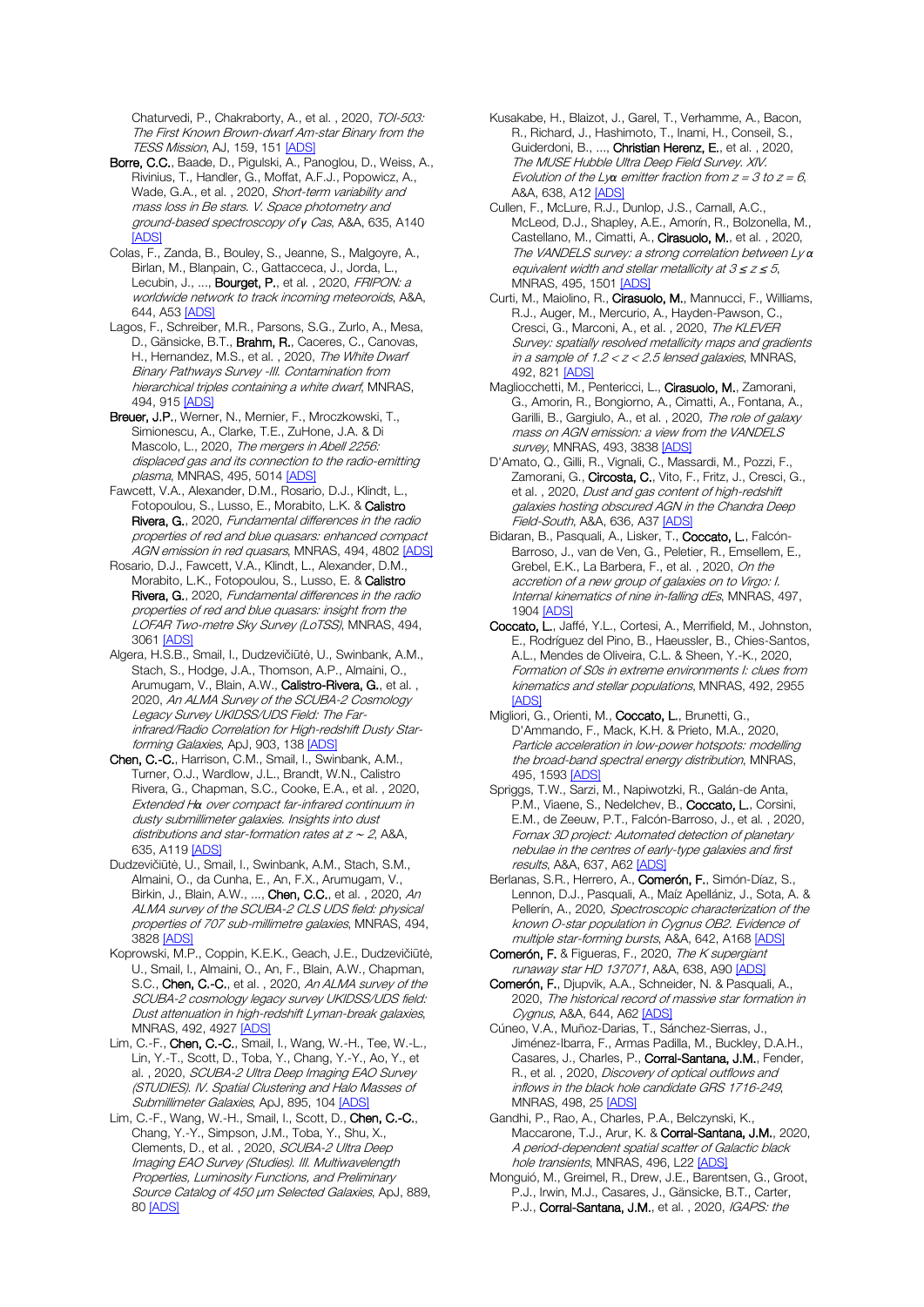Chaturvedi, P., Chakraborty, A., et al. , 2020, *TOI-503: The First Known Brown-dwarf Am-star Binary from the TESS Mission*, AJ, 159, 151 [ADS]

**Borre, C.C.**, Baade, D., Pigulski, A., Panoglou, D., Weiss, A., Rivinius, T., Handler, G., Moffat, A.F.J., Popowicz, A., Wade, G.A., et al. , 2020, *Short-term variability and mass loss in Be stars. V. Space photometry and ground-based spectroscopy of γ Cas*, A&A, 635, A140 [ADS]

Colas, F., Zanda, B., Bouley, S., Jeanne, S., Malgoyre, A., Birlan, M., Blanpain, C., Gattacceca, J., Jorda, L., Lecubin, J., ..., **Bourget, P.**, et al. , 2020, *FRIPON: a worldwide network to track incoming meteoroids*, A&A, 644, A53 [ADS]

Lagos, F., Schreiber, M.R., Parsons, S.G., Zurlo, A., Mesa, D., Gänsicke, B.T., **Brahm, R.**, Caceres, C., Canovas, H., Hernandez, M.S., et al. , 2020, *The White Dwarf Binary Pathways Survey -III. Contamination from hierarchical triples containing a white dwarf*, MNRAS, 494, 915 [ADS]

**Breuer, J.P.**, Werner, N., Mernier, F., Mroczkowski, T., Simionescu, A., Clarke, T.E., ZuHone, J.A. & Di Mascolo, L., 2020, *The mergers in Abell 2256: displaced gas and its connection to the radio-emitting plasma*, MNRAS, 495, 5014 [ADS]

Fawcett, V.A., Alexander, D.M., Rosario, D.J., Klindt, L., Fotopoulou, S., Lusso, E., Morabito, L.K. & **Calistro Rivera, G.**, 2020, *Fundamental differences in the radio properties of red and blue quasars: enhanced compact AGN emission in red quasars*, MNRAS, 494, 4802 [ADS]

Rosario, D.J., Fawcett, V.A., Klindt, L., Alexander, D.M., Morabito, L.K., Fotopoulou, S., Lusso, E. & **Calistro Rivera, G.**, 2020, *Fundamental differences in the radio properties of red and blue quasars: insight from the LOFAR Two-metre Sky Survey (LoTSS)*, MNRAS, 494, 3061 [ADS]

Algera, H.S.B., Smail, I., Dudzevičiūtė, U., Swinbank, A.M., Stach, S., Hodge, J.A., Thomson, A.P., Almaini, O., Arumugam, V., Blain, A.W., **Calistro-Rivera, G.**, et al. , 2020, *An ALMA Survey of the SCUBA-2 Cosmology Legacy Survey UKIDSS/UDS Field: The Far-infrared/Radio Correlation for High-redshift Dusty Star-forming Galaxies*, ApJ, 903, 138 [ADS]

**Chen, C.-C.**, Harrison, C.M., Smail, I., Swinbank, A.M., Turner, O.J., Wardlow, J.L., Brandt, W.N., Calistro Rivera, G., Chapman, S.C., Cooke, E.A., et al. , 2020, *Extended Hα over compact far-infrared continuum in dusty submillimeter galaxies. Insights into dust distributions and star-formation rates at z ~ 2*, A&A, 635, A119 [ADS]

Dudzevičiūtė, U., Smail, I., Swinbank, A.M., Stach, S.M., Almaini, O., da Cunha, E., An, F.X., Arumugam, V., Birkin, J., Blain, A.W., ..., **Chen, C.C.**, et al. , 2020, *An ALMA survey of the SCUBA-2 CLS UDS field: physical properties of 707 sub-millimetre galaxies*, MNRAS, 494, 3828 [ADS]

Koprowski, M.P., Coppin, K.E.K., Geach, J.E., Dudzevičiūtė, U., Smail, I., Almaini, O., An, F., Blain, A.W., Chapman, S.C., **Chen, C.-C.**, et al. , 2020, *An ALMA survey of the SCUBA-2 cosmology legacy survey UKIDSS/UDS field: Dust attenuation in high-redshift Lyman-break galaxies*, MNRAS, 492, 4927 [ADS]

Lim, C.-F., **Chen, C.-C.**, Smail, I., Wang, W.-H., Tee, W.-L., Lin, Y.-T., Scott, D., Toba, Y., Chang, Y.-Y., Ao, Y., et al. , 2020, *SCUBA-2 Ultra Deep Imaging EAO Survey (STUDIES). IV. Spatial Clustering and Halo Masses of Submillimeter Galaxies*, ApJ, 895, 104 [ADS]

Lim, C.-F., Wang, W.-H., Smail, I., Scott, D., **Chen, C.-C.**, Chang, Y.-Y., Simpson, J.M., Toba, Y., Shu, X., Clements, D., et al. , 2020, *SCUBA-2 Ultra Deep Imaging EAO Survey (Studies). III. Multiwavelength Properties, Luminosity Functions, and Preliminary Source Catalog of 450 μm Selected Galaxies*, ApJ, 889, 80 [ADS]

Kusakabe, H., Blaizot, J., Garel, T., Verhamme, A., Bacon, R., Richard, J., Hashimoto, T., Inami, H., Conseil, S., Guiderdoni, B., ..., **Christian Herenz, E.**, et al. , 2020, *The MUSE Hubble Ultra Deep Field Survey. XIV. Evolution of the Lyα emitter fraction from z = 3 to z = 6*, A&A, 638, A12 [ADS]

Cullen, F., McLure, R.J., Dunlop, J.S., Carnall, A.C., McLeod, D.J., Shapley, A.E., Amorín, R., Bolzonella, M., Castellano, M., Cimatti, A., **Cirasuolo, M.**, et al. , 2020, *The VANDELS survey: a strong correlation between Ly α equivalent width and stellar metallicity at 3 ≤ z ≤ 5*, MNRAS, 495, 1501 [ADS]

Curti, M., Maiolino, R., **Cirasuolo, M.**, Mannucci, F., Williams, R.J., Auger, M., Mercurio, A., Hayden-Pawson, C., Cresci, G., Marconi, A., et al. , 2020, *The KLEVER Survey: spatially resolved metallicity maps and gradients in a sample of 1.2 < z < 2.5 lensed galaxies*, MNRAS, 492, 821 [ADS]

Magliocchetti, M., Pentericci, L., **Cirasuolo, M.**, Zamorani, G., Amorin, R., Bongiorno, A., Cimatti, A., Fontana, A., Garilli, B., Gargiulo, A., et al. , 2020, *The role of galaxy mass on AGN emission: a view from the VANDELS survey*, MNRAS, 493, 3838 [ADS]

D'Amato, Q., Gilli, R., Vignali, C., Massardi, M., Pozzi, F., Zamorani, G., **Circosta, C.**, Vito, F., Fritz, J., Cresci, G., et al. , 2020, *Dust and gas content of high-redshift galaxies hosting obscured AGN in the Chandra Deep Field-South*, A&A, 636, A37 [ADS]

Bidaran, B., Pasquali, A., Lisker, T., **Coccato, L.**, Falcón-Barroso, J., van de Ven, G., Peletier, R., Emsellem, E., Grebel, E.K., La Barbera, F., et al. , 2020, *On the accretion of a new group of galaxies on to Virgo: I. Internal kinematics of nine in-falling dEs*, MNRAS, 497, 1904 [ADS]

**Coccato, L.**, Jaffé, Y.L., Cortesi, A., Merrifield, M., Johnston, E., Rodríguez del Pino, B., Haeussler, B., Chies-Santos, A.L., Mendes de Oliveira, C.L. & Sheen, Y.-K., 2020, *Formation of S0s in extreme environments I: clues from kinematics and stellar populations*, MNRAS, 492, 2955 [ADS]

Migliori, G., Orienti, M., **Coccato, L.**, Brunetti, G., D'Ammando, F., Mack, K.H. & Prieto, M.A., 2020, *Particle acceleration in low-power hotspots: modelling the broad-band spectral energy distribution*, MNRAS, 495, 1593 [ADS]

Spriggs, T.W., Sarzi, M., Napiwotzki, R., Galán-de Anta, P.M., Viaene, S., Nedelchev, B., **Coccato, L.**, Corsini, E.M., de Zeeuw, P.T., Falcón-Barroso, J., et al. , 2020, *Fornax 3D project: Automated detection of planetary nebulae in the centres of early-type galaxies and first results*, A&A, 637, A62 [ADS]

Berlanas, S.R., Herrero, A., **Comerón, F.**, Simón-Díaz, S., Lennon, D.J., Pasquali, A., Maíz Apellániz, J., Sota, A. & Pellerín, A., 2020, *Spectroscopic characterization of the known O-star population in Cygnus OB2. Evidence of multiple star-forming bursts*, A&A, 642, A168 [ADS]

**Comerón, F.** & Figueras, F., 2020, *The K supergiant runaway star HD 137071*, A&A, 638, A90 [ADS]

**Comerón, F.**, Djupvik, A.A., Schneider, N. & Pasquali, A., 2020, *The historical record of massive star formation in Cygnus*, A&A, 644, A62 [ADS]

Cúneo, V.A., Muñoz-Darias, T., Sánchez-Sierras, J., Jiménez-Ibarra, F., Armas Padilla, M., Buckley, D.A.H., Casares, J., Charles, P., **Corral-Santana, J.M.**, Fender, R., et al. , 2020, *Discovery of optical outflows and inflows in the black hole candidate GRS 1716-249*, MNRAS, 498, 25 [ADS]

Gandhi, P., Rao, A., Charles, P.A., Belczynski, K., Maccarone, T.J., Arur, K. & **Corral-Santana, J.M.**, 2020, *A period-dependent spatial scatter of Galactic black hole transients*, MNRAS, 496, L22 [ADS]

Monguió, M., Greimel, R., Drew, J.E., Barentsen, G., Groot, P.J., Irwin, M.J., Casares, J., Gänsicke, B.T., Carter, P.J., **Corral-Santana, J.M.**, et al. , 2020, *IGAPS: the*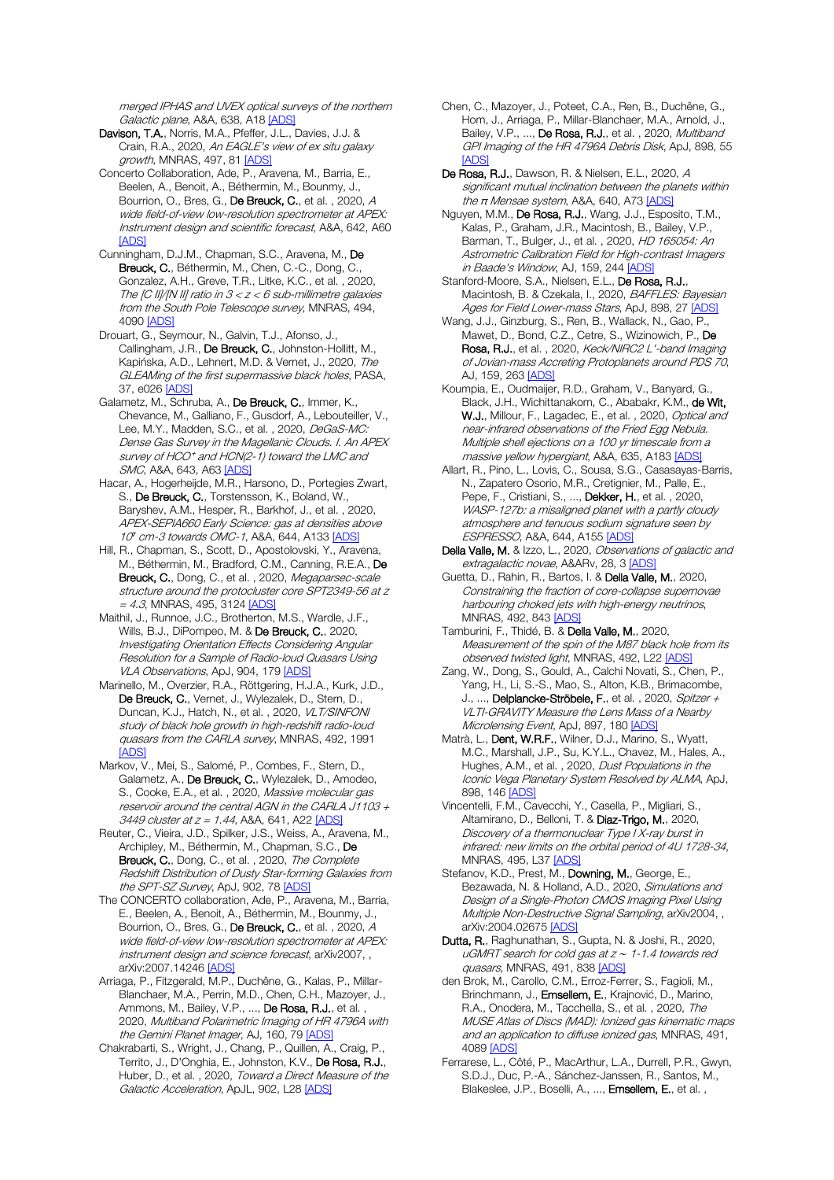*merged IPHAS and UVEX optical surveys of the northern Galactic plane*, A&A, 638, A18 [ADS]

**Davison, T.A.**, Norris, M.A., Pfeffer, J.L., Davies, J.J. & Crain, R.A., 2020, *An EAGLE's view of ex situ galaxy growth*, MNRAS, 497, 81 [ADS]

Concerto Collaboration, Ade, P., Aravena, M., Barria, E., Beelen, A., Benoit, A., Béthermin, M., Bounmy, J., Bourrion, O., Bres, G., **De Breuck, C.**, et al. , 2020, *A wide field-of-view low-resolution spectrometer at APEX: Instrument design and scientific forecast*, A&A, 642, A60 [ADS]

Cunningham, D.J.M., Chapman, S.C., Aravena, M., **De Breuck, C.**, Béthermin, M., Chen, C.-C., Dong, C., Gonzalez, A.H., Greve, T.R., Litke, K.C., et al. , 2020, *The [C II]/[N II] ratio in 3 < z < 6 sub-millimetre galaxies from the South Pole Telescope survey*, MNRAS, 494, 4090 [ADS]

Drouart, G., Seymour, N., Galvin, T.J., Afonso, J., Callingham, J.R., **De Breuck, C.**, Johnston-Hollitt, M., Kapińska, A.D., Lehnert, M.D. & Vernet, J., 2020, *The GLEAMing of the first supermassive black holes*, PASA, 37, e026 [ADS]

Galametz, M., Schruba, A., **De Breuck, C.**, Immer, K., Chevance, M., Galliano, F., Gusdorf, A., Lebouteiller, V., Lee, M.Y., Madden, S.C., et al. , 2020, *DeGaS-MC: Dense Gas Survey in the Magellanic Clouds. I. An APEX survey of HCO$^+$ and HCN(2-1) toward the LMC and SMC*, A&A, 643, A63 [ADS]

Hacar, A., Hogerheijde, M.R., Harsono, D., Portegies Zwart, S., **De Breuck, C.**, Torstensson, K., Boland, W., Baryshev, A.M., Hesper, R., Barkhof, J., et al. , 2020, *APEX-SEPIA660 Early Science: gas at densities above $10^7$ cm-3 towards OMC-1*, A&A, 644, A133 [ADS]

Hill, R., Chapman, S., Scott, D., Apostolovski, Y., Aravena, M., Béthermin, M., Bradford, C.M., Canning, R.E.A., **De Breuck, C.**, Dong, C., et al. , 2020, *Megaparsec-scale structure around the protocluster core SPT2349-56 at z = 4.3*, MNRAS, 495, 3124 [ADS]

Maithil, J., Runnoe, J.C., Brotherton, M.S., Wardle, J.F., Wills, B.J., DiPompeo, M. & **De Breuck, C.**, 2020, *Investigating Orientation Effects Considering Angular Resolution for a Sample of Radio-loud Quasars Using VLA Observations*, ApJ, 904, 179 [ADS]

Marinello, M., Overzier, R.A., Röttgering, H.J.A., Kurk, J.D., **De Breuck, C.**, Vernet, J., Wylezalek, D., Stern, D., Duncan, K.J., Hatch, N., et al. , 2020, *VLT/SINFONI study of black hole growth in high-redshift radio-loud quasars from the CARLA survey*, MNRAS, 492, 1991 [ADS]

Markov, V., Mei, S., Salomé, P., Combes, F., Stern, D., Galametz, A., **De Breuck, C.**, Wylezalek, D., Amodeo, S., Cooke, E.A., et al. , 2020, *Massive molecular gas reservoir around the central AGN in the CARLA J1103 + 3449 cluster at z = 1.44*, A&A, 641, A22 [ADS]

Reuter, C., Vieira, J.D., Spilker, J.S., Weiss, A., Aravena, M., Archipley, M., Béthermin, M., Chapman, S.C., **De Breuck, C.**, Dong, C., et al. , 2020, *The Complete Redshift Distribution of Dusty Star-forming Galaxies from the SPT-SZ Survey*, ApJ, 902, 78 [ADS]

The CONCERTO collaboration, Ade, P., Aravena, M., Barria, E., Beelen, A., Benoit, A., Béthermin, M., Bounmy, J., Bourrion, O., Bres, G., **De Breuck, C.**, et al. , 2020, *A wide field-of-view low-resolution spectrometer at APEX: instrument design and science forecast*, arXiv2007, , arXiv:2007.14246 [ADS]

Arriaga, P., Fitzgerald, M.P., Duchêne, G., Kalas, P., Millar-Blanchaer, M.A., Perrin, M.D., Chen, C.H., Mazoyer, J., Ammons, M., Bailey, V.P., ..., **De Rosa, R.J.**, et al. , 2020, *Multiband Polarimetric Imaging of HR 4796A with the Gemini Planet Imager*, AJ, 160, 79 [ADS]

Chakrabarti, S., Wright, J., Chang, P., Quillen, A., Craig, P., Territo, J., D'Onghia, E., Johnston, K.V., **De Rosa, R.J.**, Huber, D., et al. , 2020, *Toward a Direct Measure of the Galactic Acceleration*, ApJL, 902, L28 [ADS]

Chen, C., Mazoyer, J., Poteet, C.A., Ren, B., Duchêne, G., Hom, J., Arriaga, P., Millar-Blanchaer, M.A., Arnold, J., Bailey, V.P., ..., **De Rosa, R.J.**, et al. , 2020, *Multiband GPI Imaging of the HR 4796A Debris Disk*, ApJ, 898, 55 [ADS]

**De Rosa, R.J.**, Dawson, R. & Nielsen, E.L., 2020, *A significant mutual inclination between the planets within the π Mensae system*, A&A, 640, A73 [ADS]

Nguyen, M.M., **De Rosa, R.J.**, Wang, J.J., Esposito, T.M., Kalas, P., Graham, J.R., Macintosh, B., Bailey, V.P., Barman, T., Bulger, J., et al. , 2020, *HD 165054: An Astrometric Calibration Field for High-contrast Imagers in Baade's Window*, AJ, 159, 244 [ADS]

Stanford-Moore, S.A., Nielsen, E.L., **De Rosa, R.J.**, Macintosh, B. & Czekala, I., 2020, *BAFFLES: Bayesian Ages for Field Lower-mass Stars*, ApJ, 898, 27 [ADS]

Wang, J.J., Ginzburg, S., Ren, B., Wallack, N., Gao, P., Mawet, D., Bond, C.Z., Cetre, S., Wizinowich, P., **De Rosa, R.J.**, et al. , 2020, *Keck/NIRC2 L′-band Imaging of Jovian-mass Accreting Protoplanets around PDS 70*, AJ, 159, 263 [ADS]

Koumpia, E., Oudmaijer, R.D., Graham, V., Banyard, G., Black, J.H., Wichittanakom, C., Ababakr, K.M., **de Wit, W.J.**, Millour, F., Lagadec, E., et al. , 2020, *Optical and near-infrared observations of the Fried Egg Nebula. Multiple shell ejections on a 100 yr timescale from a massive yellow hypergiant*, A&A, 635, A183 [ADS]

Allart, R., Pino, L., Lovis, C., Sousa, S.G., Casasayas-Barris, N., Zapatero Osorio, M.R., Cretignier, M., Palle, E., Pepe, F., Cristiani, S., ..., **Dekker, H.**, et al. , 2020, *WASP-127b: a misaligned planet with a partly cloudy atmosphere and tenuous sodium signature seen by ESPRESSO*, A&A, 644, A155 [ADS]

**Della Valle, M.** & Izzo, L., 2020, *Observations of galactic and extragalactic novae*, A&ARv, 28, 3 [ADS]

Guetta, D., Rahin, R., Bartos, I. & **Della Valle, M.**, 2020, *Constraining the fraction of core-collapse supernovae harbouring choked jets with high-energy neutrinos*, MNRAS, 492, 843 [ADS]

Tamburini, F., Thidé, B. & **Della Valle, M.**, 2020, *Measurement of the spin of the M87 black hole from its observed twisted light*, MNRAS, 492, L22 [ADS]

Zang, W., Dong, S., Gould, A., Calchi Novati, S., Chen, P., Yang, H., Li, S.-S., Mao, S., Alton, K.B., Brimacombe, J., ..., **Delplancke-Ströbele, F.**, et al. , 2020, *Spitzer + VLTI-GRAVITY Measure the Lens Mass of a Nearby Microlensing Event*, ApJ, 897, 180 [ADS]

Matrà, L., **Dent, W.R.F.**, Wilner, D.J., Marino, S., Wyatt, M.C., Marshall, J.P., Su, K.Y.L., Chavez, M., Hales, A., Hughes, A.M., et al. , 2020, *Dust Populations in the Iconic Vega Planetary System Resolved by ALMA*, ApJ, 898, 146 [ADS]

Vincentelli, F.M., Cavecchi, Y., Casella, P., Migliari, S., Altamirano, D., Belloni, T. & **Diaz-Trigo, M.**, 2020, *Discovery of a thermonuclear Type I X-ray burst in infrared: new limits on the orbital period of 4U 1728-34*, MNRAS, 495, L37 [ADS]

Stefanov, K.D., Prest, M., **Downing, M.**, George, E., Bezawada, N. & Holland, A.D., 2020, *Simulations and Design of a Single-Photon CMOS Imaging Pixel Using Multiple Non-Destructive Signal Sampling*, arXiv2004, , arXiv:2004.02675 [ADS]

**Dutta, R.**, Raghunathan, S., Gupta, N. & Joshi, R., 2020, *uGMRT search for cold gas at z ∼ 1-1.4 towards red quasars*, MNRAS, 491, 838 [ADS]

den Brok, M., Carollo, C.M., Erroz-Ferrer, S., Fagioli, M., Brinchmann, J., **Emsellem, E.**, Krajnović, D., Marino, R.A., Onodera, M., Tacchella, S., et al. , 2020, *The MUSE Atlas of Discs (MAD): Ionized gas kinematic maps and an application to diffuse ionized gas*, MNRAS, 491, 4089 [ADS]

Ferrarese, L., Côté, P., MacArthur, L.A., Durrell, P.R., Gwyn, S.D.J., Duc, P.-A., Sánchez-Janssen, R., Santos, M., Blakeslee, J.P., Boselli, A., ..., **Emsellem, E.**, et al. ,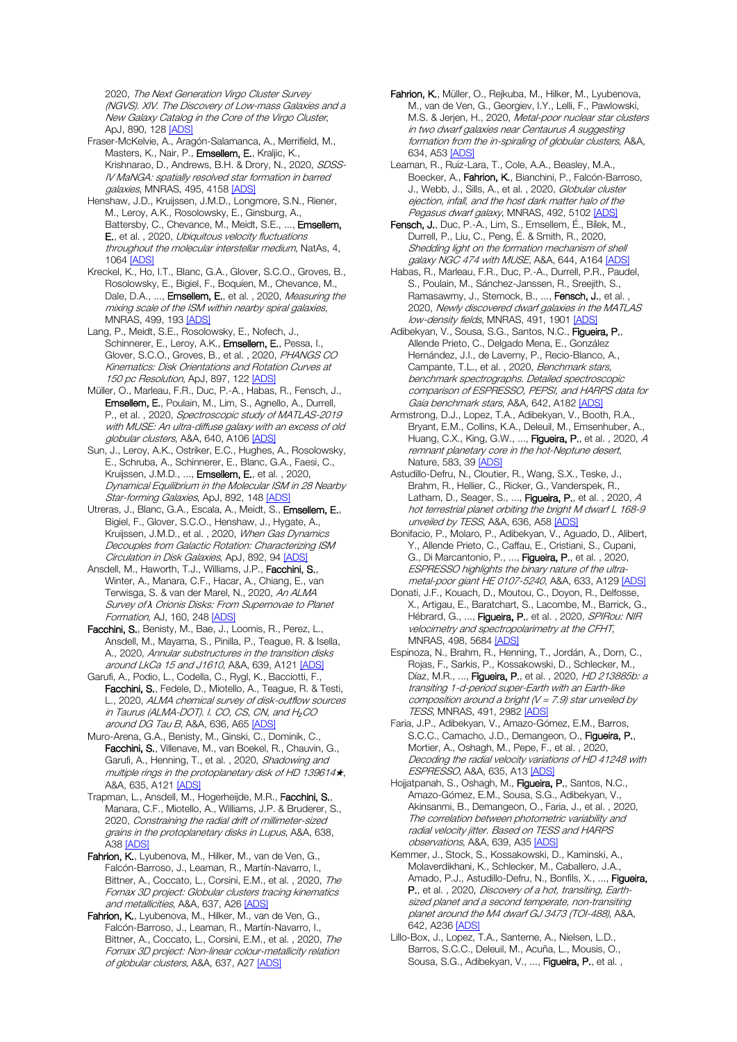2020, *The Next Generation Virgo Cluster Survey (NGVS). XIV. The Discovery of Low-mass Galaxies and a New Galaxy Catalog in the Core of the Virgo Cluster*, ApJ, 890, 128 [ADS]

Fraser-McKelvie, A., Aragón-Salamanca, A., Merrifield, M., Masters, K., Nair, P., **Emsellem, E.**, Kraljic, K., Krishnarao, D., Andrews, B.H. & Drory, N., 2020, *SDSS-IV MaNGA: spatially resolved star formation in barred galaxies*, MNRAS, 495, 4158 [ADS]

Henshaw, J.D., Kruijssen, J.M.D., Longmore, S.N., Riener, M., Leroy, A.K., Rosolowsky, E., Ginsburg, A., Battersby, C., Chevance, M., Meidt, S.E., ..., **Emsellem, E.**, et al. , 2020, *Ubiquitous velocity fluctuations throughout the molecular interstellar medium*, NatAs, 4, 1064 [ADS]

Kreckel, K., Ho, I.T., Blanc, G.A., Glover, S.C.O., Groves, B., Rosolowsky, E., Bigiel, F., Boquien, M., Chevance, M., Dale, D.A., ..., **Emsellem, E.**, et al. , 2020, *Measuring the mixing scale of the ISM within nearby spiral galaxies*, MNRAS, 499, 193 [ADS]

Lang, P., Meidt, S.E., Rosolowsky, E., Nofech, J., Schinnerer, E., Leroy, A.K., **Emsellem, E.**, Pessa, I., Glover, S.C.O., Groves, B., et al. , 2020, *PHANGS CO Kinematics: Disk Orientations and Rotation Curves at 150 pc Resolution*, ApJ, 897, 122 [ADS]

Müller, O., Marleau, F.R., Duc, P.-A., Habas, R., Fensch, J., **Emsellem, E.**, Poulain, M., Lim, S., Agnello, A., Durrell, P., et al. , 2020, *Spectroscopic study of MATLAS-2019 with MUSE: An ultra-diffuse galaxy with an excess of old globular clusters*, A&A, 640, A106 [ADS]

Sun, J., Leroy, A.K., Ostriker, E.C., Hughes, A., Rosolowsky, E., Schruba, A., Schinnerer, E., Blanc, G.A., Faesi, C., Kruijssen, J.M.D., ..., **Emsellem, E.**, et al. , 2020, *Dynamical Equilibrium in the Molecular ISM in 28 Nearby Star-forming Galaxies*, ApJ, 892, 148 [ADS]

Utreras, J., Blanc, G.A., Escala, A., Meidt, S., **Emsellem, E.**, Bigiel, F., Glover, S.C.O., Henshaw, J., Hygate, A., Kruijssen, J.M.D., et al. , 2020, *When Gas Dynamics Decouples from Galactic Rotation: Characterizing ISM Circulation in Disk Galaxies*, ApJ, 892, 94 [ADS]

Ansdell, M., Haworth, T.J., Williams, J.P., **Facchini, S.**, Winter, A., Manara, C.F., Hacar, A., Chiang, E., van Terwisga, S. & van der Marel, N., 2020, *An ALMA Survey of λ Orionis Disks: From Supernovae to Planet Formation*, AJ, 160, 248 [ADS]

**Facchini, S.**, Benisty, M., Bae, J., Loomis, R., Perez, L., Ansdell, M., Mayama, S., Pinilla, P., Teague, R. & Isella, A., 2020, *Annular substructures in the transition disks around LkCa 15 and J1610*, A&A, 639, A121 [ADS]

Garufi, A., Podio, L., Codella, C., Rygl, K., Bacciotti, F., **Facchini, S.**, Fedele, D., Miotello, A., Teague, R. & Testi, L., 2020, *ALMA chemical survey of disk-outflow sources in Taurus (ALMA-DOT). I. CO, CS, CN, and $H_2CO$ around DG Tau B*, A&A, 636, A65 [ADS]

Muro-Arena, G.A., Benisty, M., Ginski, C., Dominik, C., **Facchini, S.**, Villenave, M., van Boekel, R., Chauvin, G., Garufi, A., Henning, T., et al. , 2020, *Shadowing and multiple rings in the protoplanetary disk of HD 139614★*, A&A, 635, A121 [ADS]

Trapman, L., Ansdell, M., Hogerheijde, M.R., **Facchini, S.**, Manara, C.F., Miotello, A., Williams, J.P. & Bruderer, S., 2020, *Constraining the radial drift of millimeter-sized grains in the protoplanetary disks in Lupus*, A&A, 638, A38 [ADS]

**Fahrion, K.**, Lyubenova, M., Hilker, M., van de Ven, G., Falcón-Barroso, J., Leaman, R., Martín-Navarro, I., Bittner, A., Coccato, L., Corsini, E.M., et al. , 2020, *The Fornax 3D project: Globular clusters tracing kinematics and metallicities*, A&A, 637, A26 [ADS]

**Fahrion, K.**, Lyubenova, M., Hilker, M., van de Ven, G., Falcón-Barroso, J., Leaman, R., Martín-Navarro, I., Bittner, A., Coccato, L., Corsini, E.M., et al. , 2020, *The Fornax 3D project: Non-linear colour-metallicity relation of globular clusters*, A&A, 637, A27 [ADS]

**Fahrion, K.**, Müller, O., Rejkuba, M., Hilker, M., Lyubenova, M., van de Ven, G., Georgiev, I.Y., Lelli, F., Pawlowski, M.S. & Jerjen, H., 2020, *Metal-poor nuclear star clusters in two dwarf galaxies near Centaurus A suggesting formation from the in-spiraling of globular clusters*, A&A, 634, A53 [ADS]

Leaman, R., Ruiz-Lara, T., Cole, A.A., Beasley, M.A., Boecker, A., **Fahrion, K.**, Bianchini, P., Falcón-Barroso, J., Webb, J., Sills, A., et al. , 2020, *Globular cluster ejection, infall, and the host dark matter halo of the Pegasus dwarf galaxy*, MNRAS, 492, 5102 [ADS]

**Fensch, J.**, Duc, P.-A., Lim, S., Emsellem, E., Bílek, M., Durrell, P., Liu, C., Peng, É. & Smith, R., 2020, *Shedding light on the formation mechanism of shell galaxy NGC 474 with MUSE*, A&A, 644, A164 [ADS]

Habas, R., Marleau, F.R., Duc, P.-A., Durrell, P.R., Paudel, S., Poulain, M., Sánchez-Janssen, R., Sreejith, S., Ramasawmy, J., Stemock, B., ..., **Fensch, J.**, et al. , 2020, *Newly discovered dwarf galaxies in the MATLAS low-density fields*, MNRAS, 491, 1901 [ADS]

Adibekyan, V., Sousa, S.G., Santos, N.C., **Figueira, P.**, Allende Prieto, C., Delgado Mena, E., González Hernández, J.I., de Laverny, P., Recio-Blanco, A., Campante, T.L., et al. , 2020, *Benchmark stars, benchmark spectrographs. Detailed spectroscopic comparison of ESPRESSO, PEPSI, and HARPS data for Gaia benchmark stars*, A&A, 642, A182 [ADS]

Armstrong, D.J., Lopez, T.A., Adibekyan, V., Booth, R.A., Bryant, E.M., Collins, K.A., Deleuil, M., Emsenhuber, A., Huang, C.X., King, G.W., ..., **Figueira, P.**, et al. , 2020, *A remnant planetary core in the hot-Neptune desert*, Nature, 583, 39 [ADS]

Astudillo-Defru, N., Cloutier, R., Wang, S.X., Teske, J., Brahm, R., Hellier, C., Ricker, G., Vanderspek, R., Latham, D., Seager, S., ..., **Figueira, P.**, et al. , 2020, *A hot terrestrial planet orbiting the bright M dwarf L 168-9 unveiled by TESS*, A&A, 636, A58 [ADS]

Bonifacio, P., Molaro, P., Adibekyan, V., Aguado, D., Alibert, Y., Allende Prieto, C., Caffau, E., Cristiani, S., Cupani, G., Di Marcantonio, P., ..., **Figueira, P.**, et al. , 2020, *ESPRESSO highlights the binary nature of the ultra-metal-poor giant HE 0107-5240*, A&A, 633, A129 [ADS]

Donati, J.F., Kouach, D., Moutou, C., Doyon, R., Delfosse, X., Artigau, E., Baratchart, S., Lacombe, M., Barrick, G., Hébrard, G., ..., **Figueira, P.**, et al. , 2020, *SPIRou: NIR velocimetry and spectropolarimetry at the CFHT*, MNRAS, 498, 5684 [ADS]

Espinoza, N., Brahm, R., Henning, T., Jordán, A., Dorn, C., Rojas, F., Sarkis, P., Kossakowski, D., Schlecker, M., Díaz, M.R., ..., **Figueira, P.**, et al. , 2020, *HD 213885b: a transiting 1-d-period super-Earth with an Earth-like composition around a bright (V = 7.9) star unveiled by TESS*, MNRAS, 491, 2982 [ADS]

Faria, J.P., Adibekyan, V., Amazo-Gómez, E.M., Barros, S.C.C., Camacho, J.D., Demangeon, O., **Figueira, P.**, Mortier, A., Oshagh, M., Pepe, F., et al. , 2020, *Decoding the radial velocity variations of HD 41248 with ESPRESSO*, A&A, 635, A13 [ADS]

Hojjatpanah, S., Oshagh, M., **Figueira, P.**, Santos, N.C., Amazo-Gómez, E.M., Sousa, S.G., Adibekyan, V., Akinsanmi, B., Demangeon, O., Faria, J., et al. , 2020, *The correlation between photometric variability and radial velocity jitter. Based on TESS and HARPS observations*, A&A, 639, A35 [ADS]

Kemmer, J., Stock, S., Kossakowski, D., Kaminski, A., Molaverdikhani, K., Schlecker, M., Caballero, J.A., Amado, P.J., Astudillo-Defru, N., Bonfils, X., ..., **Figueira, P.**, et al. , 2020, *Discovery of a hot, transiting, Earth-sized planet and a second temperate, non-transiting planet around the M4 dwarf GJ 3473 (TOI-488)*, A&A, 642, A236 [ADS]

Lillo-Box, J., Lopez, T.A., Santerne, A., Nielsen, L.D., Barros, S.C.C., Deleuil, M., Acuña, L., Mousis, O., Sousa, S.G., Adibekyan, V., ..., **Figueira, P.**, et al. ,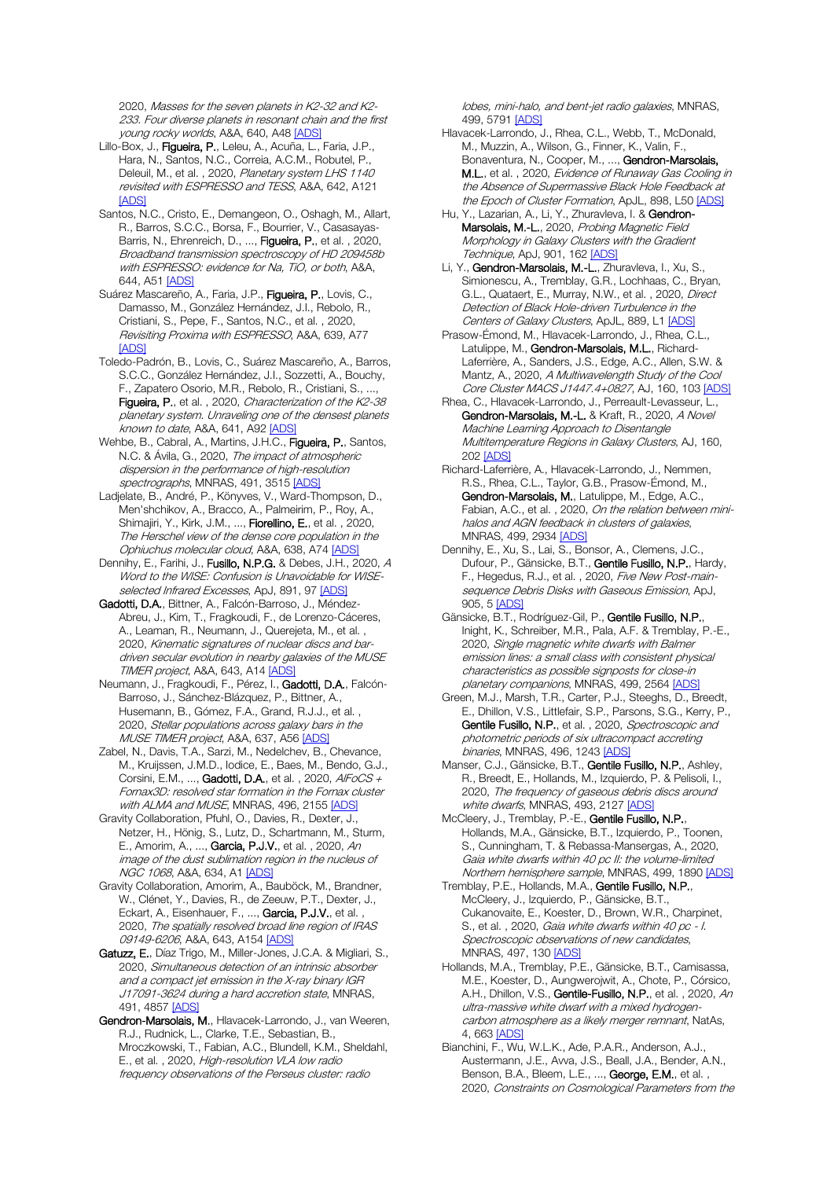2020, *Masses for the seven planets in K2-32 and K2-233. Four diverse planets in resonant chain and the first young rocky worlds*, A&A, 640, A48 [ADS]

Lillo-Box, J., **Figueira, P.**, Leleu, A., Acuña, L., Faria, J.P., Hara, N., Santos, N.C., Correia, A.C.M., Robutel, P., Deleuil, M., et al. , 2020, *Planetary system LHS 1140 revisited with ESPRESSO and TESS*, A&A, 642, A121 [ADS]

Santos, N.C., Cristo, E., Demangeon, O., Oshagh, M., Allart, R., Barros, S.C.C., Borsa, F., Bourrier, V., Casasayas-Barris, N., Ehrenreich, D., ..., **Figueira, P.**, et al. , 2020, *Broadband transmission spectroscopy of HD 209458b with ESPRESSO: evidence for Na, TiO, or both*, A&A, 644, A51 [ADS]

Suárez Mascareño, A., Faria, J.P., **Figueira, P.**, Lovis, C., Damasso, M., González Hernández, J.I., Rebolo, R., Cristiani, S., Pepe, F., Santos, N.C., et al. , 2020, *Revisiting Proxima with ESPRESSO*, A&A, 639, A77 [ADS]

Toledo-Padrón, B., Lovis, C., Suárez Mascareño, A., Barros, S.C.C., González Hernández, J.I., Sozzetti, A., Bouchy, F., Zapatero Osorio, M.R., Rebolo, R., Cristiani, S., ..., **Figueira, P.**, et al. , 2020, *Characterization of the K2-38 planetary system. Unraveling one of the densest planets known to date*, A&A, 641, A92 [ADS]

Wehbe, B., Cabral, A., Martins, J.H.C., **Figueira, P.**, Santos, N.C. & Ávila, G., 2020, *The impact of atmospheric dispersion in the performance of high-resolution spectrographs*, MNRAS, 491, 3515 [ADS]

Ladjelate, B., André, P., Könyves, V., Ward-Thompson, D., Men'shchikov, A., Bracco, A., Palmeirim, P., Roy, A., Shimajiri, Y., Kirk, J.M., ..., **Fiorellino, E.**, et al. , 2020, *The Herschel view of the dense core population in the Ophiuchus molecular cloud*, A&A, 638, A74 [ADS]

Dennihy, E., Farihi, J., **Fusillo, N.P.G.** & Debes, J.H., 2020, *A Word to the WISE: Confusion is Unavoidable for WISE-selected Infrared Excesses*, ApJ, 891, 97 [ADS]

**Gadotti, D.A.**, Bittner, A., Falcón-Barroso, J., Méndez-Abreu, J., Kim, T., Fragkoudi, F., de Lorenzo-Cáceres, A., Leaman, R., Neumann, J., Querejeta, M., et al. , 2020, *Kinematic signatures of nuclear discs and bar-driven secular evolution in nearby galaxies of the MUSE TIMER project*, A&A, 643, A14 [ADS]

Neumann, J., Fragkoudi, F., Pérez, I., **Gadotti, D.A.**, Falcón-Barroso, J., Sánchez-Blázquez, P., Bittner, A., Husemann, B., Gómez, F.A., Grand, R.J.J., et al. , 2020, *Stellar populations across galaxy bars in the MUSE TIMER project*, A&A, 637, A56 [ADS]

Zabel, N., Davis, T.A., Sarzi, M., Nedelchev, B., Chevance, M., Kruijssen, J.M.D., Iodice, E., Baes, M., Bendo, G.J., Corsini, E.M., ..., **Gadotti, D.A.**, et al. , 2020, *AlFoCS + Fornax3D: resolved star formation in the Fornax cluster with ALMA and MUSE*, MNRAS, 496, 2155 [ADS]

Gravity Collaboration, Pfuhl, O., Davies, R., Dexter, J., Netzer, H., Hönig, S., Lutz, D., Schartmann, M., Sturm, E., Amorim, A., ..., **Garcia, P.J.V.**, et al. , 2020, *An image of the dust sublimation region in the nucleus of NGC 1068*, A&A, 634, A1 [ADS]

Gravity Collaboration, Amorim, A., Bauböck, M., Brandner, W., Clénet, Y., Davies, R., de Zeeuw, P.T., Dexter, J., Eckart, A., Eisenhauer, F., ..., **Garcia, P.J.V.**, et al. , 2020, *The spatially resolved broad line region of IRAS 09149-6206*, A&A, 643, A154 [ADS]

**Gatuzz, E.**, Díaz Trigo, M., Miller-Jones, J.C.A. & Migliari, S., 2020, *Simultaneous detection of an intrinsic absorber and a compact jet emission in the X-ray binary IGR J17091-3624 during a hard accretion state*, MNRAS, 491, 4857 [ADS]

**Gendron-Marsolais, M.**, Hlavacek-Larrondo, J., van Weeren, R.J., Rudnick, L., Clarke, T.E., Sebastian, B., Mroczkowski, T., Fabian, A.C., Blundell, K.M., Sheldahl, E., et al. , 2020, *High-resolution VLA low radio frequency observations of the Perseus cluster: radio lobes, mini-halo, and bent-jet radio galaxies*, MNRAS, 499, 5791 [ADS]

Hlavacek-Larrondo, J., Rhea, C.L., Webb, T., McDonald, M., Muzzin, A., Wilson, G., Finner, K., Valin, F., Bonaventura, N., Cooper, M., ..., **Gendron-Marsolais, M.L.**, et al. , 2020, *Evidence of Runaway Gas Cooling in the Absence of Supermassive Black Hole Feedback at the Epoch of Cluster Formation*, ApJL, 898, L50 [ADS]

Hu, Y., Lazarian, A., Li, Y., Zhuravleva, I. & **Gendron-Marsolais, M.-L.**, 2020, *Probing Magnetic Field Morphology in Galaxy Clusters with the Gradient Technique*, ApJ, 901, 162 [ADS]

Li, Y., **Gendron-Marsolais, M.-L.**, Zhuravleva, I., Xu, S., Simionescu, A., Tremblay, G.R., Lochhaas, C., Bryan, G.L., Quataert, E., Murray, N.W., et al. , 2020, *Direct Detection of Black Hole-driven Turbulence in the Centers of Galaxy Clusters*, ApJL, 889, L1 [ADS]

Prasow-Émond, M., Hlavacek-Larrondo, J., Rhea, C.L., Latulippe, M., **Gendron-Marsolais, M.L.**, Richard-Laferrière, A., Sanders, J.S., Edge, A.C., Allen, S.W. & Mantz, A., 2020, *A Multiwavelength Study of the Cool Core Cluster MACS J1447.4+0827*, AJ, 160, 103 [ADS]

Rhea, C., Hlavacek-Larrondo, J., Perreault-Levasseur, L., **Gendron-Marsolais, M.-L.** & Kraft, R., 2020, *A Novel Machine Learning Approach to Disentangle Multitemperature Regions in Galaxy Clusters*, AJ, 160, 202 [ADS]

Richard-Laferrière, A., Hlavacek-Larrondo, J., Nemmen, R.S., Rhea, C.L., Taylor, G.B., Prasow-Émond, M., **Gendron-Marsolais, M.**, Latulippe, M., Edge, A.C., Fabian, A.C., et al. , 2020, *On the relation between mini-halos and AGN feedback in clusters of galaxies*, MNRAS, 499, 2934 [ADS]

Dennihy, E., Xu, S., Lai, S., Bonsor, A., Clemens, J.C., Dufour, P., Gänsicke, B.T., **Gentile Fusillo, N.P.**, Hardy, F., Hegedus, R.J., et al. , 2020, *Five New Post-main-sequence Debris Disks with Gaseous Emission*, ApJ, 905, 5 [ADS]

Gänsicke, B.T., Rodríguez-Gil, P., **Gentile Fusillo, N.P.**, Inight, K., Schreiber, M.R., Pala, A.F. & Tremblay, P.-E., 2020, *Single magnetic white dwarfs with Balmer emission lines: a small class with consistent physical characteristics as possible signposts for close-in planetary companions*, MNRAS, 499, 2564 [ADS]

Green, M.J., Marsh, T.R., Carter, P.J., Steeghs, D., Breedt, E., Dhillon, V.S., Littlefair, S.P., Parsons, S.G., Kerry, P., **Gentile Fusillo, N.P.**, et al. , 2020, *Spectroscopic and photometric periods of six ultracompact accreting binaries*, MNRAS, 496, 1243 [ADS]

Manser, C.J., Gänsicke, B.T., **Gentile Fusillo, N.P.**, Ashley, R., Breedt, E., Hollands, M., Izquierdo, P. & Pelisoli, I., 2020, *The frequency of gaseous debris discs around white dwarfs*, MNRAS, 493, 2127 [ADS]

McCleery, J., Tremblay, P.-E., **Gentile Fusillo, N.P.**, Hollands, M.A., Gänsicke, B.T., Izquierdo, P., Toonen, S., Cunningham, T. & Rebassa-Mansergas, A., 2020, *Gaia white dwarfs within 40 pc II: the volume-limited Northern hemisphere sample*, MNRAS, 499, 1890 [ADS]

Tremblay, P.E., Hollands, M.A., **Gentile Fusillo, N.P.**, McCleery, J., Izquierdo, P., Gänsicke, B.T., Cukanovaite, E., Koester, D., Brown, W.R., Charpinet, S., et al. , 2020, *Gaia white dwarfs within 40 pc - I. Spectroscopic observations of new candidates*, MNRAS, 497, 130 [ADS]

Hollands, M.A., Tremblay, P.E., Gänsicke, B.T., Camisassa, M.E., Koester, D., Aungwerojwit, A., Chote, P., Córsico, A.H., Dhillon, V.S., **Gentile-Fusillo, N.P.**, et al. , 2020, *An ultra-massive white dwarf with a mixed hydrogen-carbon atmosphere as a likely merger remnant*, NatAs, 4, 663 [ADS]

Bianchini, F., Wu, W.L.K., Ade, P.A.R., Anderson, A.J., Austermann, J.E., Avva, J.S., Beall, J.A., Bender, A.N., Benson, B.A., Bleem, L.E., ..., **George, E.M.**, et al. , 2020, *Constraints on Cosmological Parameters from the*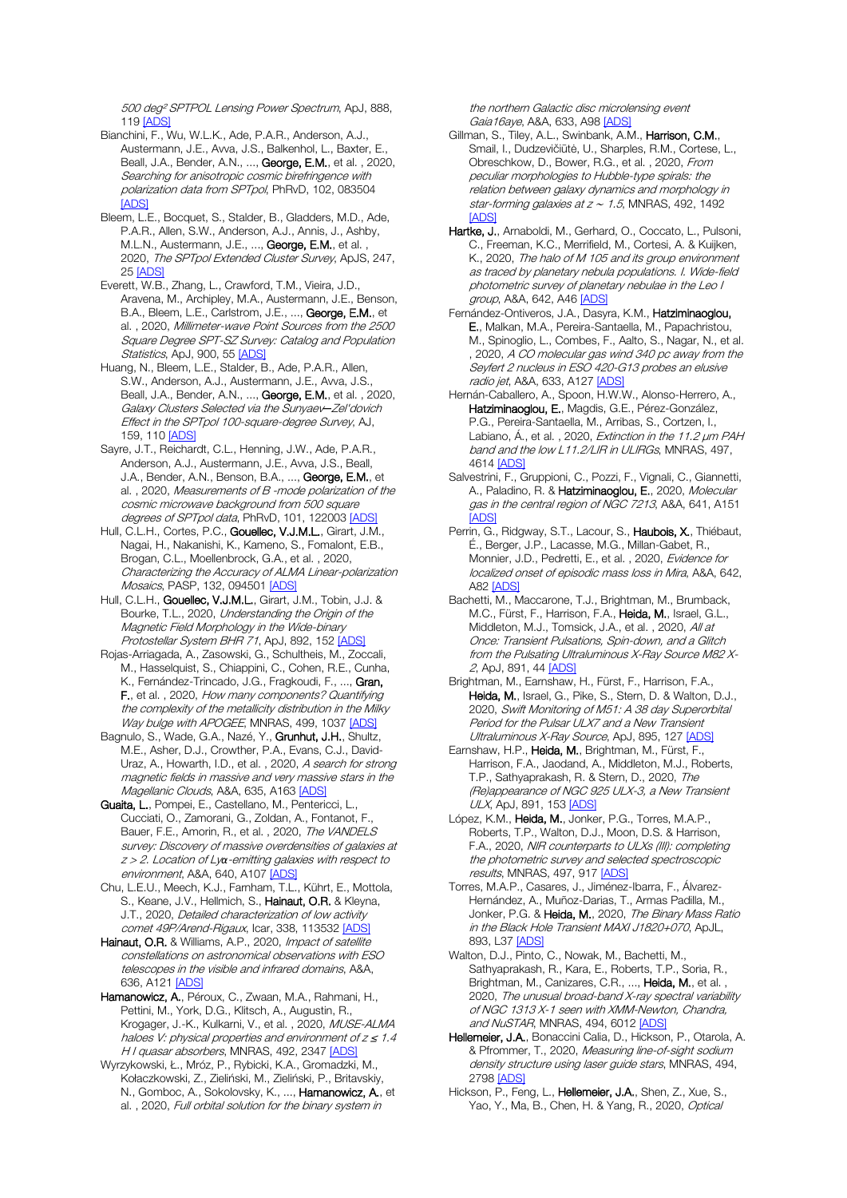*500 deg² SPTPOL Lensing Power Spectrum*, ApJ, 888, 119 [ADS]

Bianchini, F., Wu, W.L.K., Ade, P.A.R., Anderson, A.J., Austermann, J.E., Avva, J.S., Balkenhol, L., Baxter, E., Beall, J.A., Bender, A.N., ..., **George, E.M.**, et al. , 2020, *Searching for anisotropic cosmic birefringence with polarization data from SPTpol*, PhRvD, 102, 083504 [ADS]

Bleem, L.E., Bocquet, S., Stalder, B., Gladders, M.D., Ade, P.A.R., Allen, S.W., Anderson, A.J., Annis, J., Ashby, M.L.N., Austermann, J.E., ..., **George, E.M.**, et al. , 2020, *The SPTpol Extended Cluster Survey*, ApJS, 247, 25 [ADS]

Everett, W.B., Zhang, L., Crawford, T.M., Vieira, J.D., Aravena, M., Archipley, M.A., Austermann, J.E., Benson, B.A., Bleem, L.E., Carlstrom, J.E., ..., **George, E.M.**, et al. , 2020, *Millimeter-wave Point Sources from the 2500 Square Degree SPT-SZ Survey: Catalog and Population Statistics*, ApJ, 900, 55 [ADS]

Huang, N., Bleem, L.E., Stalder, B., Ade, P.A.R., Allen, S.W., Anderson, A.J., Austermann, J.E., Avva, J.S., Beall, J.A., Bender, A.N., ..., **George, E.M.**, et al. , 2020, *Galaxy Clusters Selected via the Sunyaev–Zel'dovich Effect in the SPTpol 100-square-degree Survey*, AJ, 159, 110 [ADS]

Sayre, J.T., Reichardt, C.L., Henning, J.W., Ade, P.A.R., Anderson, A.J., Austermann, J.E., Avva, J.S., Beall, J.A., Bender, A.N., Benson, B.A., ..., **George, E.M.**, et al. , 2020, *Measurements of B -mode polarization of the cosmic microwave background from 500 square degrees of SPTpol data*, PhRvD, 101, 122003 [ADS]

Hull, C.L.H., Cortes, P.C., **Gouellec, V.J.M.L.**, Girart, J.M., Nagai, H., Nakanishi, K., Kameno, S., Fomalont, E.B., Brogan, C.L., Moellenbrock, G.A., et al. , 2020, *Characterizing the Accuracy of ALMA Linear-polarization Mosaics*, PASP, 132, 094501 [ADS]

Hull, C.L.H., **Gouellec, V.J.M.L.**, Girart, J.M., Tobin, J.J. & Bourke, T.L., 2020, *Understanding the Origin of the Magnetic Field Morphology in the Wide-binary Protostellar System BHR 71*, ApJ, 892, 152 [ADS]

Rojas-Arriagada, A., Zasowski, G., Schultheis, M., Zoccali, M., Hasselquist, S., Chiappini, C., Cohen, R.E., Cunha, K., Fernández-Trincado, J.G., Fragkoudi, F., ..., **Gran, F.**, et al. , 2020, *How many components? Quantifying the complexity of the metallicity distribution in the Milky Way bulge with APOGEE*, MNRAS, 499, 1037 [ADS]

Bagnulo, S., Wade, G.A., Nazé, Y., **Grunhut, J.H.**, Shultz, M.E., Asher, D.J., Crowther, P.A., Evans, C.J., David-Uraz, A., Howarth, I.D., et al. , 2020, *A search for strong magnetic fields in massive and very massive stars in the Magellanic Clouds*, A&A, 635, A163 [ADS]

**Guaita, L.**, Pompei, E., Castellano, M., Pentericci, L., Cucciati, O., Zamorani, G., Zoldan, A., Fontanot, F., Bauer, F.E., Amorin, R., et al. , 2020, *The VANDELS survey: Discovery of massive overdensities of galaxies at $z > 2$. Location of Lyα-emitting galaxies with respect to environment*, A&A, 640, A107 [ADS]

Chu, L.E.U., Meech, K.J., Farnham, T.L., Kührt, E., Mottola, S., Keane, J.V., Hellmich, S., **Hainaut, O.R.** & Kleyna, J.T., 2020, *Detailed characterization of low activity comet 49P/Arend-Rigaux*, Icar, 338, 113532 [ADS]

**Hainaut, O.R.** & Williams, A.P., 2020, *Impact of satellite constellations on astronomical observations with ESO telescopes in the visible and infrared domains*, A&A, 636, A121 [ADS]

**Hamanowicz, A.**, Péroux, C., Zwaan, M.A., Rahmani, H., Pettini, M., York, D.G., Klitsch, A., Augustin, R., Krogager, J.-K., Kulkarni, V., et al. , 2020, *MUSE-ALMA haloes V: physical properties and environment of $z \lesssim 1.4$ H I quasar absorbers*, MNRAS, 492, 2347 [ADS]

Wyrzykowski, Ł., Mróz, P., Rybicki, K.A., Gromadzki, M., Kołaczkowski, Z., Zieliński, M., Zieliński, P., Britavskiy, N., Gomboc, A., Sokolovsky, K., ..., **Hamanowicz, A.**, et al. , 2020, *Full orbital solution for the binary system in the northern Galactic disc microlensing event Gaia16aye*, A&A, 633, A98 [ADS]

Gillman, S., Tiley, A.L., Swinbank, A.M., **Harrison, C.M.**, Smail, I., Dudzevičiūtė, U., Sharples, R.M., Cortese, L., Obreschkow, D., Bower, R.G., et al. , 2020, *From peculiar morphologies to Hubble-type spirals: the relation between galaxy dynamics and morphology in star-forming galaxies at z ∼ 1.5*, MNRAS, 492, 1492 [ADS]

**Hartke, J.**, Arnaboldi, M., Gerhard, O., Coccato, L., Pulsoni, C., Freeman, K.C., Merrifield, M., Cortesi, A. & Kuijken, K., 2020, *The halo of M 105 and its group environment as traced by planetary nebula populations. I. Wide-field photometric survey of planetary nebulae in the Leo I group*, A&A, 642, A46 [ADS]

Fernández-Ontiveros, J.A., Dasyra, K.M., **Hatziminaoglou, E.**, Malkan, M.A., Pereira-Santaella, M., Papachristou, M., Spinoglio, L., Combes, F., Aalto, S., Nagar, N., et al. , 2020, *A CO molecular gas wind 340 pc away from the Seyfert 2 nucleus in ESO 420-G13 probes an elusive radio jet*, A&A, 633, A127 [ADS]

Hernán-Caballero, A., Spoon, H.W.W., Alonso-Herrero, A., **Hatziminaoglou, E.**, Magdis, G.E., Pérez-González, P.G., Pereira-Santaella, M., Arribas, S., Cortzen, I., Labiano, Á., et al. , 2020, *Extinction in the 11.2 μm PAH band and the low L11.2/LIR in ULIRGs*, MNRAS, 497, 4614 [ADS]

Salvestrini, F., Gruppioni, C., Pozzi, F., Vignali, C., Giannetti, A., Paladino, R. & **Hatziminaoglou, E.**, 2020, *Molecular gas in the central region of NGC 7213*, A&A, 641, A151 [ADS]

Perrin, G., Ridgway, S.T., Lacour, S., **Haubois, X.**, Thiébaut, É., Berger, J.P., Lacasse, M.G., Millan-Gabet, R., Monnier, J.D., Pedretti, E., et al. , 2020, *Evidence for localized onset of episodic mass loss in Mira*, A&A, 642, A82 [ADS]

Bachetti, M., Maccarone, T.J., Brightman, M., Brumback, M.C., Fürst, F., Harrison, F.A., **Heida, M.**, Israel, G.L., Middleton, M.J., Tomsick, J.A., et al. , 2020, *All at Once: Transient Pulsations, Spin-down, and a Glitch from the Pulsating Ultraluminous X-Ray Source M82 X-2*, ApJ, 891, 44 [ADS]

Brightman, M., Earnshaw, H., Fürst, F., Harrison, F.A., **Heida, M.**, Israel, G., Pike, S., Stern, D. & Walton, D.J., 2020, *Swift Monitoring of M51: A 38 day Superorbital Period for the Pulsar ULX7 and a New Transient Ultraluminous X-Ray Source*, ApJ, 895, 127 [ADS]

Earnshaw, H.P., **Heida, M.**, Brightman, M., Fürst, F., Harrison, F.A., Jaodand, A., Middleton, M.J., Roberts, T.P., Sathyaprakash, R. & Stern, D., 2020, *The (Re)appearance of NGC 925 ULX-3, a New Transient ULX*, ApJ, 891, 153 [ADS]

López, K.M., **Heida, M.**, Jonker, P.G., Torres, M.A.P., Roberts, T.P., Walton, D.J., Moon, D.S. & Harrison, F.A., 2020, *NIR counterparts to ULXs (III): completing the photometric survey and selected spectroscopic results*, MNRAS, 497, 917 [ADS]

Torres, M.A.P., Casares, J., Jiménez-Ibarra, F., Álvarez-Hernández, A., Muñoz-Darias, T., Armas Padilla, M., Jonker, P.G. & **Heida, M.**, 2020, *The Binary Mass Ratio in the Black Hole Transient MAXI J1820+070*, ApJL, 893, L37 [ADS]

Walton, D.J., Pinto, C., Nowak, M., Bachetti, M., Sathyaprakash, R., Kara, E., Roberts, T.P., Soria, R., Brightman, M., Canizares, C.R., ..., **Heida, M.**, et al. , 2020, *The unusual broad-band X-ray spectral variability of NGC 1313 X-1 seen with XMM-Newton, Chandra, and NuSTAR*, MNRAS, 494, 6012 [ADS]

**Hellemeier, J.A.**, Bonaccini Calia, D., Hickson, P., Otarola, A. & Pfrommer, T., 2020, *Measuring line-of-sight sodium density structure using laser guide stars*, MNRAS, 494, 2798 [ADS]

Hickson, P., Feng, L., **Hellemeier, J.A.**, Shen, Z., Xue, S., Yao, Y., Ma, B., Chen, H. & Yang, R., 2020, *Optical*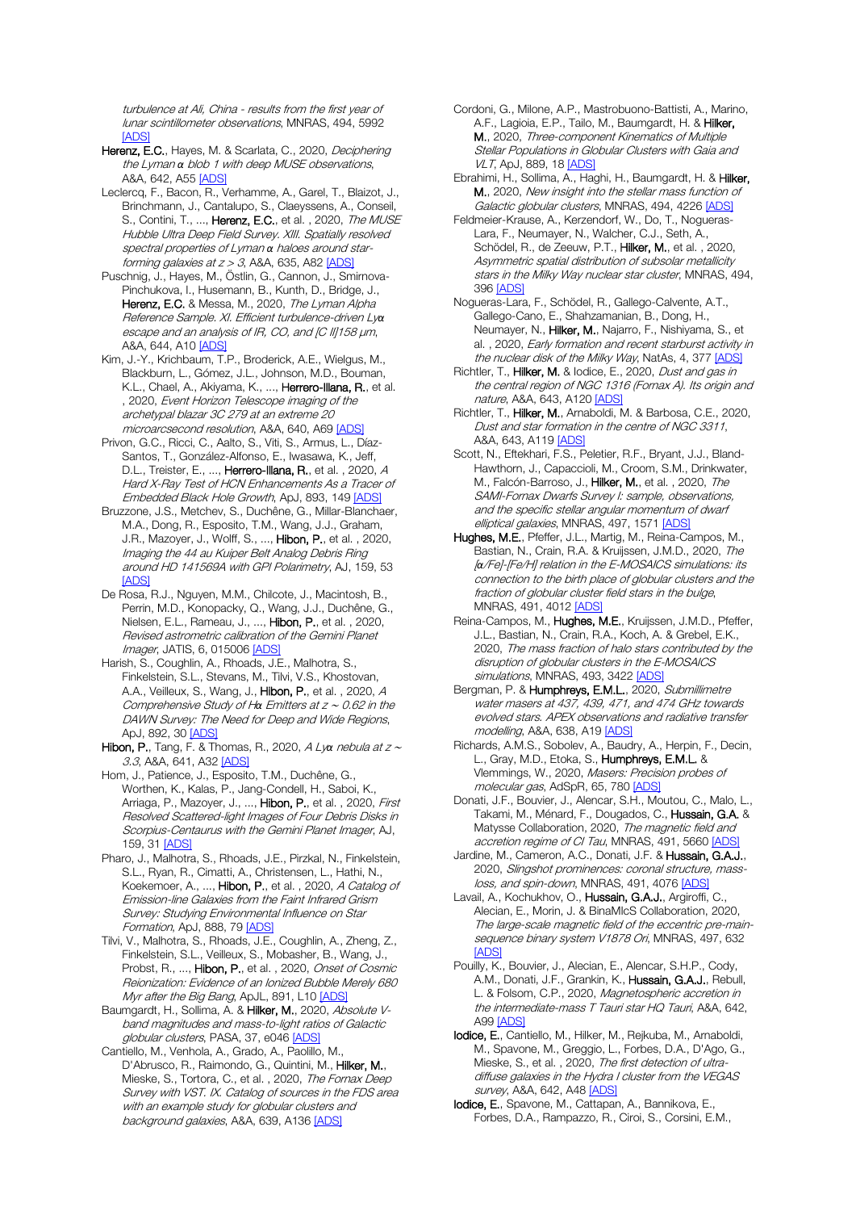*turbulence at Ali, China - results from the first year of lunar scintillometer observations*, MNRAS, 494, 5992 [ADS]

**Herenz, E.C.**, Hayes, M. & Scarlata, C., 2020, *Deciphering the Lyman α blob 1 with deep MUSE observations*, A&A, 642, A55 [ADS]

Leclercq, F., Bacon, R., Verhamme, A., Garel, T., Blaizot, J., Brinchmann, J., Cantalupo, S., Claeyssens, A., Conseil, S., Contini, T., ..., **Herenz, E.C.**, et al. , 2020, *The MUSE Hubble Ultra Deep Field Survey. XIII. Spatially resolved spectral properties of Lyman α haloes around star-forming galaxies at z > 3*, A&A, 635, A82 [ADS]

Puschnig, J., Hayes, M., Östlin, G., Cannon, J., Smirnova-Pinchukova, I., Husemann, B., Kunth, D., Bridge, J., **Herenz, E.C.** & Messa, M., 2020, *The Lyman Alpha Reference Sample. XI. Efficient turbulence-driven Lyα escape and an analysis of IR, CO, and [C II]158 μm*, A&A, 644, A10 [ADS]

Kim, J.-Y., Krichbaum, T.P., Broderick, A.E., Wielgus, M., Blackburn, L., Gómez, J.L., Johnson, M.D., Bouman, K.L., Chael, A., Akiyama, K., ..., **Herrero-Illana, R.**, et al. , 2020, *Event Horizon Telescope imaging of the archetypal blazar 3C 279 at an extreme 20 microarcsecond resolution*, A&A, 640, A69 [ADS]

Privon, G.C., Ricci, C., Aalto, S., Viti, S., Armus, L., Díaz-Santos, T., González-Alfonso, E., Iwasawa, K., Jeff, D.L., Treister, E., ..., **Herrero-Illana, R.**, et al. , 2020, *A Hard X-Ray Test of HCN Enhancements As a Tracer of Embedded Black Hole Growth*, ApJ, 893, 149 [ADS]

Bruzzone, J.S., Metchev, S., Duchêne, G., Millar-Blanchaer, M.A., Dong, R., Esposito, T.M., Wang, J.J., Graham, J.R., Mazoyer, J., Wolff, S., ..., **Hibon, P.**, et al. , 2020, *Imaging the 44 au Kuiper Belt Analog Debris Ring around HD 141569A with GPI Polarimetry*, AJ, 159, 53 [ADS]

De Rosa, R.J., Nguyen, M.M., Chilcote, J., Macintosh, B., Perrin, M.D., Konopacky, Q., Wang, J.J., Duchêne, G., Nielsen, E.L., Rameau, J., ..., **Hibon, P.**, et al. , 2020, *Revised astrometric calibration of the Gemini Planet Imager*, JATIS, 6, 015006 [ADS]

Harish, S., Coughlin, A., Rhoads, J.E., Malhotra, S., Finkelstein, S.L., Stevans, M., Tilvi, V.S., Khostovan, A.A., Veilleux, S., Wang, J., **Hibon, P.**, et al. , 2020, *A Comprehensive Study of Hα Emitters at z ∼ 0.62 in the DAWN Survey: The Need for Deep and Wide Regions*, ApJ, 892, 30 [ADS]

**Hibon, P.**, Tang, F. & Thomas, R., 2020, *A Lyα nebula at z ∼ 3.3*, A&A, 641, A32 [ADS]

Hom, J., Patience, J., Esposito, T.M., Duchêne, G., Worthen, K., Kalas, P., Jang-Condell, H., Saboi, K., Arriaga, P., Mazoyer, J., ..., **Hibon, P.**, et al. , 2020, *First Resolved Scattered-light Images of Four Debris Disks in Scorpius-Centaurus with the Gemini Planet Imager*, AJ, 159, 31 [ADS]

Pharo, J., Malhotra, S., Rhoads, J.E., Pirzkal, N., Finkelstein, S.L., Ryan, R., Cimatti, A., Christensen, L., Hathi, N., Koekemoer, A., ..., **Hibon, P.**, et al. , 2020, *A Catalog of Emission-line Galaxies from the Faint Infrared Grism Survey: Studying Environmental Influence on Star Formation*, ApJ, 888, 79 [ADS]

Tilvi, V., Malhotra, S., Rhoads, J.E., Coughlin, A., Zheng, Z., Finkelstein, S.L., Veilleux, S., Mobasher, B., Wang, J., Probst, R., ..., **Hibon, P.**, et al. , 2020, *Onset of Cosmic Reionization: Evidence of an Ionized Bubble Merely 680 Myr after the Big Bang*, ApJL, 891, L10 [ADS]

Baumgardt, H., Sollima, A. & **Hilker, M.**, 2020, *Absolute V-band magnitudes and mass-to-light ratios of Galactic globular clusters*, PASA, 37, e046 [ADS]

Cantiello, M., Venhola, A., Grado, A., Paolillo, M., D'Abrusco, R., Raimondo, G., Quintini, M., **Hilker, M.**, Mieske, S., Tortora, C., et al. , 2020, *The Fornax Deep Survey with VST. IX. Catalog of sources in the FDS area with an example study for globular clusters and background galaxies*, A&A, 639, A136 [ADS]

Cordoni, G., Milone, A.P., Mastrobuono-Battisti, A., Marino, A.F., Lagioia, E.P., Tailo, M., Baumgardt, H. & **Hilker, M.**, 2020, *Three-component Kinematics of Multiple Stellar Populations in Globular Clusters with Gaia and VLT*, ApJ, 889, 18 [ADS]

Ebrahimi, H., Sollima, A., Haghi, H., Baumgardt, H. & **Hilker, M.**, 2020, *New insight into the stellar mass function of Galactic globular clusters*, MNRAS, 494, 4226 [ADS]

Feldmeier-Krause, A., Kerzendorf, W., Do, T., Nogueras-Lara, F., Neumayer, N., Walcher, C.J., Seth, A., Schödel, R., de Zeeuw, P.T., **Hilker, M.**, et al. , 2020, *Asymmetric spatial distribution of subsolar metallicity stars in the Milky Way nuclear star cluster*, MNRAS, 494, 396 [ADS]

Nogueras-Lara, F., Schödel, R., Gallego-Calvente, A.T., Gallego-Cano, E., Shahzamanian, B., Dong, H., Neumayer, N., **Hilker, M.**, Najarro, F., Nishiyama, S., et al. , 2020, *Early formation and recent starburst activity in the nuclear disk of the Milky Way*, NatAs, 4, 377 [ADS]

Richtler, T., **Hilker, M.** & Iodice, E., 2020, *Dust and gas in the central region of NGC 1316 (Fornax A). Its origin and nature*, A&A, 643, A120 [ADS]

Richtler, T., **Hilker, M.**, Arnaboldi, M. & Barbosa, C.E., 2020, *Dust and star formation in the centre of NGC 3311*, A&A, 643, A119 [ADS]

Scott, N., Eftekhari, F.S., Peletier, R.F., Bryant, J.J., Bland-Hawthorn, J., Capaccioli, M., Croom, S.M., Drinkwater, M., Falcón-Barroso, J., **Hilker, M.**, et al. , 2020, *The SAMI-Fornax Dwarfs Survey I: sample, observations, and the specific stellar angular momentum of dwarf elliptical galaxies*, MNRAS, 497, 1571 [ADS]

**Hughes, M.E.**, Pfeffer, J.L., Martig, M., Reina-Campos, M., Bastian, N., Crain, R.A. & Kruijssen, J.M.D., 2020, *The [α/Fe]-[Fe/H] relation in the E-MOSAICS simulations: its connection to the birth place of globular clusters and the fraction of globular cluster field stars in the bulge*, MNRAS, 491, 4012 [ADS]

Reina-Campos, M., **Hughes, M.E.**, Kruijssen, J.M.D., Pfeffer, J.L., Bastian, N., Crain, R.A., Koch, A. & Grebel, E.K., 2020, *The mass fraction of halo stars contributed by the disruption of globular clusters in the E-MOSAICS simulations*, MNRAS, 493, 3422 [ADS]

Bergman, P. & **Humphreys, E.M.L.**, 2020, *Submillimetre water masers at 437, 439, 471, and 474 GHz towards evolved stars. APEX observations and radiative transfer modelling*, A&A, 638, A19 [ADS]

Richards, A.M.S., Sobolev, A., Baudry, A., Herpin, F., Decin, L., Gray, M.D., Etoka, S., **Humphreys, E.M.L.** & Vlemmings, W., 2020, *Masers: Precision probes of molecular gas*, AdSpR, 65, 780 [ADS]

Donati, J.F., Bouvier, J., Alencar, S.H., Moutou, C., Malo, L., Takami, M., Ménard, F., Dougados, C., **Hussain, G.A.** & Matysse Collaboration, 2020, *The magnetic field and accretion regime of CI Tau*, MNRAS, 491, 5660 [ADS]

Jardine, M., Cameron, A.C., Donati, J.F. & **Hussain, G.A.J.**, 2020, *Slingshot prominences: coronal structure, mass-loss, and spin-down*, MNRAS, 491, 4076 [ADS]

Lavail, A., Kochukhov, O., **Hussain, G.A.J.**, Argiroffi, C., Alecian, E., Morin, J. & BinaMIcS Collaboration, 2020, *The large-scale magnetic field of the eccentric pre-main-sequence binary system V1878 Ori*, MNRAS, 497, 632 [ADS]

Pouilly, K., Bouvier, J., Alecian, E., Alencar, S.H.P., Cody, A.M., Donati, J.F., Grankin, K., **Hussain, G.A.J.**, Rebull, L. & Folsom, C.P., 2020, *Magnetospheric accretion in the intermediate-mass T Tauri star HQ Tauri*, A&A, 642, A99 [ADS]

**Iodice, E.**, Cantiello, M., Hilker, M., Rejkuba, M., Arnaboldi, M., Spavone, M., Greggio, L., Forbes, D.A., D'Ago, G., Mieske, S., et al. , 2020, *The first detection of ultra-diffuse galaxies in the Hydra I cluster from the VEGAS survey*, A&A, 642, A48 [ADS]

**Iodice, E.**, Spavone, M., Cattapan, A., Bannikova, E., Forbes, D.A., Rampazzo, R., Ciroi, S., Corsini, E.M.,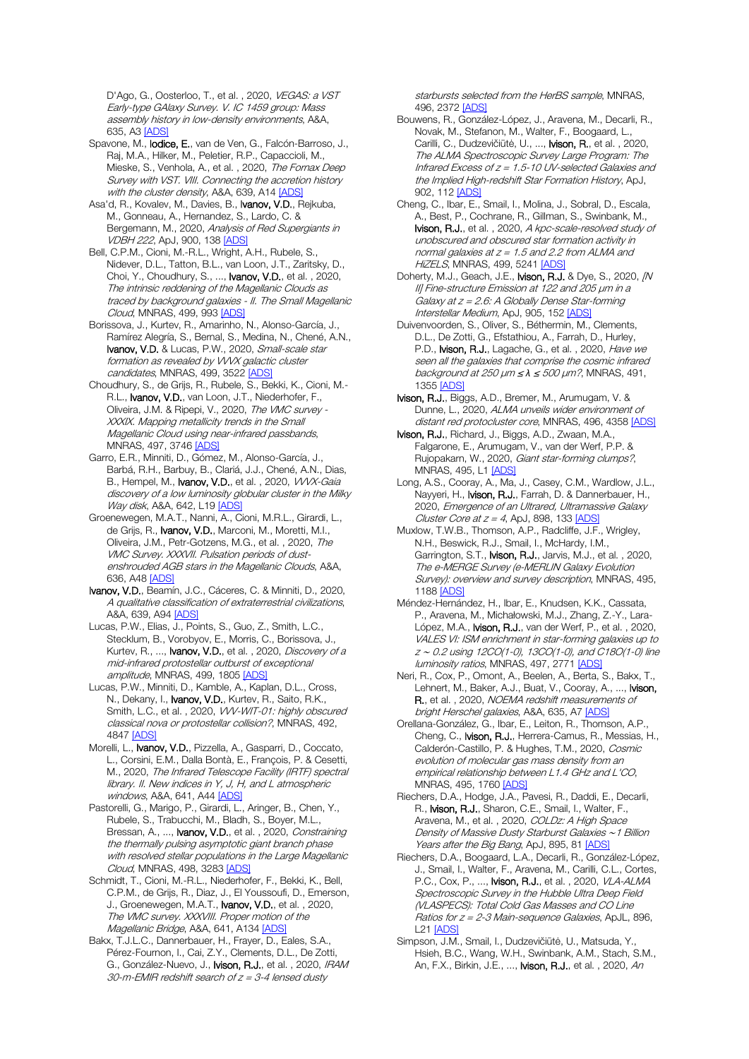D'Ago, G., Oosterloo, T., et al. , 2020, *VEGAS: a VST Early-type GAlaxy Survey. V. IC 1459 group: Mass assembly history in low-density environments*, A&A, 635, A3 [ADS]

Spavone, M., **Iodice, E.**, van de Ven, G., Falcón-Barroso, J., Raj, M.A., Hilker, M., Peletier, R.P., Capaccioli, M., Mieske, S., Venhola, A., et al. , 2020, *The Fornax Deep Survey with VST. VIII. Connecting the accretion history with the cluster density*, A&A, 639, A14 [ADS]

Asa'd, R., Kovalev, M., Davies, B., **Ivanov, V.D.**, Rejkuba, M., Gonneau, A., Hernandez, S., Lardo, C. & Bergemann, M., 2020, *Analysis of Red Supergiants in VDBH 222*, ApJ, 900, 138 [ADS]

Bell, C.P.M., Cioni, M.-R.L., Wright, A.H., Rubele, S., Nidever, D.L., Tatton, B.L., van Loon, J.T., Zaritsky, D., Choi, Y., Choudhury, S., ..., **Ivanov, V.D.**, et al. , 2020, *The intrinsic reddening of the Magellanic Clouds as traced by background galaxies - II. The Small Magellanic Cloud*, MNRAS, 499, 993 [ADS]

Borissova, J., Kurtev, R., Amarinho, N., Alonso-García, J., Ramírez Alegría, S., Bernal, S., Medina, N., Chené, A.N., **Ivanov, V.D.** & Lucas, P.W., 2020, *Small-scale star formation as revealed by VVVX galactic cluster candidates*, MNRAS, 499, 3522 [ADS]

Choudhury, S., de Grijs, R., Rubele, S., Bekki, K., Cioni, M.-R.L., **Ivanov, V.D.**, van Loon, J.T., Niederhofer, F., Oliveira, J.M. & Ripepi, V., 2020, *The VMC survey - XXXIX. Mapping metallicity trends in the Small Magellanic Cloud using near-infrared passbands*, MNRAS, 497, 3746 [ADS]

Garro, E.R., Minniti, D., Gómez, M., Alonso-García, J., Barbá, R.H., Barbuy, B., Clariá, J.J., Chené, A.N., Dias, B., Hempel, M., **Ivanov, V.D.**, et al. , 2020, *VVVX-Gaia discovery of a low luminosity globular cluster in the Milky Way disk*, A&A, 642, L19 [ADS]

Groenewegen, M.A.T., Nanni, A., Cioni, M.R.L., Girardi, L., de Grijs, R., **Ivanov, V.D.**, Marconi, M., Moretti, M.I., Oliveira, J.M., Petr-Gotzens, M.G., et al. , 2020, *The VMC Survey. XXXVII. Pulsation periods of dust-enshrouded AGB stars in the Magellanic Clouds*, A&A, 636, A48 [ADS]

**Ivanov, V.D.**, Beamín, J.C., Cáceres, C. & Minniti, D., 2020, *A qualitative classification of extraterrestrial civilizations*, A&A, 639, A94 [ADS]

Lucas, P.W., Elias, J., Points, S., Guo, Z., Smith, L.C., Stecklum, B., Vorobyov, E., Morris, C., Borissova, J., Kurtev, R., ..., **Ivanov, V.D.**, et al. , 2020, *Discovery of a mid-infrared protostellar outburst of exceptional amplitude*, MNRAS, 499, 1805 [ADS]

Lucas, P.W., Minniti, D., Kamble, A., Kaplan, D.L., Cross, N., Dekany, I., **Ivanov, V.D.**, Kurtev, R., Saito, R.K., Smith, L.C., et al. , 2020, *VVV-WIT-01: highly obscured classical nova or protostellar collision?*, MNRAS, 492, 4847 [ADS]

Morelli, L., **Ivanov, V.D.**, Pizzella, A., Gasparri, D., Coccato, L., Corsini, E.M., Dalla Bontà, E., François, P. & Cesetti, M., 2020, *The Infrared Telescope Facility (IRTF) spectral library. II. New indices in Y, J, H, and L atmospheric windows*, A&A, 641, A44 [ADS]

Pastorelli, G., Marigo, P., Girardi, L., Aringer, B., Chen, Y., Rubele, S., Trabucchi, M., Bladh, S., Boyer, M.L., Bressan, A., ..., **Ivanov, V.D.**, et al. , 2020, *Constraining the thermally pulsing asymptotic giant branch phase with resolved stellar populations in the Large Magellanic Cloud*, MNRAS, 498, 3283 [ADS]

Schmidt, T., Cioni, M.-R.L., Niederhofer, F., Bekki, K., Bell, C.P.M., de Grijs, R., Diaz, J., El Youssoufi, D., Emerson, J., Groenewegen, M.A.T., **Ivanov, V.D.**, et al. , 2020, *The VMC survey. XXXVIII. Proper motion of the Magellanic Bridge*, A&A, 641, A134 [ADS]

Bakx, T.J.L.C., Dannerbauer, H., Frayer, D., Eales, S.A., Pérez-Fournon, I., Cai, Z.Y., Clements, D.L., De Zotti, G., González-Nuevo, J., **Ivison, R.J.**, et al. , 2020, *IRAM 30-m-EMIR redshift search of z = 3-4 lensed dusty starbursts selected from the HerBS sample*, MNRAS, 496, 2372 [ADS]

Bouwens, R., González-López, J., Aravena, M., Decarli, R., Novak, M., Stefanon, M., Walter, F., Boogaard, L., Carilli, C., Dudzevičiūtė, U., ..., **Ivison, R.**, et al. , 2020, *The ALMA Spectroscopic Survey Large Program: The Infrared Excess of z = 1.5-10 UV-selected Galaxies and the Implied High-redshift Star Formation History*, ApJ, 902, 112 [ADS]

Cheng, C., Ibar, E., Smail, I., Molina, J., Sobral, D., Escala, A., Best, P., Cochrane, R., Gillman, S., Swinbank, M., **Ivison, R.J.**, et al. , 2020, *A kpc-scale-resolved study of unobscured and obscured star formation activity in normal galaxies at z = 1.5 and 2.2 from ALMA and HiZELS*, MNRAS, 499, 5241 [ADS]

Doherty, M.J., Geach, J.E., **Ivison, R.J.** & Dye, S., 2020, *[N II] Fine-structure Emission at 122 and 205 μm in a Galaxy at z = 2.6: A Globally Dense Star-forming Interstellar Medium*, ApJ, 905, 152 [ADS]

Duivenvoorden, S., Oliver, S., Béthermin, M., Clements, D.L., De Zotti, G., Efstathiou, A., Farrah, D., Hurley, P.D., **Ivison, R.J.**, Lagache, G., et al. , 2020, *Have we seen all the galaxies that comprise the cosmic infrared background at 250 μm ≤ λ ≤ 500 μm?*, MNRAS, 491, 1355 [ADS]

**Ivison, R.J.**, Biggs, A.D., Bremer, M., Arumugam, V. & Dunne, L., 2020, *ALMA unveils wider environment of distant red protocluster core*, MNRAS, 496, 4358 [ADS]

**Ivison, R.J.**, Richard, J., Biggs, A.D., Zwaan, M.A., Falgarone, E., Arumugam, V., van der Werf, P.P. & Rujopakarn, W., 2020, *Giant star-forming clumps?*, MNRAS, 495, L1 [ADS]

Long, A.S., Cooray, A., Ma, J., Casey, C.M., Wardlow, J.L., Nayyeri, H., **Ivison, R.J.**, Farrah, D. & Dannerbauer, H., 2020, *Emergence of an Ultrared, Ultramassive Galaxy Cluster Core at z = 4*, ApJ, 898, 133 [ADS]

Muxlow, T.W.B., Thomson, A.P., Radcliffe, J.F., Wrigley, N.H., Beswick, R.J., Smail, I., McHardy, I.M., Garrington, S.T., **Ivison, R.J.**, Jarvis, M.J., et al. , 2020, *The e-MERGE Survey (e-MERLIN Galaxy Evolution Survey): overview and survey description*, MNRAS, 495, 1188 [ADS]

Méndez-Hernández, H., Ibar, E., Knudsen, K.K., Cassata, P., Aravena, M., Michałowski, M.J., Zhang, Z.-Y., Lara-López, M.A., **Ivison, R.J.**, van der Werf, P., et al. , 2020, *VALES VI: ISM enrichment in star-forming galaxies up to z ~ 0.2 using 12CO(1-0), 13CO(1-0), and C18O(1-0) line luminosity ratios*, MNRAS, 497, 2771 [ADS]

Neri, R., Cox, P., Omont, A., Beelen, A., Berta, S., Bakx, T., Lehnert, M., Baker, A.J., Buat, V., Cooray, A., ..., **Ivison, R.**, et al. , 2020, *NOEMA redshift measurements of bright Herschel galaxies*, A&A, 635, A7 [ADS]

Orellana-González, G., Ibar, E., Leiton, R., Thomson, A.P., Cheng, C., **Ivison, R.J.**, Herrera-Camus, R., Messias, H., Calderón-Castillo, P. & Hughes, T.M., 2020, *Cosmic evolution of molecular gas mass density from an empirical relationship between L1.4 GHz and L'CO*, MNRAS, 495, 1760 [ADS]

Riechers, D.A., Hodge, J.A., Pavesi, R., Daddi, E., Decarli, R., **Ivison, R.J.**, Sharon, C.E., Smail, I., Walter, F., Aravena, M., et al. , 2020, *COLDz: A High Space Density of Massive Dusty Starburst Galaxies ~1 Billion Years after the Big Bang*, ApJ, 895, 81 [ADS]

Riechers, D.A., Boogaard, L.A., Decarli, R., González-López, J., Smail, I., Walter, F., Aravena, M., Carilli, C.L., Cortes, P.C., Cox, P., ..., **Ivison, R.J.**, et al. , 2020, *VLA-ALMA Spectroscopic Survey in the Hubble Ultra Deep Field (VLASPECS): Total Cold Gas Masses and CO Line Ratios for z = 2-3 Main-sequence Galaxies*, ApJL, 896, L21 [ADS]

Simpson, J.M., Smail, I., Dudzevičiūtė, U., Matsuda, Y., Hsieh, B.C., Wang, W.H., Swinbank, A.M., Stach, S.M., An, F.X., Birkin, J.E., ..., **Ivison, R.J.**, et al. , 2020, *An*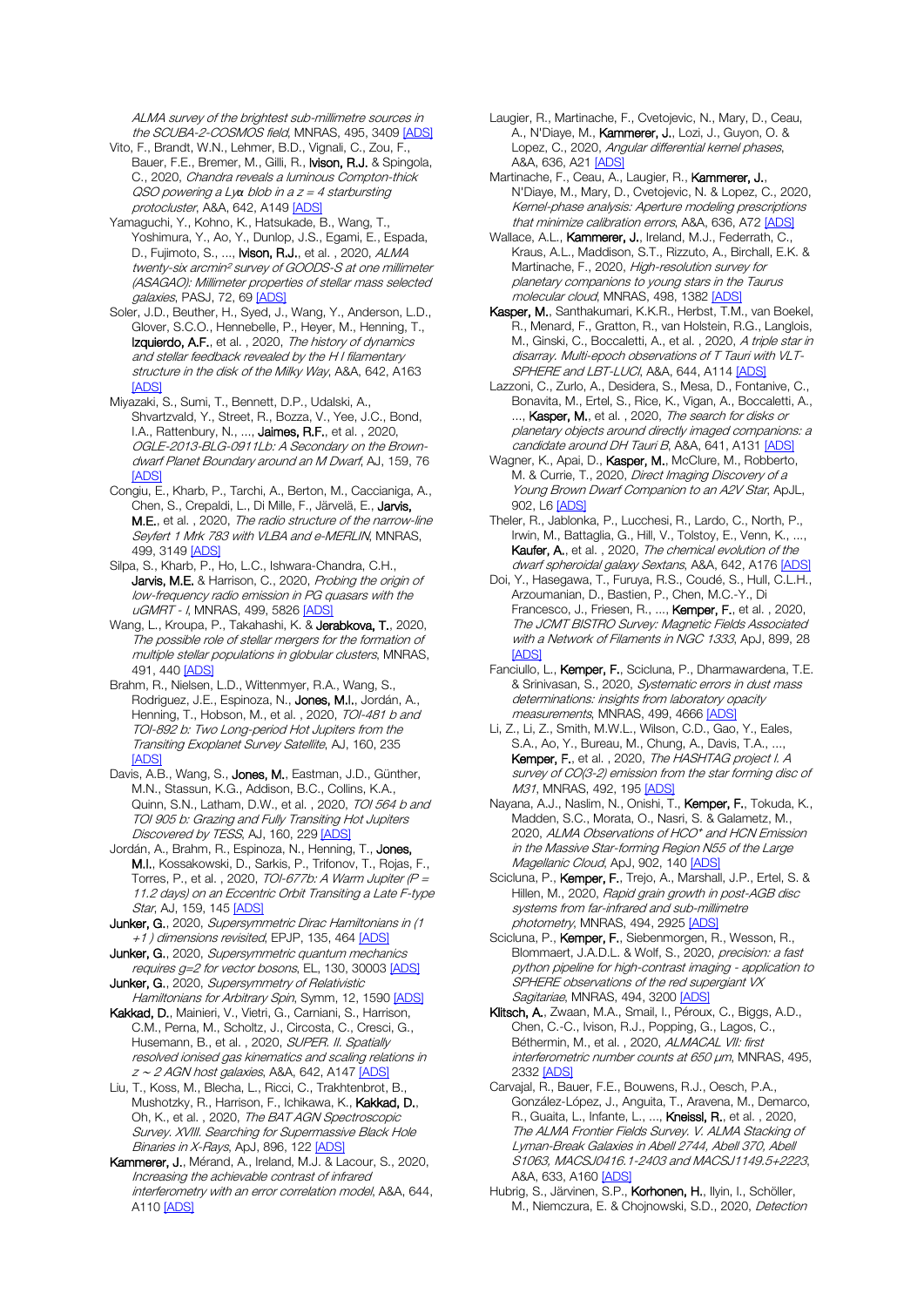*ALMA survey of the brightest sub-millimetre sources in the SCUBA-2-COSMOS field*, MNRAS, 495, 3409 [ADS]

Vito, F., Brandt, W.N., Lehmer, B.D., Vignali, C., Zou, F., Bauer, F.E., Bremer, M., Gilli, R., **Ivison, R.J.** & Spingola, C., 2020, *Chandra reveals a luminous Compton-thick QSO powering a Lyα blob in a z = 4 starbursting protocluster*, A&A, 642, A149 [ADS]

Yamaguchi, Y., Kohno, K., Hatsukade, B., Wang, T., Yoshimura, Y., Ao, Y., Dunlop, J.S., Egami, E., Espada, D., Fujimoto, S., ..., **Ivison, R.J.**, et al. , 2020, *ALMA twenty-six arcmin² survey of GOODS-S at one millimeter (ASAGAO): Millimeter properties of stellar mass selected galaxies*, PASJ, 72, 69 [ADS]

Soler, J.D., Beuther, H., Syed, J., Wang, Y., Anderson, L.D., Glover, S.C.O., Hennebelle, P., Heyer, M., Henning, T., **Izquierdo, A.F.**, et al. , 2020, *The history of dynamics and stellar feedback revealed by the H I filamentary structure in the disk of the Milky Way*, A&A, 642, A163 [ADS]

Miyazaki, S., Sumi, T., Bennett, D.P., Udalski, A., Shvartzvald, Y., Street, R., Bozza, V., Yee, J.C., Bond, I.A., Rattenbury, N., ..., **Jaimes, R.F.**, et al. , 2020, *OGLE-2013-BLG-0911Lb: A Secondary on the Brown-dwarf Planet Boundary around an M Dwarf*, AJ, 159, 76 [ADS]

Congiu, E., Kharb, P., Tarchi, A., Berton, M., Caccianiga, A., Chen, S., Crepaldi, L., Di Mille, F., Järvelä, E., **Jarvis, M.E.**, et al. , 2020, *The radio structure of the narrow-line Seyfert 1 Mrk 783 with VLBA and e-MERLIN*, MNRAS, 499, 3149 [ADS]

Silpa, S., Kharb, P., Ho, L.C., Ishwara-Chandra, C.H., **Jarvis, M.E.** & Harrison, C., 2020, *Probing the origin of low-frequency radio emission in PG quasars with the uGMRT - I*, MNRAS, 499, 5826 [ADS]

Wang, L., Kroupa, P., Takahashi, K. & **Jerabkova, T.**, 2020, *The possible role of stellar mergers for the formation of multiple stellar populations in globular clusters*, MNRAS, 491, 440 [ADS]

Brahm, R., Nielsen, L.D., Wittenmyer, R.A., Wang, S., Rodriguez, J.E., Espinoza, N., **Jones, M.I.**, Jordán, A., Henning, T., Hobson, M., et al. , 2020, *TOI-481 b and TOI-892 b: Two Long-period Hot Jupiters from the Transiting Exoplanet Survey Satellite*, AJ, 160, 235 [ADS]

Davis, A.B., Wang, S., **Jones, M.**, Eastman, J.D., Günther, M.N., Stassun, K.G., Addison, B.C., Collins, K.A., Quinn, S.N., Latham, D.W., et al. , 2020, *TOI 564 b and TOI 905 b: Grazing and Fully Transiting Hot Jupiters Discovered by TESS*, AJ, 160, 229 [ADS]

Jordán, A., Brahm, R., Espinoza, N., Henning, T., **Jones, M.I.**, Kossakowski, D., Sarkis, P., Trifonov, T., Rojas, F., Torres, P., et al. , 2020, *TOI-677b: A Warm Jupiter (P = 11.2 days) on an Eccentric Orbit Transiting a Late F-type Star*, AJ, 159, 145 [ADS]

**Junker, G.**, 2020, *Supersymmetric Dirac Hamiltonians in (1 +1 ) dimensions revisited*, EPJP, 135, 464 [ADS]

**Junker, G.**, 2020, *Supersymmetric quantum mechanics requires g=2 for vector bosons*, EL, 130, 30003 [ADS]

**Junker, G.**, 2020, *Supersymmetry of Relativistic Hamiltonians for Arbitrary Spin*, Symm, 12, 1590 [ADS]

**Kakkad, D.**, Mainieri, V., Vietri, G., Carniani, S., Harrison, C.M., Perna, M., Scholtz, J., Circosta, C., Cresci, G., Husemann, B., et al. , 2020, *SUPER. II. Spatially resolved ionised gas kinematics and scaling relations in z ~ 2 AGN host galaxies*, A&A, 642, A147 [ADS]

Liu, T., Koss, M., Blecha, L., Ricci, C., Trakhtenbrot, B., Mushotzky, R., Harrison, F., Ichikawa, K., **Kakkad, D.**, Oh, K., et al. , 2020, *The BAT AGN Spectroscopic Survey. XVIII. Searching for Supermassive Black Hole Binaries in X-Rays*, ApJ, 896, 122 [ADS]

**Kammerer, J.**, Mérand, A., Ireland, M.J. & Lacour, S., 2020, *Increasing the achievable contrast of infrared interferometry with an error correlation model*, A&A, 644, A110 [ADS]

Laugier, R., Martinache, F., Cvetojevic, N., Mary, D., Ceau, A., N'Diaye, M., **Kammerer, J.**, Lozi, J., Guyon, O. & Lopez, C., 2020, *Angular differential kernel phases*, A&A, 636, A21 [ADS]

Martinache, F., Ceau, A., Laugier, R., **Kammerer, J.**, N'Diaye, M., Mary, D., Cvetojevic, N. & Lopez, C., 2020, *Kernel-phase analysis: Aperture modeling prescriptions that minimize calibration errors*, A&A, 636, A72 [ADS]

Wallace, A.L., **Kammerer, J.**, Ireland, M.J., Federrath, C., Kraus, A.L., Maddison, S.T., Rizzuto, A., Birchall, E.K. & Martinache, F., 2020, *High-resolution survey for planetary companions to young stars in the Taurus molecular cloud*, MNRAS, 498, 1382 [ADS]

**Kasper, M.**, Santhakumari, K.K.R., Herbst, T.M., van Boekel, R., Menard, F., Gratton, R., van Holstein, R.G., Langlois, M., Ginski, C., Boccaletti, A., et al. , 2020, *A triple star in disarray. Multi-epoch observations of T Tauri with VLT-SPHERE and LBT-LUCI*, A&A, 644, A114 [ADS]

Lazzoni, C., Zurlo, A., Desidera, S., Mesa, D., Fontanive, C., Bonavita, M., Ertel, S., Rice, K., Vigan, A., Boccaletti, A., ..., **Kasper, M.**, et al. , 2020, *The search for disks or planetary objects around directly imaged companions: a candidate around DH Tauri B*, A&A, 641, A131 [ADS]

Wagner, K., Apai, D., **Kasper, M.**, McClure, M., Robberto, M. & Currie, T., 2020, *Direct Imaging Discovery of a Young Brown Dwarf Companion to an A2V Star*, ApJL, 902, L6 [ADS]

Theler, R., Jablonka, P., Lucchesi, R., Lardo, C., North, P., Irwin, M., Battaglia, G., Hill, V., Tolstoy, E., Venn, K., ..., **Kaufer, A.**, et al. , 2020, *The chemical evolution of the dwarf spheroidal galaxy Sextans*, A&A, 642, A176 [ADS]

Doi, Y., Hasegawa, T., Furuya, R.S., Coudé, S., Hull, C.L.H., Arzoumanian, D., Bastien, P., Chen, M.C.-Y., Di Francesco, J., Friesen, R., ..., **Kemper, F.**, et al. , 2020, *The JCMT BISTRO Survey: Magnetic Fields Associated with a Network of Filaments in NGC 1333*, ApJ, 899, 28 [ADS]

Fanciullo, L., **Kemper, F.**, Scicluna, P., Dharmawardena, T.E. & Srinivasan, S., 2020, *Systematic errors in dust mass determinations: insights from laboratory opacity measurements*, MNRAS, 499, 4666 [ADS]

Li, Z., Li, Z., Smith, M.W.L., Wilson, C.D., Gao, Y., Eales, S.A., Ao, Y., Bureau, M., Chung, A., Davis, T.A., ..., **Kemper, F.**, et al. , 2020, *The HASHTAG project I. A survey of CO(3-2) emission from the star forming disc of M31*, MNRAS, 492, 195 [ADS]

Nayana, A.J., Naslim, N., Onishi, T., **Kemper, F.**, Tokuda, K., Madden, S.C., Morata, O., Nasri, S. & Galametz, M., 2020, *ALMA Observations of HCO⁺ and HCN Emission in the Massive Star-forming Region N55 of the Large Magellanic Cloud*, ApJ, 902, 140 [ADS]

Scicluna, P., **Kemper, F.**, Trejo, A., Marshall, J.P., Ertel, S. & Hillen, M., 2020, *Rapid grain growth in post-AGB disc systems from far-infrared and sub-millimetre photometry*, MNRAS, 494, 2925 [ADS]

Scicluna, P., **Kemper, F.**, Siebenmorgen, R., Wesson, R., Blommaert, J.A.D.L. & Wolf, S., 2020, *precision: a fast python pipeline for high-contrast imaging - application to SPHERE observations of the red supergiant VX Sagitariae*, MNRAS, 494, 3200 [ADS]

**Klitsch, A.**, Zwaan, M.A., Smail, I., Péroux, C., Biggs, A.D., Chen, C.-C., Ivison, R.J., Popping, G., Lagos, C., Béthermin, M., et al. , 2020, *ALMACAL VII: first interferometric number counts at 650 μm*, MNRAS, 495, 2332 [ADS]

Carvajal, R., Bauer, F.E., Bouwens, R.J., Oesch, P.A., González-López, J., Anguita, T., Aravena, M., Demarco, R., Guaita, L., Infante, L., ..., **Kneissl, R.**, et al. , 2020, *The ALMA Frontier Fields Survey. V. ALMA Stacking of Lyman-Break Galaxies in Abell 2744, Abell 370, Abell S1063, MACSJ0416.1-2403 and MACSJ1149.5+2223*, A&A, 633, A160 [ADS]

Hubrig, S., Järvinen, S.P., **Korhonen, H.**, Ilyin, I., Schöller, M., Niemczura, E. & Chojnowski, S.D., 2020, *Detection*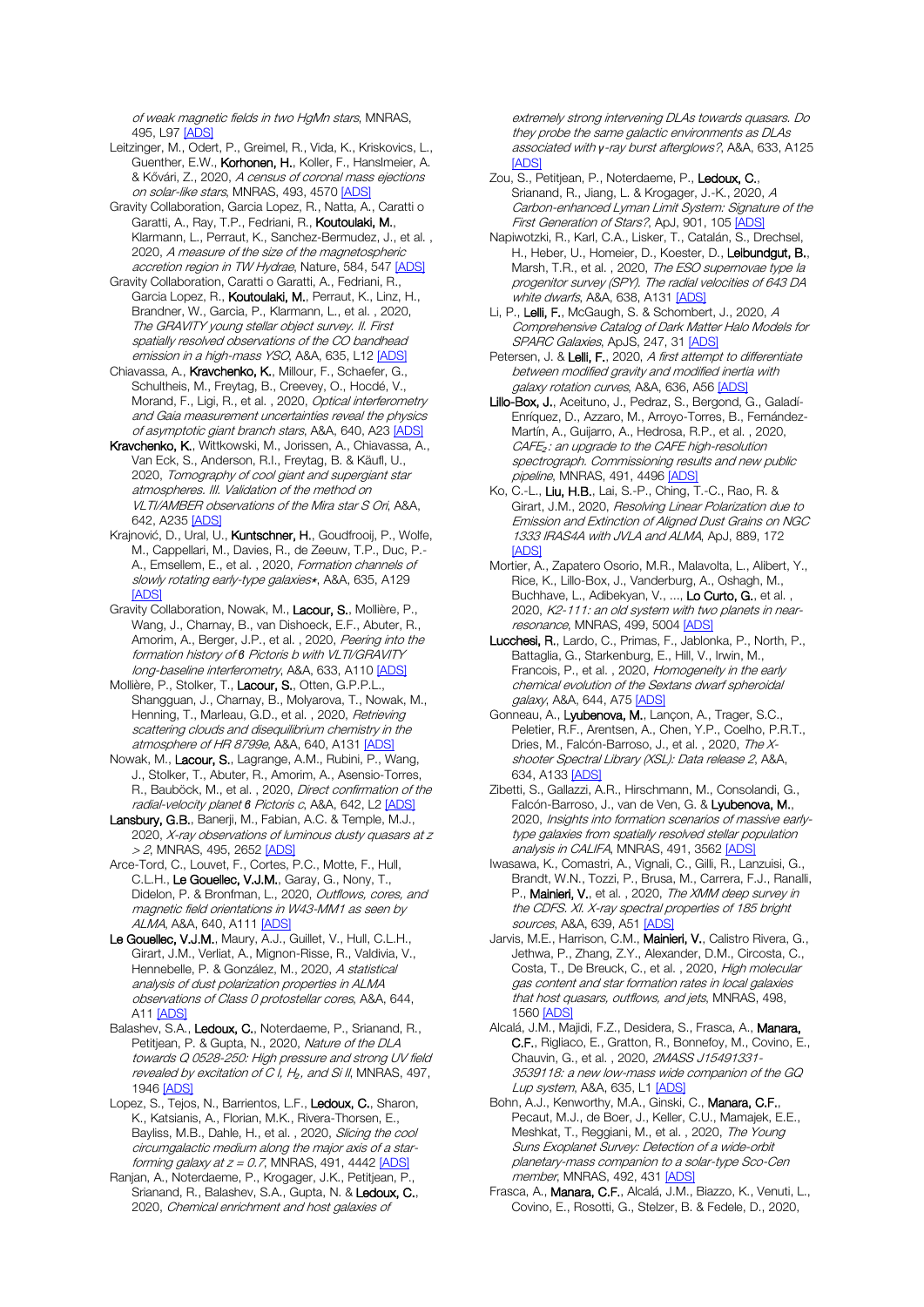*of weak magnetic fields in two HgMn stars*, MNRAS, 495, L97 [ADS]

Leitzinger, M., Odert, P., Greimel, R., Vida, K., Kriskovics, L., Guenther, E.W., **Korhonen, H.**, Koller, F., Hanslmeier, A. & Kővári, Z., 2020, *A census of coronal mass ejections on solar-like stars*, MNRAS, 493, 4570 [ADS]

Gravity Collaboration, Garcia Lopez, R., Natta, A., Caratti o Garatti, A., Ray, T.P., Fedriani, R., **Koutoulaki, M.**, Klarmann, L., Perraut, K., Sanchez-Bermudez, J., et al. , 2020, *A measure of the size of the magnetospheric accretion region in TW Hydrae*, Nature, 584, 547 [ADS]

Gravity Collaboration, Caratti o Garatti, A., Fedriani, R., Garcia Lopez, R., **Koutoulaki, M.**, Perraut, K., Linz, H., Brandner, W., Garcia, P., Klarmann, L., et al. , 2020, *The GRAVITY young stellar object survey. II. First spatially resolved observations of the CO bandhead emission in a high-mass YSO*, A&A, 635, L12 [ADS]

Chiavassa, A., **Kravchenko, K.**, Millour, F., Schaefer, G., Schultheis, M., Freytag, B., Creevey, O., Hocdé, V., Morand, F., Ligi, R., et al. , 2020, *Optical interferometry and Gaia measurement uncertainties reveal the physics of asymptotic giant branch stars*, A&A, 640, A23 [ADS]

**Kravchenko, K.**, Wittkowski, M., Jorissen, A., Chiavassa, A., Van Eck, S., Anderson, R.I., Freytag, B. & Käufl, U., 2020, *Tomography of cool giant and supergiant star atmospheres. III. Validation of the method on VLTI/AMBER observations of the Mira star S Ori*, A&A, 642, A235 [ADS]

Krajnović, D., Ural, U., **Kuntschner, H.**, Goudfrooij, P., Wolfe, M., Cappellari, M., Davies, R., de Zeeuw, T.P., Duc, P.-A., Emsellem, E., et al. , 2020, *Formation channels of slowly rotating early-type galaxies⋆*, A&A, 635, A129 [ADS]

Gravity Collaboration, Nowak, M., **Lacour, S.**, Mollière, P., Wang, J., Charnay, B., van Dishoeck, E.F., Abuter, R., Amorim, A., Berger, J.P., et al. , 2020, *Peering into the formation history of β Pictoris b with VLTI/GRAVITY long-baseline interferometry*, A&A, 633, A110 [ADS]

Mollière, P., Stolker, T., **Lacour, S.**, Otten, G.P.P.L., Shangguan, J., Charnay, B., Molyarova, T., Nowak, M., Henning, T., Marleau, G.D., et al. , 2020, *Retrieving scattering clouds and disequilibrium chemistry in the atmosphere of HR 8799e*, A&A, 640, A131 [ADS]

Nowak, M., **Lacour, S.**, Lagrange, A.M., Rubini, P., Wang, J., Stolker, T., Abuter, R., Amorim, A., Asensio-Torres, R., Bauböck, M., et al. , 2020, *Direct confirmation of the radial-velocity planet β Pictoris c*, A&A, 642, L2 [ADS]

**Lansbury, G.B.**, Banerji, M., Fabian, A.C. & Temple, M.J., 2020, *X-ray observations of luminous dusty quasars at z > 2*, MNRAS, 495, 2652 [ADS]

Arce-Tord, C., Louvet, F., Cortes, P.C., Motte, F., Hull, C.L.H., **Le Gouellec, V.J.M.**, Garay, G., Nony, T., Didelon, P. & Bronfman, L., 2020, *Outflows, cores, and magnetic field orientations in W43-MM1 as seen by ALMA*, A&A, 640, A111 [ADS]

**Le Gouellec, V.J.M.**, Maury, A.J., Guillet, V., Hull, C.L.H., Girart, J.M., Verliat, A., Mignon-Risse, R., Valdivia, V., Hennebelle, P. & González, M., 2020, *A statistical analysis of dust polarization properties in ALMA observations of Class 0 protostellar cores*, A&A, 644, A11 [ADS]

Balashev, S.A., **Ledoux, C.**, Noterdaeme, P., Srianand, R., Petitjean, P. & Gupta, N., 2020, *Nature of the DLA towards Q 0528-250: High pressure and strong UV field revealed by excitation of C I, $H_2$, and Si II*, MNRAS, 497, 1946 [ADS]

Lopez, S., Tejos, N., Barrientos, L.F., **Ledoux, C.**, Sharon, K., Katsianis, A., Florian, M.K., Rivera-Thorsen, E., Bayliss, M.B., Dahle, H., et al. , 2020, *Slicing the cool circumgalactic medium along the major axis of a star-forming galaxy at z = 0.7*, MNRAS, 491, 4442 [ADS]

Ranjan, A., Noterdaeme, P., Krogager, J.K., Petitjean, P., Srianand, R., Balashev, S.A., Gupta, N. & **Ledoux, C.**, 2020, *Chemical enrichment and host galaxies of extremely strong intervening DLAs towards quasars. Do they probe the same galactic environments as DLAs associated with γ-ray burst afterglows?*, A&A, 633, A125 [ADS]

Zou, S., Petitjean, P., Noterdaeme, P., **Ledoux, C.**, Srianand, R., Jiang, L. & Krogager, J.-K., 2020, *A Carbon-enhanced Lyman Limit System: Signature of the First Generation of Stars?*, ApJ, 901, 105 [ADS]

Napiwotzki, R., Karl, C.A., Lisker, T., Catalán, S., Drechsel, H., Heber, U., Homeier, D., Koester, D., **Leibundgut, B.**, Marsh, T.R., et al. , 2020, *The ESO supernovae type Ia progenitor survey (SPY). The radial velocities of 643 DA white dwarfs*, A&A, 638, A131 [ADS]

Li, P., **Lelli, F.**, McGaugh, S. & Schombert, J., 2020, *A Comprehensive Catalog of Dark Matter Halo Models for SPARC Galaxies*, ApJS, 247, 31 [ADS]

Petersen, J. & **Lelli, F.**, 2020, *A first attempt to differentiate between modified gravity and modified inertia with galaxy rotation curves*, A&A, 636, A56 [ADS]

**Lillo-Box, J.**, Aceituno, J., Pedraz, S., Bergond, G., Galadí-Enríquez, D., Azzaro, M., Arroyo-Torres, B., Fernández-Martín, A., Guijarro, A., Hedrosa, R.P., et al. , 2020, *CAFE$_2$: an upgrade to the CAFE high-resolution spectrograph. Commissioning results and new public pipeline*, MNRAS, 491, 4496 [ADS]

Ko, C.-L., **Liu, H.B.**, Lai, S.-P., Ching, T.-C., Rao, R. & Girart, J.M., 2020, *Resolving Linear Polarization due to Emission and Extinction of Aligned Dust Grains on NGC 1333 IRAS4A with JVLA and ALMA*, ApJ, 889, 172 [ADS]

Mortier, A., Zapatero Osorio, M.R., Malavolta, L., Alibert, Y., Rice, K., Lillo-Box, J., Vanderburg, A., Oshagh, M., Buchhave, L., Adibekyan, V., ..., **Lo Curto, G.**, et al. , 2020, *K2-111: an old system with two planets in near-resonance*, MNRAS, 499, 5004 [ADS]

**Lucchesi, R.**, Lardo, C., Primas, F., Jablonka, P., North, P., Battaglia, G., Starkenburg, E., Hill, V., Irwin, M., Francois, P., et al. , 2020, *Homogeneity in the early chemical evolution of the Sextans dwarf spheroidal galaxy*, A&A, 644, A75 [ADS]

Gonneau, A., **Lyubenova, M.**, Lançon, A., Trager, S.C., Peletier, R.F., Arentsen, A., Chen, Y.P., Coelho, P.R.T., Dries, M., Falcón-Barroso, J., et al. , 2020, *The X-shooter Spectral Library (XSL): Data release 2*, A&A, 634, A133 [ADS]

Zibetti, S., Gallazzi, A.R., Hirschmann, M., Consolandi, G., Falcón-Barroso, J., van de Ven, G. & **Lyubenova, M.**, 2020, *Insights into formation scenarios of massive early-type galaxies from spatially resolved stellar population analysis in CALIFA*, MNRAS, 491, 3562 [ADS]

Iwasawa, K., Comastri, A., Vignali, C., Gilli, R., Lanzuisi, G., Brandt, W.N., Tozzi, P., Brusa, M., Carrera, F.J., Ranalli, P., **Mainieri, V.**, et al. , 2020, *The XMM deep survey in the CDFS. XI. X-ray spectral properties of 185 bright sources*, A&A, 639, A51 [ADS]

Jarvis, M.E., Harrison, C.M., **Mainieri, V.**, Calistro Rivera, G., Jethwa, P., Zhang, Z.Y., Alexander, D.M., Circosta, C., Costa, T., De Breuck, C., et al. , 2020, *High molecular gas content and star formation rates in local galaxies that host quasars, outflows, and jets*, MNRAS, 498, 1560 [ADS]

Alcalá, J.M., Majidi, F.Z., Desidera, S., Frasca, A., **Manara, C.F.**, Rigliaco, E., Gratton, R., Bonnefoy, M., Covino, E., Chauvin, G., et al. , 2020, *2MASS J15491331-3539118: a new low-mass wide companion of the GQ Lup system*, A&A, 635, L1 [ADS]

Bohn, A.J., Kenworthy, M.A., Ginski, C., **Manara, C.F.**, Pecaut, M.J., de Boer, J., Keller, C.U., Mamajek, E.E., Meshkat, T., Reggiani, M., et al. , 2020, *The Young Suns Exoplanet Survey: Detection of a wide-orbit planetary-mass companion to a solar-type Sco-Cen member*, MNRAS, 492, 431 [ADS]

Frasca, A., **Manara, C.F.**, Alcalá, J.M., Biazzo, K., Venuti, L., Covino, E., Rosotti, G., Stelzer, B. & Fedele, D., 2020,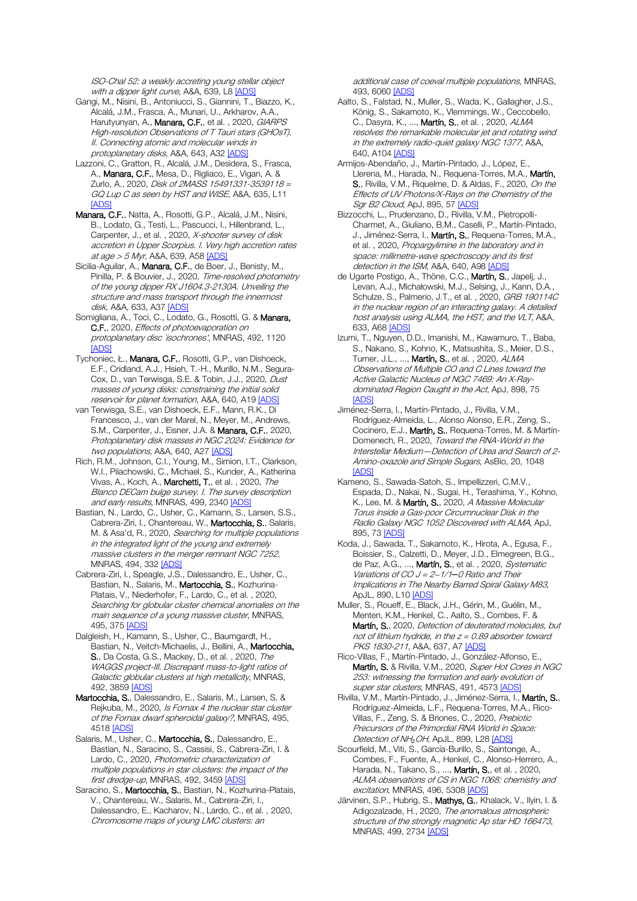*ISO-Chal 52: a weakly accreting young stellar object with a dipper light curve*, A&A, 639, L8 [ADS]

Gangi, M., Nisini, B., Antoniucci, S., Giannini, T., Biazzo, K., Alcalá, J.M., Frasca, A., Munari, U., Arkharov, A.A., Harutyunyan, A., **Manara, C.F.**, et al. , 2020, *GIARPS High-resolution Observations of T Tauri stars (GHOsT). II. Connecting atomic and molecular winds in protoplanetary disks*, A&A, 643, A32 [ADS]

Lazzoni, C., Gratton, R., Alcalá, J.M., Desidera, S., Frasca, A., **Manara, C.F.**, Mesa, D., Rigliaco, E., Vigan, A. & Zurlo, A., 2020, *Disk of 2MASS 15491331-3539118 = GQ Lup C as seen by HST and WISE*, A&A, 635, L11 [ADS]

**Manara, C.F.**, Natta, A., Rosotti, G.P., Alcalá, J.M., Nisini, B., Lodato, G., Testi, L., Pascucci, I., Hillenbrand, L., Carpenter, J., et al. , 2020, *X-shooter survey of disk accretion in Upper Scorpius. I. Very high accretion rates at age > 5 Myr*, A&A, 639, A58 [ADS]

Sicilia-Aguilar, A., **Manara, C.F.**, de Boer, J., Benisty, M., Pinilla, P. & Bouvier, J., 2020, *Time-resolved photometry of the young dipper RX J1604.3-2130A. Unveiling the structure and mass transport through the innermost disk*, A&A, 633, A37 [ADS]

Somigliana, A., Toci, C., Lodato, G., Rosotti, G. & **Manara, C.F.**, 2020, *Effects of photoevaporation on protoplanetary disc `isochrones'*, MNRAS, 492, 1120 [ADS]

Tychoniec, Ł., **Manara, C.F.**, Rosotti, G.P., van Dishoeck, E.F., Cridland, A.J., Hsieh, T.-H., Murillo, N.M., Segura-Cox, D., van Terwisga, S.E. & Tobin, J.J., 2020, *Dust masses of young disks: constraining the initial solid reservoir for planet formation*, A&A, 640, A19 [ADS]

van Terwisga, S.E., van Dishoeck, E.F., Mann, R.K., Di Francesco, J., van der Marel, N., Meyer, M., Andrews, S.M., Carpenter, J., Eisner, J.A. & **Manara, C.F.**, 2020, *Protoplanetary disk masses in NGC 2024: Evidence for two populations*, A&A, 640, A27 [ADS]

Rich, R.M., Johnson, C.I., Young, M., Simion, I.T., Clarkson, W.I., Pilachowski, C., Michael, S., Kunder, A., Katherina Vivas, A., Koch, A., **Marchetti, T.**, et al. , 2020, *The Blanco DECam bulge survey. I. The survey description and early results*, MNRAS, 499, 2340 [ADS]

Bastian, N., Lardo, C., Usher, C., Kamann, S., Larsen, S.S., Cabrera-Ziri, I., Chantereau, W., **Martocchia, S.**, Salaris, M. & Asa'd, R., 2020, *Searching for multiple populations in the integrated light of the young and extremely massive clusters in the merger remnant NGC 7252*, MNRAS, 494, 332 [ADS]

Cabrera-Ziri, I., Speagle, J.S., Dalessandro, E., Usher, C., Bastian, N., Salaris, M., **Martocchia, S.**, Kozhurina-Platais, V., Niederhofer, F., Lardo, C., et al. , 2020, *Searching for globular cluster chemical anomalies on the main sequence of a young massive cluster*, MNRAS, 495, 375 [ADS]

Dalgleish, H., Kamann, S., Usher, C., Baumgardt, H., Bastian, N., Veitch-Michaelis, J., Bellini, A., **Martocchia, S.**, Da Costa, G.S., Mackey, D., et al. , 2020, *The WAGGS project-III. Discrepant mass-to-light ratios of Galactic globular clusters at high metallicity*, MNRAS, 492, 3859 [ADS]

**Martocchia, S.**, Dalessandro, E., Salaris, M., Larsen, S. & Rejkuba, M., 2020, *Is Fornax 4 the nuclear star cluster of the Fornax dwarf spheroidal galaxy?*, MNRAS, 495, 4518 [ADS]

Salaris, M., Usher, C., **Martocchia, S.**, Dalessandro, E., Bastian, N., Saracino, S., Cassisi, S., Cabrera-Ziri, I. & Lardo, C., 2020, *Photometric characterization of multiple populations in star clusters: the impact of the first dredge-up*, MNRAS, 492, 3459 [ADS]

Saracino, S., **Martocchia, S.**, Bastian, N., Kozhurina-Platais, V., Chantereau, W., Salaris, M., Cabrera-Ziri, I., Dalessandro, E., Kacharov, N., Lardo, C., et al. , 2020, *Chromosome maps of young LMC clusters: an additional case of coeval multiple populations*, MNRAS, 493, 6060 [ADS]

Aalto, S., Falstad, N., Muller, S., Wada, K., Gallagher, J.S., König, S., Sakamoto, K., Vlemmings, W., Ceccobello, C., Dasyra, K., ..., **Martín, S.**, et al. , 2020, *ALMA resolves the remarkable molecular jet and rotating wind in the extremely radio-quiet galaxy NGC 1377*, A&A, 640, A104 [ADS]

Armijos-Abendaño, J., Martín-Pintado, J., López, E., Llerena, M., Harada, N., Requena-Torres, M.A., **Martín, S.**, Rivilla, V.M., Riquelme, D. & Aldas, F., 2020, *On the Effects of UV Photons/X-Rays on the Chemistry of the Sgr B2 Cloud*, ApJ, 895, 57 [ADS]

Bizzocchi, L., Prudenzano, D., Rivilla, V.M., Pietropolli-Charmet, A., Giuliano, B.M., Caselli, P., Martín-Pintado, J., Jiménez-Serra, I., **Martín, S.**, Requena-Torres, M.A., et al. , 2020, *Propargylimine in the laboratory and in space: millimetre-wave spectroscopy and its first detection in the ISM*, A&A, 640, A98 [ADS]

de Ugarte Postigo, A., Thöne, C.C., **Martín, S.**, Japelj, J., Levan, A.J., Michałowski, M.J., Selsing, J., Kann, D.A., Schulze, S., Palmerio, J.T., et al. , 2020, *GRB 190114C in the nuclear region of an interacting galaxy. A detailed host analysis using ALMA, the HST, and the VLT*, A&A, 633, A68 [ADS]

Izumi, T., Nguyen, D.D., Imanishi, M., Kawamuro, T., Baba, S., Nakano, S., Kohno, K., Matsushita, S., Meier, D.S., Turner, J.L., ..., **Martín, S.**, et al. , 2020, *ALMA Observations of Multiple CO and C Lines toward the Active Galactic Nucleus of NGC 7469: An X-Ray-dominated Region Caught in the Act*, ApJ, 898, 75 [ADS]

Jiménez-Serra, I., Martín-Pintado, J., Rivilla, V.M., Rodríguez-Almeida, L., Alonso Alonso, E.R., Zeng, S., Cocinero, E.J., **Martín, S.**, Requena-Torres, M. & Martín-Domenech, R., 2020, *Toward the RNA-World in the Interstellar Medium—Detection of Urea and Search of 2-Amino-oxazole and Simple Sugars*, AsBio, 20, 1048 [ADS]

Kameno, S., Sawada-Satoh, S., Impellizzeri, C.M.V., Espada, D., Nakai, N., Sugai, H., Terashima, Y., Kohno, K., Lee, M. & **Martín, S.**, 2020, *A Massive Molecular Torus inside a Gas-poor Circumnuclear Disk in the Radio Galaxy NGC 1052 Discovered with ALMA*, ApJ, 895, 73 [ADS]

Koda, J., Sawada, T., Sakamoto, K., Hirota, A., Egusa, F., Boissier, S., Calzetti, D., Meyer, J.D., Elmegreen, B.G., de Paz, A.G., ..., **Martín, S.**, et al. , 2020, *Systematic Variations of CO J = 2–1/1–0 Ratio and Their Implications in The Nearby Barred Spiral Galaxy M83*, ApJL, 890, L10 [ADS]

Muller, S., Roueff, E., Black, J.H., Gérin, M., Guélin, M., Menten, K.M., Henkel, C., Aalto, S., Combes, F. & **Martín, S.**, 2020, *Detection of deuterated molecules, but not of lithium hydride, in the z = 0.89 absorber toward PKS 1830-211*, A&A, 637, A7 [ADS]

Rico-Villas, F., Martín-Pintado, J., González-Alfonso, E., **Martín, S.** & Rivilla, V.M., 2020, *Super Hot Cores in NGC 253: witnessing the formation and early evolution of super star clusters*, MNRAS, 491, 4573 [ADS]

Rivilla, V.M., Martín-Pintado, J., Jiménez-Serra, I., **Martín, S.**, Rodríguez-Almeida, L.F., Requena-Torres, M.A., Rico-Villas, F., Zeng, S. & Briones, C., 2020, *Prebiotic Precursors of the Primordial RNA World in Space: Detection of $NH_2OH$*, ApJL, 899, L28 [ADS]

Scourfield, M., Viti, S., García-Burillo, S., Saintonge, A., Combes, F., Fuente, A., Henkel, C., Alonso-Herrero, A., Harada, N., Takano, S., ..., **Martín, S.**, et al. , 2020, *ALMA observations of CS in NGC 1068: chemistry and excitation*, MNRAS, 496, 5308 [ADS]

Järvinen, S.P., Hubrig, S., **Mathys, G.**, Khalack, V., Ilyin, I. & Adigozalzade, H., 2020, *The anomalous atmospheric structure of the strongly magnetic Ap star HD 166473*, MNRAS, 499, 2734 [ADS]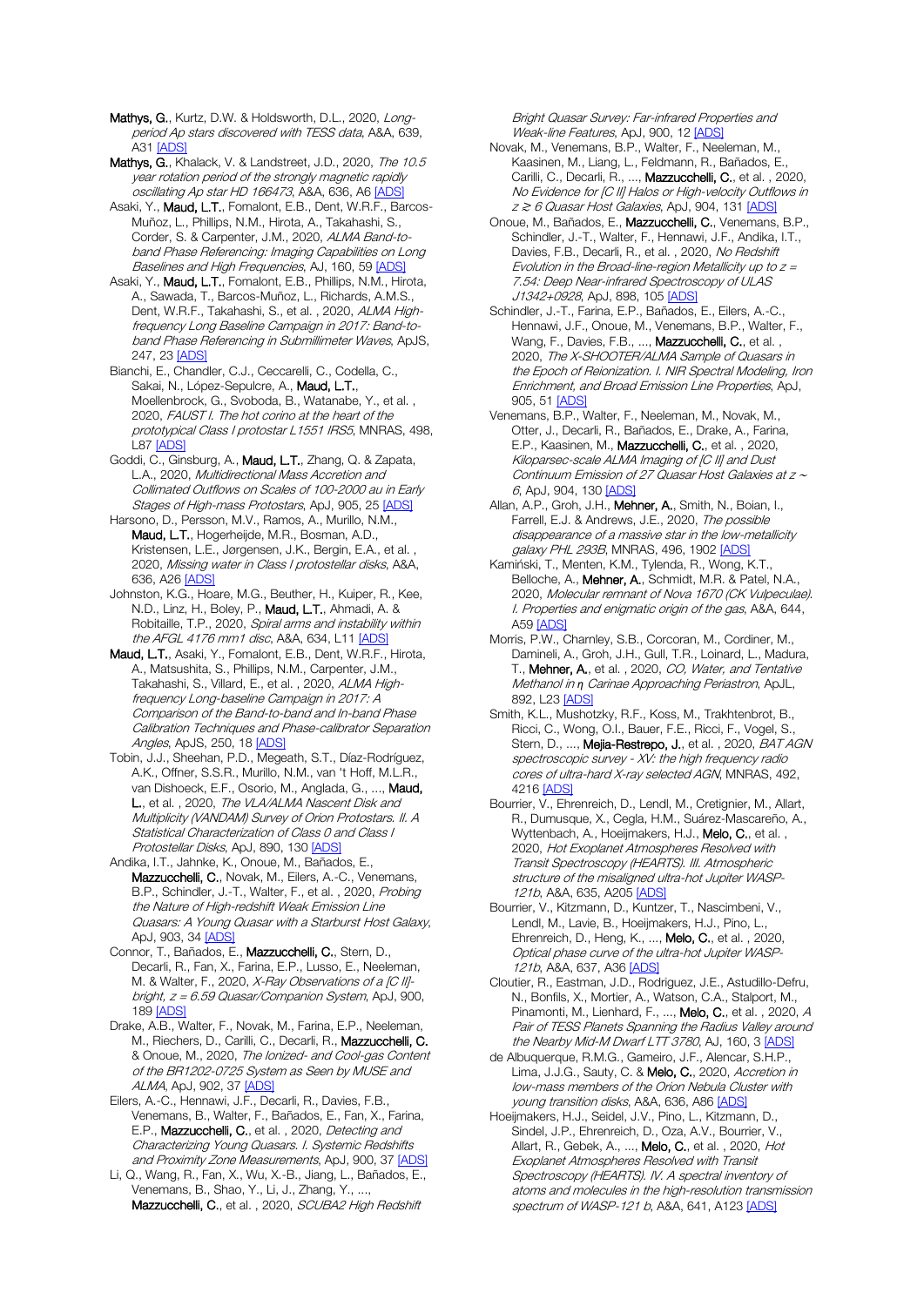**Mathys, G.**, Kurtz, D.W. & Holdsworth, D.L., 2020, *Long-period Ap stars discovered with TESS data*, A&A, 639, A31 [ADS]

**Mathys, G.**, Khalack, V. & Landstreet, J.D., 2020, *The 10.5 year rotation period of the strongly magnetic rapidly oscillating Ap star HD 166473*, A&A, 636, A6 [ADS]

Asaki, Y., **Maud, L.T.**, Fomalont, E.B., Dent, W.R.F., Barcos-Muñoz, L., Phillips, N.M., Hirota, A., Takahashi, S., Corder, S. & Carpenter, J.M., 2020, *ALMA Band-to-band Phase Referencing: Imaging Capabilities on Long Baselines and High Frequencies*, AJ, 160, 59 [ADS]

Asaki, Y., **Maud, L.T.**, Fomalont, E.B., Phillips, N.M., Hirota, A., Sawada, T., Barcos-Muñoz, L., Richards, A.M.S., Dent, W.R.F., Takahashi, S., et al. , 2020, *ALMA High-frequency Long Baseline Campaign in 2017: Band-to-band Phase Referencing in Submillimeter Waves*, ApJS, 247, 23 [ADS]

Bianchi, E., Chandler, C.J., Ceccarelli, C., Codella, C., Sakai, N., López-Sepulcre, A., **Maud, L.T.**, Moellenbrock, G., Svoboda, B., Watanabe, Y., et al. , 2020, *FAUST I. The hot corino at the heart of the prototypical Class I protostar L1551 IRS5*, MNRAS, 498, L87 [ADS]

Goddi, C., Ginsburg, A., **Maud, L.T.**, Zhang, Q. & Zapata, L.A., 2020, *Multidirectional Mass Accretion and Collimated Outflows on Scales of 100-2000 au in Early Stages of High-mass Protostars*, ApJ, 905, 25 [ADS]

Harsono, D., Persson, M.V., Ramos, A., Murillo, N.M., **Maud, L.T.**, Hogerheijde, M.R., Bosman, A.D., Kristensen, L.E., Jørgensen, J.K., Bergin, E.A., et al. , 2020, *Missing water in Class I protostellar disks*, A&A, 636, A26 [ADS]

Johnston, K.G., Hoare, M.G., Beuther, H., Kuiper, R., Kee, N.D., Linz, H., Boley, P., **Maud, L.T.**, Ahmadi, A. & Robitaille, T.P., 2020, *Spiral arms and instability within the AFGL 4176 mm1 disc*, A&A, 634, L11 [ADS]

**Maud, L.T.**, Asaki, Y., Fomalont, E.B., Dent, W.R.F., Hirota, A., Matsushita, S., Phillips, N.M., Carpenter, J.M., Takahashi, S., Villard, E., et al. , 2020, *ALMA High-frequency Long-baseline Campaign in 2017: A Comparison of the Band-to-band and In-band Phase Calibration Techniques and Phase-calibrator Separation Angles*, ApJS, 250, 18 [ADS]

Tobin, J.J., Sheehan, P.D., Megeath, S.T., Díaz-Rodríguez, A.K., Offner, S.S.R., Murillo, N.M., van 't Hoff, M.L.R., van Dishoeck, E.F., Osorio, M., Anglada, G., ..., **Maud, L.**, et al. , 2020, *The VLA/ALMA Nascent Disk and Multiplicity (VANDAM) Survey of Orion Protostars. II. A Statistical Characterization of Class 0 and Class I Protostellar Disks*, ApJ, 890, 130 [ADS]

Andika, I.T., Jahnke, K., Onoue, M., Bañados, E., **Mazzucchelli, C.**, Novak, M., Eilers, A.-C., Venemans, B.P., Schindler, J.-T., Walter, F., et al. , 2020, *Probing the Nature of High-redshift Weak Emission Line Quasars: A Young Quasar with a Starburst Host Galaxy*, ApJ, 903, 34 [ADS]

Connor, T., Bañados, E., **Mazzucchelli, C.**, Stern, D., Decarli, R., Fan, X., Farina, E.P., Lusso, E., Neeleman, M. & Walter, F., 2020, *X-Ray Observations of a [C II]-bright, z = 6.59 Quasar/Companion System*, ApJ, 900, 189 [ADS]

Drake, A.B., Walter, F., Novak, M., Farina, E.P., Neeleman, M., Riechers, D., Carilli, C., Decarli, R., **Mazzucchelli, C.** & Onoue, M., 2020, *The Ionized- and Cool-gas Content of the BR1202-0725 System as Seen by MUSE and ALMA*, ApJ, 902, 37 [ADS]

Eilers, A.-C., Hennawi, J.F., Decarli, R., Davies, F.B., Venemans, B., Walter, F., Bañados, E., Fan, X., Farina, E.P., **Mazzucchelli, C.**, et al. , 2020, *Detecting and Characterizing Young Quasars. I. Systemic Redshifts and Proximity Zone Measurements*, ApJ, 900, 37 [ADS]

Li, Q., Wang, R., Fan, X., Wu, X.-B., Jiang, L., Bañados, E., Venemans, B., Shao, Y., Li, J., Zhang, Y., ..., **Mazzucchelli, C.**, et al. , 2020, *SCUBA2 High Redshift Bright Quasar Survey: Far-infrared Properties and Weak-line Features*, ApJ, 900, 12 [ADS]

Novak, M., Venemans, B.P., Walter, F., Neeleman, M., Kaasinen, M., Liang, L., Feldmann, R., Bañados, E., Carilli, C., Decarli, R., ..., **Mazzucchelli, C.**, et al. , 2020, *No Evidence for [C II] Halos or High-velocity Outflows in z ≳ 6 Quasar Host Galaxies*, ApJ, 904, 131 [ADS]

Onoue, M., Bañados, E., **Mazzucchelli, C.**, Venemans, B.P., Schindler, J.-T., Walter, F., Hennawi, J.F., Andika, I.T., Davies, F.B., Decarli, R., et al. , 2020, *No Redshift Evolution in the Broad-line-region Metallicity up to z = 7.54: Deep Near-infrared Spectroscopy of ULAS J1342+0928*, ApJ, 898, 105 [ADS]

Schindler, J.-T., Farina, E.P., Bañados, E., Eilers, A.-C., Hennawi, J.F., Onoue, M., Venemans, B.P., Walter, F., Wang, F., Davies, F.B., ..., **Mazzucchelli, C.**, et al. , 2020, *The X-SHOOTER/ALMA Sample of Quasars in the Epoch of Reionization. I. NIR Spectral Modeling, Iron Enrichment, and Broad Emission Line Properties*, ApJ, 905, 51 [ADS]

Venemans, B.P., Walter, F., Neeleman, M., Novak, M., Otter, J., Decarli, R., Bañados, E., Drake, A., Farina, E.P., Kaasinen, M., **Mazzucchelli, C.**, et al. , 2020, *Kiloparsec-scale ALMA Imaging of [C II] and Dust Continuum Emission of 27 Quasar Host Galaxies at z ∼ 6*, ApJ, 904, 130 [ADS]

Allan, A.P., Groh, J.H., **Mehner, A.**, Smith, N., Boian, I., Farrell, E.J. & Andrews, J.E., 2020, *The possible disappearance of a massive star in the low-metallicity galaxy PHL 293B*, MNRAS, 496, 1902 [ADS]

Kamiński, T., Menten, K.M., Tylenda, R., Wong, K.T., Belloche, A., **Mehner, A.**, Schmidt, M.R. & Patel, N.A., 2020, *Molecular remnant of Nova 1670 (CK Vulpeculae). I. Properties and enigmatic origin of the gas*, A&A, 644, A59 [ADS]

Morris, P.W., Charnley, S.B., Corcoran, M., Cordiner, M., Damineli, A., Groh, J.H., Gull, T.R., Loinard, L., Madura, T., **Mehner, A.**, et al. , 2020, *CO, Water, and Tentative Methanol in η Carinae Approaching Periastron*, ApJL, 892, L23 [ADS]

Smith, K.L., Mushotzky, R.F., Koss, M., Trakhtenbrot, B., Ricci, C., Wong, O.I., Bauer, F.E., Ricci, F., Vogel, S., Stern, D., ..., **Mejía-Restrepo, J.**, et al. , 2020, *BAT AGN spectroscopic survey - XV: the high frequency radio cores of ultra-hard X-ray selected AGN*, MNRAS, 492, 4216 [ADS]

Bourrier, V., Ehrenreich, D., Lendl, M., Cretignier, M., Allart, R., Dumusque, X., Cegla, H.M., Suárez-Mascareño, A., Wyttenbach, A., Hoeijmakers, H.J., **Melo, C.**, et al. , 2020, *Hot Exoplanet Atmospheres Resolved with Transit Spectroscopy (HEARTS). III. Atmospheric structure of the misaligned ultra-hot Jupiter WASP-121b*, A&A, 635, A205 [ADS]

Bourrier, V., Kitzmann, D., Kuntzer, T., Nascimbeni, V., Lendl, M., Lavie, B., Hoeijmakers, H.J., Pino, L., Ehrenreich, D., Heng, K., ..., **Melo, C.**, et al. , 2020, *Optical phase curve of the ultra-hot Jupiter WASP-121b*, A&A, 637, A36 [ADS]

Cloutier, R., Eastman, J.D., Rodriguez, J.E., Astudillo-Defru, N., Bonfils, X., Mortier, A., Watson, C.A., Stalport, M., Pinamonti, M., Lienhard, F., ..., **Melo, C.**, et al. , 2020, *A Pair of TESS Planets Spanning the Radius Valley around the Nearby Mid-M Dwarf LTT 3780*, AJ, 160, 3 [ADS]

de Albuquerque, R.M.G., Gameiro, J.F., Alencar, S.H.P., Lima, J.J.G., Sauty, C. & **Melo, C.**, 2020, *Accretion in low-mass members of the Orion Nebula Cluster with young transition disks*, A&A, 636, A86 [ADS]

Hoeijmakers, H.J., Seidel, J.V., Pino, L., Kitzmann, D., Sindel, J.P., Ehrenreich, D., Oza, A.V., Bourrier, V., Allart, R., Gebek, A., ..., **Melo, C.**, et al. , 2020, *Hot Exoplanet Atmospheres Resolved with Transit Spectroscopy (HEARTS). IV. A spectral inventory of atoms and molecules in the high-resolution transmission spectrum of WASP-121 b*, A&A, 641, A123 [ADS]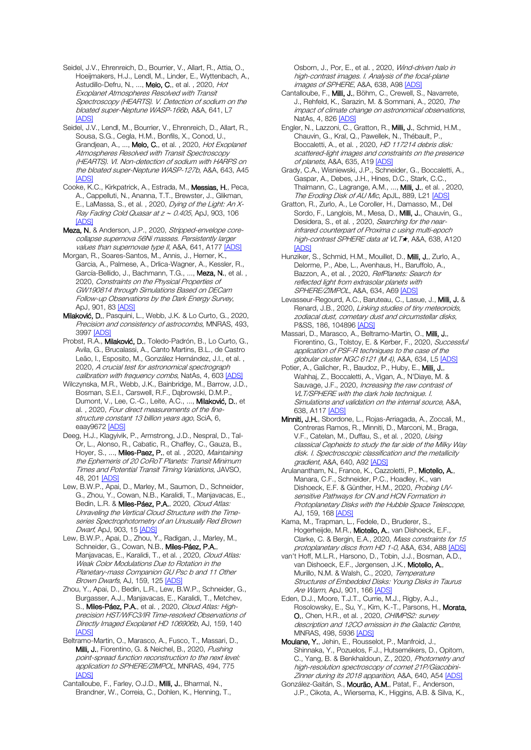Seidel, J.V., Ehrenreich, D., Bourrier, V., Allart, R., Attia, O., Hoeijmakers, H.J., Lendl, M., Linder, E., Wyttenbach, A., Astudillo-Defru, N., ..., **Melo, C.**, et al. , 2020, *Hot Exoplanet Atmospheres Resolved with Transit Spectroscopy (HEARTS). V. Detection of sodium on the bloated super-Neptune WASP-166b*, A&A, 641, L7 [ADS]

Seidel, J.V., Lendl, M., Bourrier, V., Ehrenreich, D., Allart, R., Sousa, S.G., Cegla, H.M., Bonfils, X., Conod, U., Grandjean, A., ..., **Melo, C.**, et al. , 2020, *Hot Exoplanet Atmospheres Resolved with Transit Spectroscopy (HEARTS). VI. Non-detection of sodium with HARPS on the bloated super-Neptune WASP-127b*, A&A, 643, A45 [ADS]

Cooke, K.C., Kirkpatrick, A., Estrada, M., **Messias, H.**, Peca, A., Cappelluti, N., Ananna, T.T., Brewster, J., Glikman, E., LaMassa, S., et al. , 2020, *Dying of the Light: An X-Ray Fading Cold Quasar at z ~ 0.405*, ApJ, 903, 106 [ADS]

**Meza, N.** & Anderson, J.P., 2020, *Stripped-envelope core-collapse supernova 56Ni masses. Persistently larger values than supernovae type II*, A&A, 641, A177 [ADS]

Morgan, R., Soares-Santos, M., Annis, J., Herner, K., Garcia, A., Palmese, A., Drlica-Wagner, A., Kessler, R., García-Bellido, J., Bachmann, T.G., ..., **Meza, N.**, et al. , 2020, *Constraints on the Physical Properties of GW190814 through Simulations Based on DECam Follow-up Observations by the Dark Energy Survey*, ApJ, 901, 83 [ADS]

**Milaković, D.**, Pasquini, L., Webb, J.K. & Lo Curto, G., 2020, *Precision and consistency of astrocombs*, MNRAS, 493, 3997 [ADS]

Probst, R.A., **Milaković, D.**, Toledo-Padrón, B., Lo Curto, G., Avila, G., Brucalassi, A., Canto Martins, B.L., de Castro Leão, I., Esposito, M., González Hernández, J.I., et al. , 2020, *A crucial test for astronomical spectrograph calibration with frequency combs*, NatAs, 4, 603 [ADS]

Wilczynska, M.R., Webb, J.K., Bainbridge, M., Barrow, J.D., Bosman, S.E.I., Carswell, R.F., Dąbrowski, M.P., Dumont, V., Lee, C.-C., Leite, A.C., ..., **Milaković, D.**, et al. , 2020, *Four direct measurements of the fine-structure constant 13 billion years ago*, SciA, 6, eaay9672 [ADS]

Deeg, H.J., Klagyivik, P., Armstrong, J.D., Nespral, D., Tal-Or, L., Alonso, R., Cabatic, R., Chaffey, C., Gauza, B., Hoyer, S., ..., **Miles-Paez, P.**, et al. , 2020, *Maintaining the Ephemeris of 20 CoRoT Planets: Transit Minimum Times and Potential Transit Timing Variations*, JAVSO, 48, 201 [ADS]

Lew, B.W.P., Apai, D., Marley, M., Saumon, D., Schneider, G., Zhou, Y., Cowan, N.B., Karalidi, T., Manjavacas, E., Bedin, L.R. & **Miles-Páez, P.A.**, 2020, *Cloud Atlas: Unraveling the Vertical Cloud Structure with the Time-series Spectrophotometry of an Unusually Red Brown Dwarf*, ApJ, 903, 15 [ADS]

Lew, B.W.P., Apai, D., Zhou, Y., Radigan, J., Marley, M., Schneider, G., Cowan, N.B., **Miles-Páez, P.A.**, Manjavacas, E., Karalidi, T., et al. , 2020, *Cloud Atlas: Weak Color Modulations Due to Rotation in the Planetary-mass Companion GU Psc b and 11 Other Brown Dwarfs*, AJ, 159, 125 [ADS]

Zhou, Y., Apai, D., Bedin, L.R., Lew, B.W.P., Schneider, G., Burgasser, A.J., Manjavacas, E., Karalidi, T., Metchev, S., **Miles-Páez, P.A.**, et al. , 2020, *Cloud Atlas: High-precision HST/WFC3/IR Time-resolved Observations of Directly Imaged Exoplanet HD 106906b*, AJ, 159, 140 [ADS]

Beltramo-Martin, O., Marasco, A., Fusco, T., Massari, D., **Milli, J.**, Fiorentino, G. & Neichel, B., 2020, *Pushing point-spread function reconstruction to the next level: application to SPHERE/ZIMPOL*, MNRAS, 494, 775 [ADS]

Cantalloube, F., Farley, O.J.D., **Milli, J.**, Bharmal, N., Brandner, W., Correia, C., Dohlen, K., Henning, T., Osborn, J., Por, E., et al. , 2020, *Wind-driven halo in high-contrast images. I. Analysis of the focal-plane images of SPHERE*, A&A, 638, A98 [ADS]

Cantalloube, F., **Milli, J.**, Böhm, C., Crewell, S., Navarrete, J., Rehfeld, K., Sarazin, M. & Sommani, A., 2020, *The impact of climate change on astronomical observations*, NatAs, 4, 826 [ADS]

Engler, N., Lazzoni, C., Gratton, R., **Milli, J.**, Schmid, H.M., Chauvin, G., Kral, Q., Pawellek, N., Thébault, P., Boccaletti, A., et al. , 2020, *HD 117214 debris disk: scattered-light images and constraints on the presence of planets*, A&A, 635, A19 [ADS]

Grady, C.A., Wisniewski, J.P., Schneider, G., Boccaletti, A., Gaspar, A., Debes, J.H., Hines, D.C., Stark, C.C., Thalmann, C., Lagrange, A.M., ..., **Milli, J.**, et al. , 2020, *The Eroding Disk of AU Mic*, ApJL, 889, L21 [ADS]

Gratton, R., Zurlo, A., Le Coroller, H., Damasso, M., Del Sordo, F., Langlois, M., Mesa, D., **Milli, J.**, Chauvin, G., Desidera, S., et al. , 2020, *Searching for the near-infrared counterpart of Proxima c using multi-epoch high-contrast SPHERE data at VLT★*, A&A, 638, A120 [ADS]

Hunziker, S., Schmid, H.M., Mouillet, D., **Milli, J.**, Zurlo, A., Delorme, P., Abe, L., Avenhaus, H., Baruffolo, A., Bazzon, A., et al. , 2020, *RefPlanets: Search for reflected light from extrasolar planets with SPHERE/ZIMPOL*, A&A, 634, A69 [ADS]

Levasseur-Regourd, A.C., Baruteau, C., Lasue, J., **Milli, J.** & Renard, J.B., 2020, *Linking studies of tiny meteoroids, zodiacal dust, cometary dust and circumstellar disks*, P&SS, 186, 104896 [ADS]

Massari, D., Marasco, A., Beltramo-Martin, O., **Milli, J.**, Fiorentino, G., Tolstoy, E. & Kerber, F., 2020, *Successful application of PSF-R techniques to the case of the globular cluster NGC 6121 (M 4)*, A&A, 634, L5 [ADS]

Potier, A., Galicher, R., Baudoz, P., Huby, E., **Milli, J.**, Wahhaj, Z., Boccaletti, A., Vigan, A., N'Diaye, M. & Sauvage, J.F., 2020, *Increasing the raw contrast of VLT/SPHERE with the dark hole technique. I. Simulations and validation on the internal source*, A&A, 638, A117 [ADS]

**Minniti, J.H.**, Sbordone, L., Rojas-Arriagada, A., Zoccali, M., Contreras Ramos, R., Minniti, D., Marconi, M., Braga, V.F., Catelan, M., Duffau, S., et al. , 2020, *Using classical Cepheids to study the far side of the Milky Way disk. I. Spectroscopic classification and the metallicity gradient*, A&A, 640, A92 [ADS]

Arulanantham, N., France, K., Cazzoletti, P., **Miotello, A.**, Manara, C.F., Schneider, P.C., Hoadley, K., van Dishoeck, E.F. & Günther, H.M., 2020, *Probing UV-sensitive Pathways for CN and HCN Formation in Protoplanetary Disks with the Hubble Space Telescope*, AJ, 159, 168 [ADS]

Kama, M., Trapman, L., Fedele, D., Bruderer, S., Hogerheijde, M.R., **Miotello, A.**, van Dishoeck, E.F., Clarke, C. & Bergin, E.A., 2020, *Mass constraints for 15 protoplanetary discs from HD 1-0*, A&A, 634, A88 [ADS]

van't Hoff, M.L.R., Harsono, D., Tobin, J.J., Bosman, A.D., van Dishoeck, E.F., Jørgensen, J.K., **Miotello, A.**, Murillo, N.M. & Walsh, C., 2020, *Temperature Structures of Embedded Disks: Young Disks in Taurus Are Warm*, ApJ, 901, 166 [ADS]

Eden, D.J., Moore, T.J.T., Currie, M.J., Rigby, A.J., Rosolowsky, E., Su, Y., Kim, K.-T., Parsons, H., **Morata, O.**, Chen, H.R., et al. , 2020, *CHIMPS2: survey description and 12CO emission in the Galactic Centre*, MNRAS, 498, 5936 [ADS]

**Moulane, Y.**, Jehin, E., Rousselot, P., Manfroid, J., Shinnaka, Y., Pozuelos, F.J., Hutsemékers, D., Opitom, C., Yang, B. & Benkhaldoun, Z., 2020, *Photometry and high-resolution spectroscopy of comet 21P/Giacobini-Zinner during its 2018 apparition*, A&A, 640, A54 [ADS]

González-Gaitán, S., **Mourão, A.M.**, Patat, F., Anderson, J.P., Cikota, A., Wiersema, K., Higgins, A.B. & Silva, K.,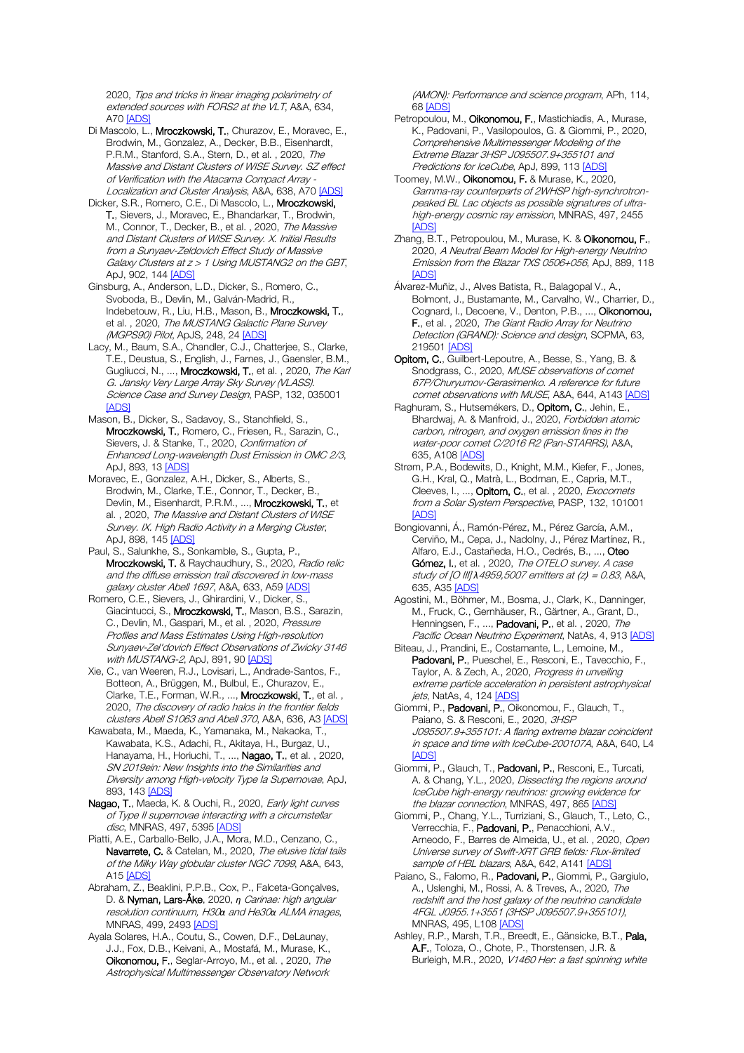2020, *Tips and tricks in linear imaging polarimetry of extended sources with FORS2 at the VLT*, A&A, 634, A70 [ADS]

Di Mascolo, L., **Mroczkowski, T.**, Churazov, E., Moravec, E., Brodwin, M., Gonzalez, A., Decker, B.B., Eisenhardt, P.R.M., Stanford, S.A., Stern, D., et al. , 2020, *The Massive and Distant Clusters of WISE Survey. SZ effect of Verification with the Atacama Compact Array - Localization and Cluster Analysis*, A&A, 638, A70 [ADS]

Dicker, S.R., Romero, C.E., Di Mascolo, L., **Mroczkowski, T.**, Sievers, J., Moravec, E., Bhandarkar, T., Brodwin, M., Connor, T., Decker, B., et al. , 2020, *The Massive and Distant Clusters of WISE Survey. X. Initial Results from a Sunyaev-Zeldovich Effect Study of Massive Galaxy Clusters at z > 1 Using MUSTANG2 on the GBT*, ApJ, 902, 144 [ADS]

Ginsburg, A., Anderson, L.D., Dicker, S., Romero, C., Svoboda, B., Devlin, M., Galván-Madrid, R., Indebetouw, R., Liu, H.B., Mason, B., **Mroczkowski, T.**, et al. , 2020, *The MUSTANG Galactic Plane Survey (MGPS90) Pilot*, ApJS, 248, 24 [ADS]

Lacy, M., Baum, S.A., Chandler, C.J., Chatterjee, S., Clarke, T.E., Deustua, S., English, J., Farnes, J., Gaensler, B.M., Gugliucci, N., ..., **Mroczkowski, T.**, et al. , 2020, *The Karl G. Jansky Very Large Array Sky Survey (VLASS). Science Case and Survey Design*, PASP, 132, 035001 [ADS]

Mason, B., Dicker, S., Sadavoy, S., Stanchfield, S., **Mroczkowski, T.**, Romero, C., Friesen, R., Sarazin, C., Sievers, J. & Stanke, T., 2020, *Confirmation of Enhanced Long-wavelength Dust Emission in OMC 2/3*, ApJ, 893, 13 [ADS]

Moravec, E., Gonzalez, A.H., Dicker, S., Alberts, S., Brodwin, M., Clarke, T.E., Connor, T., Decker, B., Devlin, M., Eisenhardt, P.R.M., ..., **Mroczkowski, T.**, et al. , 2020, *The Massive and Distant Clusters of WISE Survey. IX. High Radio Activity in a Merging Cluster*, ApJ, 898, 145 [ADS]

Paul, S., Salunkhe, S., Sonkamble, S., Gupta, P., **Mroczkowski, T.** & Raychaudhury, S., 2020, *Radio relic and the diffuse emission trail discovered in low-mass galaxy cluster Abell 1697*, A&A, 633, A59 [ADS]

Romero, C.E., Sievers, J., Ghirardini, V., Dicker, S., Giacintucci, S., **Mroczkowski, T.**, Mason, B.S., Sarazin, C., Devlin, M., Gaspari, M., et al. , 2020, *Pressure Profiles and Mass Estimates Using High-resolution Sunyaev-Zel'dovich Effect Observations of Zwicky 3146 with MUSTANG-2*, ApJ, 891, 90 [ADS]

Xie, C., van Weeren, R.J., Lovisari, L., Andrade-Santos, F., Botteon, A., Brüggen, M., Bulbul, E., Churazov, E., Clarke, T.E., Forman, W.R., ..., **Mroczkowski, T.**, et al. , 2020, *The discovery of radio halos in the frontier fields clusters Abell S1063 and Abell 370*, A&A, 636, A3 [ADS]

Kawabata, M., Maeda, K., Yamanaka, M., Nakaoka, T., Kawabata, K.S., Adachi, R., Akitaya, H., Burgaz, U., Hanayama, H., Horiuchi, T., ..., **Nagao, T.**, et al. , 2020, *SN 2019ein: New Insights into the Similarities and Diversity among High-velocity Type Ia Supernovae*, ApJ, 893, 143 [ADS]

**Nagao, T.**, Maeda, K. & Ouchi, R., 2020, *Early light curves of Type II supernovae interacting with a circumstellar disc*, MNRAS, 497, 5395 [ADS]

Piatti, A.E., Carballo-Bello, J.A., Mora, M.D., Cenzano, C., **Navarrete, C.** & Catelan, M., 2020, *The elusive tidal tails of the Milky Way globular cluster NGC 7099*, A&A, 643, A15 [ADS]

Abraham, Z., Beaklini, P.P.B., Cox, P., Falceta-Gonçalves, D. & **Nyman, Lars-Åke**, 2020, *η Carinae: high angular resolution continuum, H30α and He30α ALMA images*, MNRAS, 499, 2493 [ADS]

Ayala Solares, H.A., Coutu, S., Cowen, D.F., DeLaunay, J.J., Fox, D.B., Keivani, A., Mostafá, M., Murase, K., **Oikonomou, F.**, Seglar-Arroyo, M., et al. , 2020, *The Astrophysical Multimessenger Observatory Network (AMON): Performance and science program*, APh, 114, 68 [ADS]

Petropoulou, M., **Oikonomou, F.**, Mastichiadis, A., Murase, K., Padovani, P., Vasilopoulos, G. & Giommi, P., 2020, *Comprehensive Multimessenger Modeling of the Extreme Blazar 3HSP J095507.9+355101 and Predictions for IceCube*, ApJ, 899, 113 [ADS]

Toomey, M.W., **Oikonomou, F.** & Murase, K., 2020, *Gamma-ray counterparts of 2WHSP high-synchrotron-peaked BL Lac objects as possible signatures of ultra-high-energy cosmic ray emission*, MNRAS, 497, 2455 [ADS]

Zhang, B.T., Petropoulou, M., Murase, K. & **Oikonomou, F.**, 2020, *A Neutral Beam Model for High-energy Neutrino Emission from the Blazar TXS 0506+056*, ApJ, 889, 118 [ADS]

Álvarez-Muñiz, J., Alves Batista, R., Balagopal V., A., Bolmont, J., Bustamante, M., Carvalho, W., Charrier, D., Cognard, I., Decoene, V., Denton, P.B., ..., **Oikonomou, F.**, et al. , 2020, *The Giant Radio Array for Neutrino Detection (GRAND): Science and design*, SCPMA, 63, 219501 [ADS]

**Opitom, C.**, Guilbert-Lepoutre, A., Besse, S., Yang, B. & Snodgrass, C., 2020, *MUSE observations of comet 67P/Churyumov-Gerasimenko. A reference for future comet observations with MUSE*, A&A, 644, A143 [ADS]

Raghuram, S., Hutsemékers, D., **Opitom, C.**, Jehin, E., Bhardwaj, A. & Manfroid, J., 2020, *Forbidden atomic carbon, nitrogen, and oxygen emission lines in the water-poor comet C/2016 R2 (Pan-STARRS)*, A&A, 635, A108 [ADS]

Strøm, P.A., Bodewits, D., Knight, M.M., Kiefer, F., Jones, G.H., Kral, Q., Matrà, L., Bodman, E., Capria, M.T., Cleeves, I., ..., **Opitom, C.**, et al. , 2020, *Exocomets from a Solar System Perspective*, PASP, 132, 101001 [ADS]

Bongiovanni, Á., Ramón-Pérez, M., Pérez García, A.M., Cerviño, M., Cepa, J., Nadolny, J., Pérez Martínez, R., Alfaro, E.J., Castañeda, H.O., Cedrés, B., ..., **Oteo Gómez, I.**, et al. , 2020, *The OTELO survey. A case study of [O III]λ4959,5007 emitters at ⟨z⟩ = 0.83*, A&A, 635, A35 [ADS]

Agostini, M., Böhmer, M., Bosma, J., Clark, K., Danninger, M., Fruck, C., Gernhäuser, R., Gärtner, A., Grant, D., Henningsen, F., ..., **Padovani, P.**, et al. , 2020, *The Pacific Ocean Neutrino Experiment*, NatAs, 4, 913 [ADS]

Biteau, J., Prandini, E., Costamante, L., Lemoine, M., **Padovani, P.**, Pueschel, E., Resconi, E., Tavecchio, F., Taylor, A. & Zech, A., 2020, *Progress in unveiling extreme particle acceleration in persistent astrophysical jets*, NatAs, 4, 124 [ADS]

Giommi, P., **Padovani, P.**, Oikonomou, F., Glauch, T., Paiano, S. & Resconi, E., 2020, *3HSP J095507.9+355101: A flaring extreme blazar coincident in space and time with IceCube-200107A*, A&A, 640, L4 [ADS]

Giommi, P., Glauch, T., **Padovani, P.**, Resconi, E., Turcati, A. & Chang, Y.L., 2020, *Dissecting the regions around IceCube high-energy neutrinos: growing evidence for the blazar connection*, MNRAS, 497, 865 [ADS]

Giommi, P., Chang, Y.L., Turriziani, S., Glauch, T., Leto, C., Verrecchia, F., **Padovani, P.**, Penacchioni, A.V., Arneodo, F., Barres de Almeida, U., et al. , 2020, *Open Universe survey of Swift-XRT GRB fields: Flux-limited sample of HBL blazars*, A&A, 642, A141 [ADS]

Paiano, S., Falomo, R., **Padovani, P.**, Giommi, P., Gargiulo, A., Uslenghi, M., Rossi, A. & Treves, A., 2020, *The redshift and the host galaxy of the neutrino candidate 4FGL J0955.1+3551 (3HSP J095507.9+355101)*, MNRAS, 495, L108 [ADS]

Ashley, R.P., Marsh, T.R., Breedt, E., Gänsicke, B.T., **Pala, A.F.**, Toloza, O., Chote, P., Thorstensen, J.R. & Burleigh, M.R., 2020, *V1460 Her: a fast spinning white*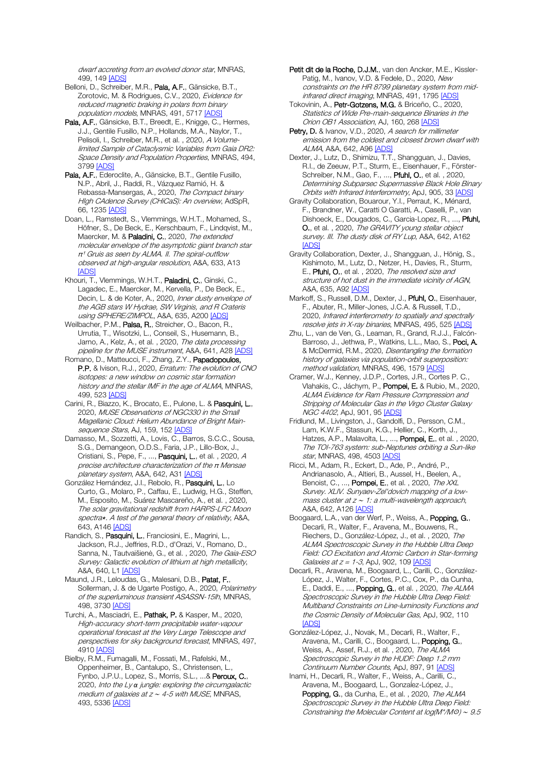*dwarf accreting from an evolved donor star*, MNRAS, 499, 149 [ADS]

Belloni, D., Schreiber, M.R., **Pala, A.F.**, Gänsicke, B.T., Zorotovic, M. & Rodrigues, C.V., 2020, *Evidence for reduced magnetic braking in polars from binary population models*, MNRAS, 491, 5717 [ADS]

**Pala, A.F.**, Gänsicke, B.T., Breedt, E., Knigge, C., Hermes, J.J., Gentile Fusillo, N.P., Hollands, M.A., Naylor, T., Pelisoli, I., Schreiber, M.R., et al. , 2020, *A Volume-limited Sample of Cataclysmic Variables from Gaia DR2: Space Density and Population Properties*, MNRAS, 494, 3799 [ADS]

**Pala, A.F.**, Ederoclite, A., Gänsicke, B.T., Gentile Fusillo, N.P., Abril, J., Raddi, R., Vázquez Ramió, H. & Rebassa-Mansergas, A., 2020, *The Compact binary HIgh CAdence Survey (CHiCaS): An overview*, AdSpR, 66, 1235 [ADS]

Doan, L., Ramstedt, S., Vlemmings, W.H.T., Mohamed, S., Höfner, S., De Beck, E., Kerschbaum, F., Lindqvist, M., Maercker, M. & **Paladini, C.**, 2020, *The extended molecular envelope of the asymptotic giant branch star π¹ Gruis as seen by ALMA. II. The spiral-outflow observed at high-angular resolution*, A&A, 633, A13 [ADS]

Khouri, T., Vlemmings, W.H.T., **Paladini, C.**, Ginski, C., Lagadec, E., Maercker, M., Kervella, P., De Beck, E., Decin, L. & de Koter, A., 2020, *Inner dusty envelope of the AGB stars W Hydrae, SW Virginis, and R Crateris using SPHERE/ZIMPOL*, A&A, 635, A200 [ADS]

Weilbacher, P.M., **Palsa, R.**, Streicher, O., Bacon, R., Urrutia, T., Wisotzki, L., Conseil, S., Husemann, B., Jarno, A., Kelz, A., et al. , 2020, *The data processing pipeline for the MUSE instrument*, A&A, 641, A28 [ADS]

Romano, D., Matteucci, F., Zhang, Z.Y., **Papadopoulos, P.P.** & Ivison, R.J., 2020, *Erratum: The evolution of CNO isotopes: a new window on cosmic star formation history and the stellar IMF in the age of ALMA*, MNRAS, 499, 523 [ADS]

Carini, R., Biazzo, K., Brocato, E., Pulone, L. & **Pasquini, L.**, 2020, *MUSE Observations of NGC330 in the Small Magellanic Cloud: Helium Abundance of Bright Main-sequence Stars*, AJ, 159, 152 [ADS]

Damasso, M., Sozzetti, A., Lovis, C., Barros, S.C.C., Sousa, S.G., Demangeon, O.D.S., Faria, J.P., Lillo-Box, J., Cristiani, S., Pepe, F., ..., **Pasquini, L.**, et al. , 2020, *A precise architecture characterization of the π Mensae planetary system*, A&A, 642, A31 [ADS]

González Hernández, J.I., Rebolo, R., **Pasquini, L.**, Lo Curto, G., Molaro, P., Caffau, E., Ludwig, H.G., Steffen, M., Esposito, M., Suárez Mascareño, A., et al. , 2020, *The solar gravitational redshift from HARPS-LFC Moon spectra⋆. A test of the general theory of relativity*, A&A, 643, A146 [ADS]

Randich, S., **Pasquini, L.**, Franciosini, E., Magrini, L., Jackson, R.J., Jeffries, R.D., d'Orazi, V., Romano, D., Sanna, N., Tautvaišienė, G., et al. , 2020, *The Gaia-ESO Survey: Galactic evolution of lithium at high metallicity*, A&A, 640, L1 [ADS]

Maund, J.R., Leloudas, G., Malesani, D.B., **Patat, F.**, Sollerman, J. & de Ugarte Postigo, A., 2020, *Polarimetry of the superluminous transient ASASSN-15lh*, MNRAS, 498, 3730 [ADS]

Turchi, A., Masciadri, E., **Pathak, P.** & Kasper, M., 2020, *High-accuracy short-term precipitable water-vapour operational forecast at the Very Large Telescope and perspectives for sky background forecast*, MNRAS, 497, 4910 [ADS]

Bielby, R.M., Fumagalli, M., Fossati, M., Rafelski, M., Oppenheimer, B., Cantalupo, S., Christensen, L., Fynbo, J.P.U., Lopez, S., Morris, S.L., ...& **Peroux, C.**, 2020, *Into the Ly α jungle: exploring the circumgalactic medium of galaxies at z ∼ 4-5 with MUSE*, MNRAS, 493, 5336 [ADS]

**Petit dit de la Roche, D.J.M.**, van den Ancker, M.E., Kissler-Patig, M., Ivanov, V.D. & Fedele, D., 2020, *New constraints on the HR 8799 planetary system from mid-infrared direct imaging*, MNRAS, 491, 1795 [ADS]

Tokovinin, A., **Petr-Gotzens, M.G.** & Briceño, C., 2020, *Statistics of Wide Pre-main-sequence Binaries in the Orion OB1 Association*, AJ, 160, 268 [ADS]

**Petry, D.** & Ivanov, V.D., 2020, *A search for millimeter emission from the coldest and closest brown dwarf with ALMA*, A&A, 642, A96 [ADS]

Dexter, J., Lutz, D., Shimizu, T.T., Shangguan, J., Davies, R.I., de Zeeuw, P.T., Sturm, E., Eisenhauer, F., Förster-Schreiber, N.M., Gao, F., ..., **Pfuhl, O.**, et al. , 2020, *Determining Subparsec Supermassive Black Hole Binary Orbits with Infrared Interferometry*, ApJ, 905, 33 [ADS]

Gravity Collaboration, Bouarour, Y.I., Perraut, K., Ménard, F., Brandner, W., Caratti O Garatti, A., Caselli, P., van Dishoeck, E., Dougados, C., Garcia-Lopez, R., ..., **Pfuhl, O.**, et al. , 2020, *The GRAVITY young stellar object survey. III. The dusty disk of RY Lup*, A&A, 642, A162 [ADS]

Gravity Collaboration, Dexter, J., Shangguan, J., Hönig, S., Kishimoto, M., Lutz, D., Netzer, H., Davies, R., Sturm, E., **Pfuhl, O.**, et al. , 2020, *The resolved size and structure of hot dust in the immediate vicinity of AGN*, A&A, 635, A92 [ADS]

Markoff, S., Russell, D.M., Dexter, J., **Pfuhl, O.**, Eisenhauer, F., Abuter, R., Miller-Jones, J.C.A. & Russell, T.D., 2020, *Infrared interferometry to spatially and spectrally resolve jets in X-ray binaries*, MNRAS, 495, 525 [ADS]

Zhu, L., van de Ven, G., Leaman, R., Grand, R.J.J., Falcón-Barroso, J., Jethwa, P., Watkins, L.L., Mao, S., **Poci, A.** & McDermid, R.M., 2020, *Disentangling the formation history of galaxies via population-orbit superposition: method validation*, MNRAS, 496, 1579 [ADS]

Cramer, W.J., Kenney, J.D.P., Cortes, J.R., Cortes P. C., Vlahakis, C., Jáchym, P., **Pompei, E.** & Rubio, M., 2020, *ALMA Evidence for Ram Pressure Compression and Stripping of Molecular Gas in the Virgo Cluster Galaxy NGC 4402*, ApJ, 901, 95 [ADS]

Fridlund, M., Livingston, J., Gandolfi, D., Persson, C.M., Lam, K.W.F., Stassun, K.G., Hellier, C., Korth, J., Hatzes, A.P., Malavolta, L., ..., **Pompei, E.**, et al. , 2020, *The TOI-763 system: sub-Neptunes orbiting a Sun-like star*, MNRAS, 498, 4503 [ADS]

Ricci, M., Adam, R., Eckert, D., Ade, P., André, P., Andrianasolo, A., Altieri, B., Aussel, H., Beelen, A., Benoist, C., ..., **Pompei, E.**, et al. , 2020, *The XXL Survey. XLIV. Sunyaev-Zel'dovich mapping of a low-mass cluster at z ∼ 1: a multi-wavelength approach*, A&A, 642, A126 [ADS]

Boogaard, L.A., van der Werf, P., Weiss, A., **Popping, G.**, Decarli, R., Walter, F., Aravena, M., Bouwens, R., Riechers, D., González-López, J., et al. , 2020, *The ALMA Spectroscopic Survey in the Hubble Ultra Deep Field: CO Excitation and Atomic Carbon in Star-forming Galaxies at z = 1-3*, ApJ, 902, 109 [ADS]

Decarli, R., Aravena, M., Boogaard, L., Carilli, C., González-López, J., Walter, F., Cortes, P.C., Cox, P., da Cunha, E., Daddi, E., ..., **Popping, G.**, et al. , 2020, *The ALMA Spectroscopic Survey in the Hubble Ultra Deep Field: Multiband Constraints on Line-luminosity Functions and the Cosmic Density of Molecular Gas*, ApJ, 902, 110 [ADS]

González-López, J., Novak, M., Decarli, R., Walter, F., Aravena, M., Carilli, C., Boogaard, L., **Popping, G.**, Weiss, A., Assef, R.J., et al. , 2020, *The ALMA Spectroscopic Survey in the HUDF: Deep 1.2 mm Continuum Number Counts*, ApJ, 897, 91 [ADS]

Inami, H., Decarli, R., Walter, F., Weiss, A., Carilli, C., Aravena, M., Boogaard, L., Gonzalez-López, J., **Popping, G.**, da Cunha, E., et al. , 2020, *The ALMA Spectroscopic Survey in the Hubble Ultra Deep Field: Constraining the Molecular Content at log(M*/M⊙) ∼ 9.5*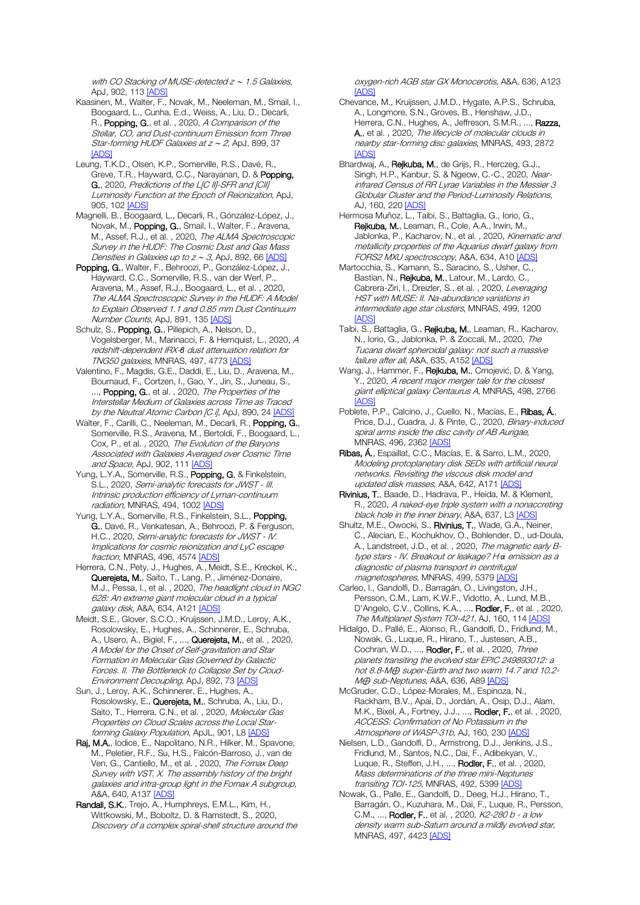*with CO Stacking of MUSE-detected z ~ 1.5 Galaxies*, ApJ, 902, 113 [ADS]

Kaasinen, M., Walter, F., Novak, M., Neeleman, M., Smail, I., Boogaard, L., Cunha, E.d., Weiss, A., Liu, D., Decarli, R., **Popping, G.**, et al. , 2020, *A Comparison of the Stellar, CO, and Dust-continuum Emission from Three Star-forming HUDF Galaxies at z ~ 2*, ApJ, 899, 37 [ADS]

Leung, T.K.D., Olsen, K.P., Somerville, R.S., Davé, R., Greve, T.R., Hayward, C.C., Narayanan, D. & **Popping, G.**, 2020, *Predictions of the L[C II]-SFR and [CII] Luminosity Function at the Epoch of Reionization*, ApJ, 905, 102 [ADS]

Magnelli, B., Boogaard, L., Decarli, R., Gónzalez-López, J., Novak, M., **Popping, G.**, Smail, I., Walter, F., Aravena, M., Assef, R.J., et al. , 2020, *The ALMA Spectroscopic Survey in the HUDF: The Cosmic Dust and Gas Mass Densities in Galaxies up to z ~ 3*, ApJ, 892, 66 [ADS]

**Popping, G.**, Walter, F., Behroozi, P., González-López, J., Hayward, C.C., Somerville, R.S., van der Werf, P., Aravena, M., Assef, R.J., Boogaard, L., et al. , 2020, *The ALMA Spectroscopic Survey in the HUDF: A Model to Explain Observed 1.1 and 0.85 mm Dust Continuum Number Counts*, ApJ, 891, 135 [ADS]

Schulz, S., **Popping, G.**, Pillepich, A., Nelson, D., Vogelsberger, M., Marinacci, F. & Hernquist, L., 2020, *A redshift-dependent IRX-β dust attenuation relation for TNG50 galaxies*, MNRAS, 497, 4773 [ADS]

Valentino, F., Magdis, G.E., Daddi, E., Liu, D., Aravena, M., Bournaud, F., Cortzen, I., Gao, Y., Jin, S., Juneau, S., ..., **Popping, G.**, et al. , 2020, *The Properties of the Interstellar Medium of Galaxies across Time as Traced by the Neutral Atomic Carbon [C i]*, ApJ, 890, 24 [ADS]

Walter, F., Carilli, C., Neeleman, M., Decarli, R., **Popping, G.**, Somerville, R.S., Aravena, M., Bertoldi, F., Boogaard, L., Cox, P., et al. , 2020, *The Evolution of the Baryons Associated with Galaxies Averaged over Cosmic Time and Space*, ApJ, 902, 111 [ADS]

Yung, L.Y.A., Somerville, R.S., **Popping, G.** & Finkelstein, S.L., 2020, *Semi-analytic forecasts for JWST - III. Intrinsic production efficiency of Lyman-continuum radiation*, MNRAS, 494, 1002 [ADS]

Yung, L.Y.A., Somerville, R.S., Finkelstein, S.L., **Popping, G.**, Davé, R., Venkatesan, A., Behroozi, P. & Ferguson, H.C., 2020, *Semi-analytic forecasts for JWST - IV. Implications for cosmic reionization and LyC escape fraction*, MNRAS, 496, 4574 [ADS]

Herrera, C.N., Pety, J., Hughes, A., Meidt, S.E., Kreckel, K., **Querejeta, M.**, Saito, T., Lang, P., Jiménez-Donaire, M.J., Pessa, I., et al. , 2020, *The headlight cloud in NGC 628: An extreme giant molecular cloud in a typical galaxy disk*, A&A, 634, A121 [ADS]

Meidt, S.E., Glover, S.C.O., Kruijssen, J.M.D., Leroy, A.K., Rosolowsky, E., Hughes, A., Schinnerer, E., Schruba, A., Usero, A., Bigiel, F., ..., **Querejeta, M.**, et al. , 2020, *A Model for the Onset of Self-gravitation and Star Formation in Molecular Gas Governed by Galactic Forces. II. The Bottleneck to Collapse Set by Cloud-Environment Decoupling*, ApJ, 892, 73 [ADS]

Sun, J., Leroy, A.K., Schinnerer, E., Hughes, A., Rosolowsky, E., **Querejeta, M.**, Schruba, A., Liu, D., Saito, T., Herrera, C.N., et al. , 2020, *Molecular Gas Properties on Cloud Scales across the Local Star-forming Galaxy Population*, ApJL, 901, L8 [ADS]

**Raj, M.A.**, Iodice, E., Napolitano, N.R., Hilker, M., Spavone, M., Peletier, R.F., Su, H.S., Falcón-Barroso, J., van de Ven, G., Cantiello, M., et al. , 2020, *The Fornax Deep Survey with VST. X. The assembly history of the bright galaxies and intra-group light in the Fornax A subgroup*, A&A, 640, A137 [ADS]

**Randall, S.K.**, Trejo, A., Humphreys, E.M.L., Kim, H., Wittkowski, M., Boboltz, D. & Ramstedt, S., 2020, *Discovery of a complex spiral-shell structure around the oxygen-rich AGB star GX Monocerotis*, A&A, 636, A123 [ADS]

Chevance, M., Kruijssen, J.M.D., Hygate, A.P.S., Schruba, A., Longmore, S.N., Groves, B., Henshaw, J.D., Herrera, C.N., Hughes, A., Jeffreson, S.M.R., ..., **Razza, A.**, et al. , 2020, *The lifecycle of molecular clouds in nearby star-forming disc galaxies*, MNRAS, 493, 2872 [ADS]

Bhardwaj, A., **Rejkuba, M.**, de Grijs, R., Herczeg, G.J., Singh, H.P., Kanbur, S. & Ngeow, C.-C., 2020, *Near-infrared Census of RR Lyrae Variables in the Messier 3 Globular Cluster and the Period-Luminosity Relations*, AJ, 160, 220 [ADS]

Hermosa Muñoz, L., Taibi, S., Battaglia, G., Iorio, G., **Rejkuba, M.**, Leaman, R., Cole, A.A., Irwin, M., Jablonka, P., Kacharov, N., et al. , 2020, *Kinematic and metallicity properties of the Aquarius dwarf galaxy from FORS2 MXU spectroscopy*, A&A, 634, A10 [ADS]

Martocchia, S., Kamann, S., Saracino, S., Usher, C., Bastian, N., **Rejkuba, M.**, Latour, M., Lardo, C., Cabrera-Ziri, I., Dreizler, S., et al. , 2020, *Leveraging HST with MUSE: II. Na-abundance variations in intermediate age star clusters*, MNRAS, 499, 1200 [ADS]

Taibi, S., Battaglia, G., **Rejkuba, M.**, Leaman, R., Kacharov, N., Iorio, G., Jablonka, P. & Zoccali, M., 2020, *The Tucana dwarf spheroidal galaxy: not such a massive failure after all*, A&A, 635, A152 [ADS]

Wang, J., Hammer, F., **Rejkuba, M.**, Crnojević, D. & Yang, Y., 2020, *A recent major merger tale for the closest giant elliptical galaxy Centaurus A*, MNRAS, 498, 2766 [ADS]

Poblete, P.P., Calcino, J., Cuello, N., Macías, E., **Ribas, Á.**, Price, D.J., Cuadra, J. & Pinte, C., 2020, *Binary-induced spiral arms inside the disc cavity of AB Aurigae*, MNRAS, 496, 2362 [ADS]

**Ribas, Á.**, Espaillat, C.C., Macías, E. & Sarro, L.M., 2020, *Modeling protoplanetary disk SEDs with artificial neural networks. Revisiting the viscous disk model and updated disk masses*, A&A, 642, A171 [ADS]

**Rivinius, T.**, Baade, D., Hadrava, P., Heida, M. & Klement, R., 2020, *A naked-eye triple system with a nonaccreting black hole in the inner binary*, A&A, 637, L3 [ADS]

Shultz, M.E., Owocki, S., **Rivinius, T.**, Wade, G.A., Neiner, C., Alecian, E., Kochukhov, O., Bohlender, D., ud-Doula, A., Landstreet, J.D., et al. , 2020, *The magnetic early B-type stars - IV. Breakout or leakage? Hα emission as a diagnostic of plasma transport in centrifugal magnetospheres*, MNRAS, 499, 5379 [ADS]

Carleo, I., Gandolfi, D., Barragán, O., Livingston, J.H., Persson, C.M., Lam, K.W.F., Vidotto, A., Lund, M.B., D'Angelo, C.V., Collins, K.A., ..., **Rodler, F.**, et al. , 2020, *The Multiplanet System TOI-421*, AJ, 160, 114 [ADS]

Hidalgo, D., Pallé, E., Alonso, R., Gandolfi, D., Fridlund, M., Nowak, G., Luque, R., Hirano, T., Justesen, A.B., Cochran, W.D., ..., **Rodler, F.**, et al. , 2020, *Three planets transiting the evolved star EPIC 249893012: a hot 8.8-M⊕ super-Earth and two warm 14.7 and 10.2-M⊕ sub-Neptunes*, A&A, 636, A89 [ADS]

McGruder, C.D., López-Morales, M., Espinoza, N., Rackham, B.V., Apai, D., Jordán, A., Osip, D.J., Alam, M.K., Bixel, A., Fortney, J.J., ..., **Rodler, F.**, et al. , 2020, *ACCESS: Confirmation of No Potassium in the Atmosphere of WASP-31b*, AJ, 160, 230 [ADS]

Nielsen, L.D., Gandolfi, D., Armstrong, D.J., Jenkins, J.S., Fridlund, M., Santos, N.C., Dai, F., Adibekyan, V., Luque, R., Steffen, J.H., ..., **Rodler, F.**, et al. , 2020, *Mass determinations of the three mini-Neptunes transiting TOI-125*, MNRAS, 492, 5399 [ADS]

Nowak, G., Palle, E., Gandolfi, D., Deeg, H.J., Hirano, T., Barragán, O., Kuzuhara, M., Dai, F., Luque, R., Persson, C.M., ..., **Rodler, F.**, et al. , 2020, *K2-280 b - a low density warm sub-Saturn around a mildly evolved star*, MNRAS, 497, 4423 [ADS]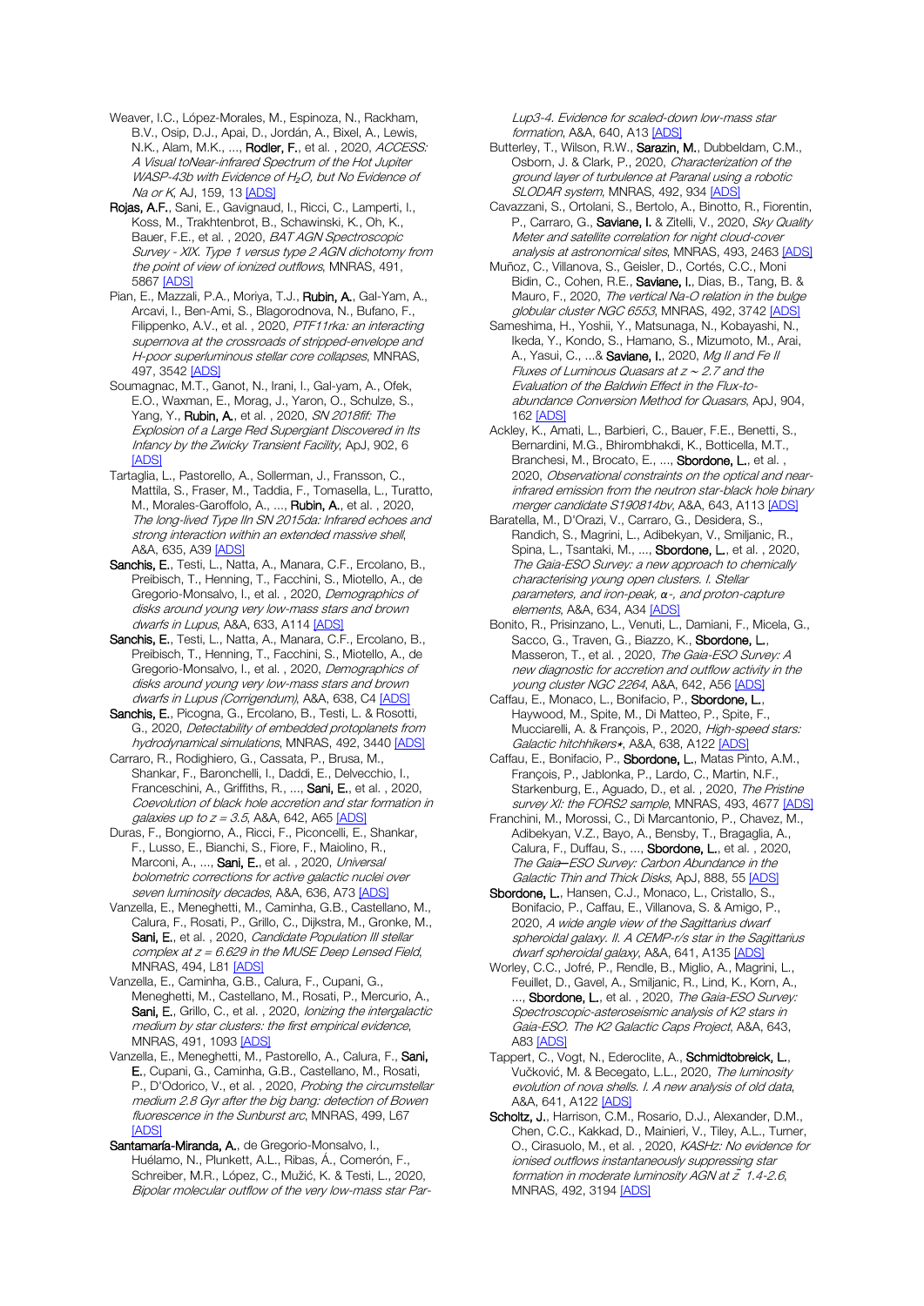Weaver, I.C., López-Morales, M., Espinoza, N., Rackham, B.V., Osip, D.J., Apai, D., Jordán, A., Bixel, A., Lewis, N.K., Alam, M.K., ..., **Rodler, F.**, et al. , 2020, *ACCESS: A Visual toNear-infrared Spectrum of the Hot Jupiter WASP-43b with Evidence of $H_2O$, but No Evidence of Na or K*, AJ, 159, 13 [ADS]

**Rojas, A.F.**, Sani, E., Gavignaud, I., Ricci, C., Lamperti, I., Koss, M., Trakhtenbrot, B., Schawinski, K., Oh, K., Bauer, F.E., et al. , 2020, *BAT AGN Spectroscopic Survey - XIX. Type 1 versus type 2 AGN dichotomy from the point of view of ionized outflows*, MNRAS, 491, 5867 [ADS]

Pian, E., Mazzali, P.A., Moriya, T.J., **Rubin, A.**, Gal-Yam, A., Arcavi, I., Ben-Ami, S., Blagorodnova, N., Bufano, F., Filippenko, A.V., et al. , 2020, *PTF11rka: an interacting supernova at the crossroads of stripped-envelope and H-poor superluminous stellar core collapses*, MNRAS, 497, 3542 [ADS]

Soumagnac, M.T., Ganot, N., Irani, I., Gal-yam, A., Ofek, E.O., Waxman, E., Morag, J., Yaron, O., Schulze, S., Yang, Y., **Rubin, A.**, et al. , 2020, *SN 2018fif: The Explosion of a Large Red Supergiant Discovered in Its Infancy by the Zwicky Transient Facility*, ApJ, 902, 6 [ADS]

Tartaglia, L., Pastorello, A., Sollerman, J., Fransson, C., Mattila, S., Fraser, M., Taddia, F., Tomasella, L., Turatto, M., Morales-Garoffolo, A., ..., **Rubin, A.**, et al. , 2020, *The long-lived Type IIn SN 2015da: Infrared echoes and strong interaction within an extended massive shell*, A&A, 635, A39 [ADS]

**Sanchis, E.**, Testi, L., Natta, A., Manara, C.F., Ercolano, B., Preibisch, T., Henning, T., Facchini, S., Miotello, A., de Gregorio-Monsalvo, I., et al. , 2020, *Demographics of disks around young very low-mass stars and brown dwarfs in Lupus*, A&A, 633, A114 [ADS]

**Sanchis, E.**, Testi, L., Natta, A., Manara, C.F., Ercolano, B., Preibisch, T., Henning, T., Facchini, S., Miotello, A., de Gregorio-Monsalvo, I., et al. , 2020, *Demographics of disks around young very low-mass stars and brown dwarfs in Lupus (Corrigendum)*, A&A, 638, C4 [ADS]

**Sanchis, E.**, Picogna, G., Ercolano, B., Testi, L. & Rosotti, G., 2020, *Detectability of embedded protoplanets from hydrodynamical simulations*, MNRAS, 492, 3440 [ADS]

Carraro, R., Rodighiero, G., Cassata, P., Brusa, M., Shankar, F., Baronchelli, I., Daddi, E., Delvecchio, I., Franceschini, A., Griffiths, R., ..., **Sani, E.**, et al. , 2020, *Coevolution of black hole accretion and star formation in galaxies up to z = 3.5*, A&A, 642, A65 [ADS]

Duras, F., Bongiorno, A., Ricci, F., Piconcelli, E., Shankar, F., Lusso, E., Bianchi, S., Fiore, F., Maiolino, R., Marconi, A., ..., **Sani, E.**, et al. , 2020, *Universal bolometric corrections for active galactic nuclei over seven luminosity decades*, A&A, 636, A73 [ADS]

Vanzella, E., Meneghetti, M., Caminha, G.B., Castellano, M., Calura, F., Rosati, P., Grillo, C., Dijkstra, M., Gronke, M., **Sani, E.**, et al. , 2020, *Candidate Population III stellar complex at z = 6.629 in the MUSE Deep Lensed Field*, MNRAS, 494, L81 [ADS]

Vanzella, E., Caminha, G.B., Calura, F., Cupani, G., Meneghetti, M., Castellano, M., Rosati, P., Mercurio, A., **Sani, E.**, Grillo, C., et al. , 2020, *Ionizing the intergalactic medium by star clusters: the first empirical evidence*, MNRAS, 491, 1093 [ADS]

Vanzella, E., Meneghetti, M., Pastorello, A., Calura, F., **Sani, E.**, Cupani, G., Caminha, G.B., Castellano, M., Rosati, P., D'Odorico, V., et al. , 2020, *Probing the circumstellar medium 2.8 Gyr after the big bang: detection of Bowen fluorescence in the Sunburst arc*, MNRAS, 499, L67 [ADS]

**Santamaría-Miranda, A.**, de Gregorio-Monsalvo, I., Huélamo, N., Plunkett, A.L., Ribas, Á., Comerón, F., Schreiber, M.R., López, C., Mužić, K. & Testi, L., 2020, *Bipolar molecular outflow of the very low-mass star Par-Lup3-4. Evidence for scaled-down low-mass star formation*, A&A, 640, A13 [ADS]

Butterley, T., Wilson, R.W., **Sarazin, M.**, Dubbeldam, C.M., Osborn, J. & Clark, P., 2020, *Characterization of the ground layer of turbulence at Paranal using a robotic SLODAR system*, MNRAS, 492, 934 [ADS]

Cavazzani, S., Ortolani, S., Bertolo, A., Binotto, R., Fiorentin, P., Carraro, G., **Saviane, I.** & Zitelli, V., 2020, *Sky Quality Meter and satellite correlation for night cloud-cover analysis at astronomical sites*, MNRAS, 493, 2463 [ADS]

Muñoz, C., Villanova, S., Geisler, D., Cortés, C.C., Moni Bidin, C., Cohen, R.E., **Saviane, I.**, Dias, B., Tang, B. & Mauro, F., 2020, *The vertical Na-O relation in the bulge globular cluster NGC 6553*, MNRAS, 492, 3742 [ADS]

Sameshima, H., Yoshii, Y., Matsunaga, N., Kobayashi, N., Ikeda, Y., Kondo, S., Hamano, S., Mizumoto, M., Arai, A., Yasui, C., ...& **Saviane, I.**, 2020, *Mg II and Fe II Fluxes of Luminous Quasars at z ~ 2.7 and the Evaluation of the Baldwin Effect in the Flux-to-abundance Conversion Method for Quasars*, ApJ, 904, 162 [ADS]

Ackley, K., Amati, L., Barbieri, C., Bauer, F.E., Benetti, S., Bernardini, M.G., Bhirombhakdi, K., Botticella, M.T., Branchesi, M., Brocato, E., ..., **Sbordone, L.**, et al. , 2020, *Observational constraints on the optical and near-infrared emission from the neutron star-black hole binary merger candidate S190814bv*, A&A, 643, A113 [ADS]

Baratella, M., D'Orazi, V., Carraro, G., Desidera, S., Randich, S., Magrini, L., Adibekyan, V., Smiljanic, R., Spina, L., Tsantaki, M., ..., **Sbordone, L.**, et al. , 2020, *The Gaia-ESO Survey: a new approach to chemically characterising young open clusters. I. Stellar parameters, and iron-peak, α-, and proton-capture elements*, A&A, 634, A34 [ADS]

Bonito, R., Prisinzano, L., Venuti, L., Damiani, F., Micela, G., Sacco, G., Traven, G., Biazzo, K., **Sbordone, L.**, Masseron, T., et al. , 2020, *The Gaia-ESO Survey: A new diagnostic for accretion and outflow activity in the young cluster NGC 2264*, A&A, 642, A56 [ADS]

Caffau, E., Monaco, L., Bonifacio, P., **Sbordone, L.**, Haywood, M., Spite, M., Di Matteo, P., Spite, F., Mucciarelli, A. & François, P., 2020, *High-speed stars: Galactic hitchhikers⋆*, A&A, 638, A122 [ADS]

Caffau, E., Bonifacio, P., **Sbordone, L.**, Matas Pinto, A.M., François, P., Jablonka, P., Lardo, C., Martin, N.F., Starkenburg, E., Aguado, D., et al. , 2020, *The Pristine survey XI: the FORS2 sample*, MNRAS, 493, 4677 [ADS]

Franchini, M., Morossi, C., Di Marcantonio, P., Chavez, M., Adibekyan, V.Z., Bayo, A., Bensby, T., Bragaglia, A., Calura, F., Duffau, S., ..., **Sbordone, L.**, et al. , 2020, *The Gaia–ESO Survey: Carbon Abundance in the Galactic Thin and Thick Disks*, ApJ, 888, 55 [ADS]

**Sbordone, L.**, Hansen, C.J., Monaco, L., Cristallo, S., Bonifacio, P., Caffau, E., Villanova, S. & Amigo, P., 2020, *A wide angle view of the Sagittarius dwarf spheroidal galaxy. II. A CEMP-r/s star in the Sagittarius dwarf spheroidal galaxy*, A&A, 641, A135 [ADS]

Worley, C.C., Jofré, P., Rendle, B., Miglio, A., Magrini, L., Feuillet, D., Gavel, A., Smiljanic, R., Lind, K., Korn, A., ..., **Sbordone, L.**, et al. , 2020, *The Gaia-ESO Survey: Spectroscopic-asteroseismic analysis of K2 stars in Gaia-ESO. The K2 Galactic Caps Project*, A&A, 643, A83 [ADS]

Tappert, C., Vogt, N., Ederoclite, A., **Schmidtobreick, L.**, Vučković, M. & Becegato, L.L., 2020, *The luminosity evolution of nova shells. I. A new analysis of old data*, A&A, 641, A122 [ADS]

**Scholtz, J.**, Harrison, C.M., Rosario, D.J., Alexander, D.M., Chen, C.C., Kakkad, D., Mainieri, V., Tiley, A.L., Turner, O., Cirasuolo, M., et al. , 2020, *KASHz: No evidence for ionised outflows instantaneously suppressing star formation in moderate luminosity AGN at z̄ 1.4-2.6*, MNRAS, 492, 3194 [ADS]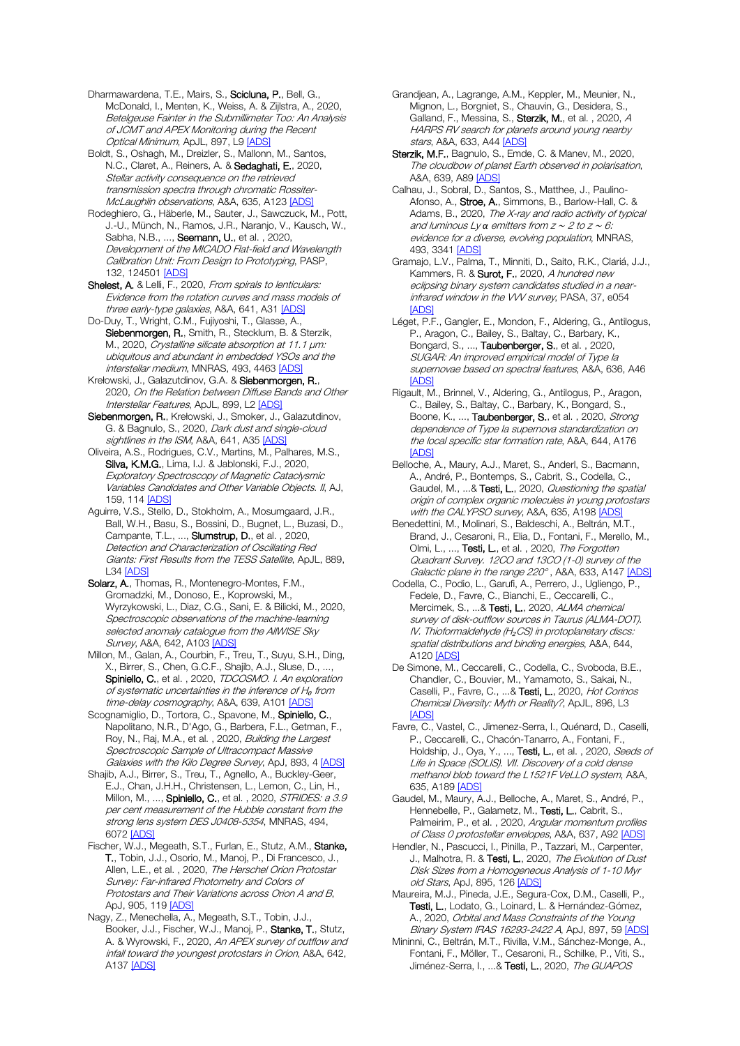Dharmawardena, T.E., Mairs, S., **Scicluna, P.**, Bell, G., McDonald, I., Menten, K., Weiss, A. & Zijlstra, A., 2020, *Betelgeuse Fainter in the Submillimeter Too: An Analysis of JCMT and APEX Monitoring during the Recent Optical Minimum*, ApJL, 897, L9 [ADS]

Boldt, S., Oshagh, M., Dreizler, S., Mallonn, M., Santos, N.C., Claret, A., Reiners, A. & **Sedaghati, E.**, 2020, *Stellar activity consequence on the retrieved transmission spectra through chromatic Rossiter-McLaughlin observations*, A&A, 635, A123 [ADS]

Rodeghiero, G., Häberle, M., Sauter, J., Sawczuck, M., Pott, J.-U., Münch, N., Ramos, J.R., Naranjo, V., Kausch, W., Sabha, N.B., ..., **Seemann, U.**, et al. , 2020, *Development of the MICADO Flat-field and Wavelength Calibration Unit: From Design to Prototyping*, PASP, 132, 124501 [ADS]

**Shelest, A.** & Lelli, F., 2020, *From spirals to lenticulars: Evidence from the rotation curves and mass models of three early-type galaxies*, A&A, 641, A31 [ADS]

Do-Duy, T., Wright, C.M., Fujiyoshi, T., Glasse, A., **Siebenmorgen, R.**, Smith, R., Stecklum, B. & Sterzik, M., 2020, *Crystalline silicate absorption at 11.1 μm: ubiquitous and abundant in embedded YSOs and the interstellar medium*, MNRAS, 493, 4463 [ADS]

Krełowski, J., Galazutdinov, G.A. & **Siebenmorgen, R.**, 2020, *On the Relation between Diffuse Bands and Other Interstellar Features*, ApJL, 899, L2 [ADS]

**Siebenmorgen, R.**, Krełowski, J., Smoker, J., Galazutdinov, G. & Bagnulo, S., 2020, *Dark dust and single-cloud sightlines in the ISM*, A&A, 641, A35 [ADS]

Oliveira, A.S., Rodrigues, C.V., Martins, M., Palhares, M.S., **Silva, K.M.G.**, Lima, I.J. & Jablonski, F.J., 2020, *Exploratory Spectroscopy of Magnetic Cataclysmic Variables Candidates and Other Variable Objects. II*, AJ, 159, 114 [ADS]

Aguirre, V.S., Stello, D., Stokholm, A., Mosumgaard, J.R., Ball, W.H., Basu, S., Bossini, D., Bugnet, L., Buzasi, D., Campante, T.L., ..., **Slumstrup, D.**, et al. , 2020, *Detection and Characterization of Oscillating Red Giants: First Results from the TESS Satellite*, ApJL, 889, L34 [ADS]

**Solarz, A.**, Thomas, R., Montenegro-Montes, F.M., Gromadzki, M., Donoso, E., Koprowski, M., Wyrzykowski, L., Diaz, C.G., Sani, E. & Bilicki, M., 2020, *Spectroscopic observations of the machine-learning selected anomaly catalogue from the AllWISE Sky Survey*, A&A, 642, A103 [ADS]

Millon, M., Galan, A., Courbin, F., Treu, T., Suyu, S.H., Ding, X., Birrer, S., Chen, G.C.F., Shajib, A.J., Sluse, D., ..., **Spiniello, C.**, et al. , 2020, *TDCOSMO. I. An exploration of systematic uncertainties in the inference of $H_0$ from time-delay cosmography*, A&A, 639, A101 [ADS]

Scognamiglio, D., Tortora, C., Spavone, M., **Spiniello, C.**, Napolitano, N.R., D'Ago, G., Barbera, F.L., Getman, F., Roy, N., Raj, M.A., et al. , 2020, *Building the Largest Spectroscopic Sample of Ultracompact Massive Galaxies with the Kilo Degree Survey*, ApJ, 893, 4 [ADS]

Shajib, A.J., Birrer, S., Treu, T., Agnello, A., Buckley-Geer, E.J., Chan, J.H.H., Christensen, L., Lemon, C., Lin, H., Millon, M., ..., **Spiniello, C.**, et al. , 2020, *STRIDES: a 3.9 per cent measurement of the Hubble constant from the strong lens system DES J0408-5354*, MNRAS, 494, 6072 [ADS]

Fischer, W.J., Megeath, S.T., Furlan, E., Stutz, A.M., **Stanke, T.**, Tobin, J.J., Osorio, M., Manoj, P., Di Francesco, J., Allen, L.E., et al. , 2020, *The Herschel Orion Protostar Survey: Far-infrared Photometry and Colors of Protostars and Their Variations across Orion A and B*, ApJ, 905, 119 [ADS]

Nagy, Z., Menechella, A., Megeath, S.T., Tobin, J.J., Booker, J.J., Fischer, W.J., Manoj, P., **Stanke, T.**, Stutz, A. & Wyrowski, F., 2020, *An APEX survey of outflow and infall toward the youngest protostars in Orion*, A&A, 642, A137 [ADS]

Grandjean, A., Lagrange, A.M., Keppler, M., Meunier, N., Mignon, L., Borgniet, S., Chauvin, G., Desidera, S., Galland, F., Messina, S., **Sterzik, M.**, et al. , 2020, *A HARPS RV search for planets around young nearby stars*, A&A, 633, A44 [ADS]

**Sterzik, M.F.**, Bagnulo, S., Emde, C. & Manev, M., 2020, *The cloudbow of planet Earth observed in polarisation*, A&A, 639, A89 [ADS]

Calhau, J., Sobral, D., Santos, S., Matthee, J., Paulino-Afonso, A., **Stroe, A.**, Simmons, B., Barlow-Hall, C. & Adams, B., 2020, *The X-ray and radio activity of typical and luminous Ly α emitters from z ∼ 2 to z ∼ 6: evidence for a diverse, evolving population*, MNRAS, 493, 3341 [ADS]

Gramajo, L.V., Palma, T., Minniti, D., Saito, R.K., Clariá, J.J., Kammers, R. & **Surot, F.**, 2020, *A hundred new eclipsing binary system candidates studied in a near-infrared window in the VVV survey*, PASA, 37, e054 [ADS]

Léget, P.F., Gangler, E., Mondon, F., Aldering, G., Antilogus, P., Aragon, C., Bailey, S., Baltay, C., Barbary, K., Bongard, S., ..., **Taubenberger, S.**, et al. , 2020, *SUGAR: An improved empirical model of Type Ia supernovae based on spectral features*, A&A, 636, A46 [ADS]

Rigault, M., Brinnel, V., Aldering, G., Antilogus, P., Aragon, C., Bailey, S., Baltay, C., Barbary, K., Bongard, S., Boone, K., ..., **Taubenberger, S.**, et al. , 2020, *Strong dependence of Type Ia supernova standardization on the local specific star formation rate*, A&A, 644, A176 [ADS]

Belloche, A., Maury, A.J., Maret, S., Anderl, S., Bacmann, A., André, P., Bontemps, S., Cabrit, S., Codella, C., Gaudel, M., ...& **Testi, L.**, 2020, *Questioning the spatial origin of complex organic molecules in young protostars with the CALYPSO survey*, A&A, 635, A198 [ADS]

Benedettini, M., Molinari, S., Baldeschi, A., Beltrán, M.T., Brand, J., Cesaroni, R., Elia, D., Fontani, F., Merello, M., Olmi, L., ..., **Testi, L.**, et al. , 2020, *The Forgotten Quadrant Survey. 12CO and 13CO (1-0) survey of the Galactic plane in the range 220°* , A&A, 633, A147 [ADS]

Codella, C., Podio, L., Garufi, A., Perrero, J., Ugliengo, P., Fedele, D., Favre, C., Bianchi, E., Ceccarelli, C., Mercimek, S., ...& **Testi, L.**, 2020, *ALMA chemical survey of disk-outflow sources in Taurus (ALMA-DOT). IV. Thioformaldehyde ($H_2CS$) in protoplanetary discs: spatial distributions and binding energies*, A&A, 644, A120 [ADS]

De Simone, M., Ceccarelli, C., Codella, C., Svoboda, B.E., Chandler, C., Bouvier, M., Yamamoto, S., Sakai, N., Caselli, P., Favre, C., ...& **Testi, L.**, 2020, *Hot Corinos Chemical Diversity: Myth or Reality?*, ApJL, 896, L3 [ADS]

Favre, C., Vastel, C., Jimenez-Serra, I., Quénard, D., Caselli, P., Ceccarelli, C., Chacón-Tanarro, A., Fontani, F., Holdship, J., Oya, Y., ..., **Testi, L.**, et al. , 2020, *Seeds of Life in Space (SOLIS). VII. Discovery of a cold dense methanol blob toward the L1521F VeLLO system*, A&A, 635, A189 [ADS]

Gaudel, M., Maury, A.J., Belloche, A., Maret, S., André, P., Hennebelle, P., Galametz, M., **Testi, L.**, Cabrit, S., Palmeirim, P., et al. , 2020, *Angular momentum profiles of Class 0 protostellar envelopes*, A&A, 637, A92 [ADS]

Hendler, N., Pascucci, I., Pinilla, P., Tazzari, M., Carpenter, J., Malhotra, R. & **Testi, L.**, 2020, *The Evolution of Dust Disk Sizes from a Homogeneous Analysis of 1-10 Myr old Stars*, ApJ, 895, 126 [ADS]

Maureira, M.J., Pineda, J.E., Segura-Cox, D.M., Caselli, P., **Testi, L.**, Lodato, G., Loinard, L. & Hernández-Gómez, A., 2020, *Orbital and Mass Constraints of the Young Binary System IRAS 16293-2422 A*, ApJ, 897, 59 [ADS]

Mininni, C., Beltrán, M.T., Rivilla, V.M., Sánchez-Monge, A., Fontani, F., Möller, T., Cesaroni, R., Schilke, P., Viti, S., Jiménez-Serra, I., ...& **Testi, L.**, 2020, *The GUAPOS*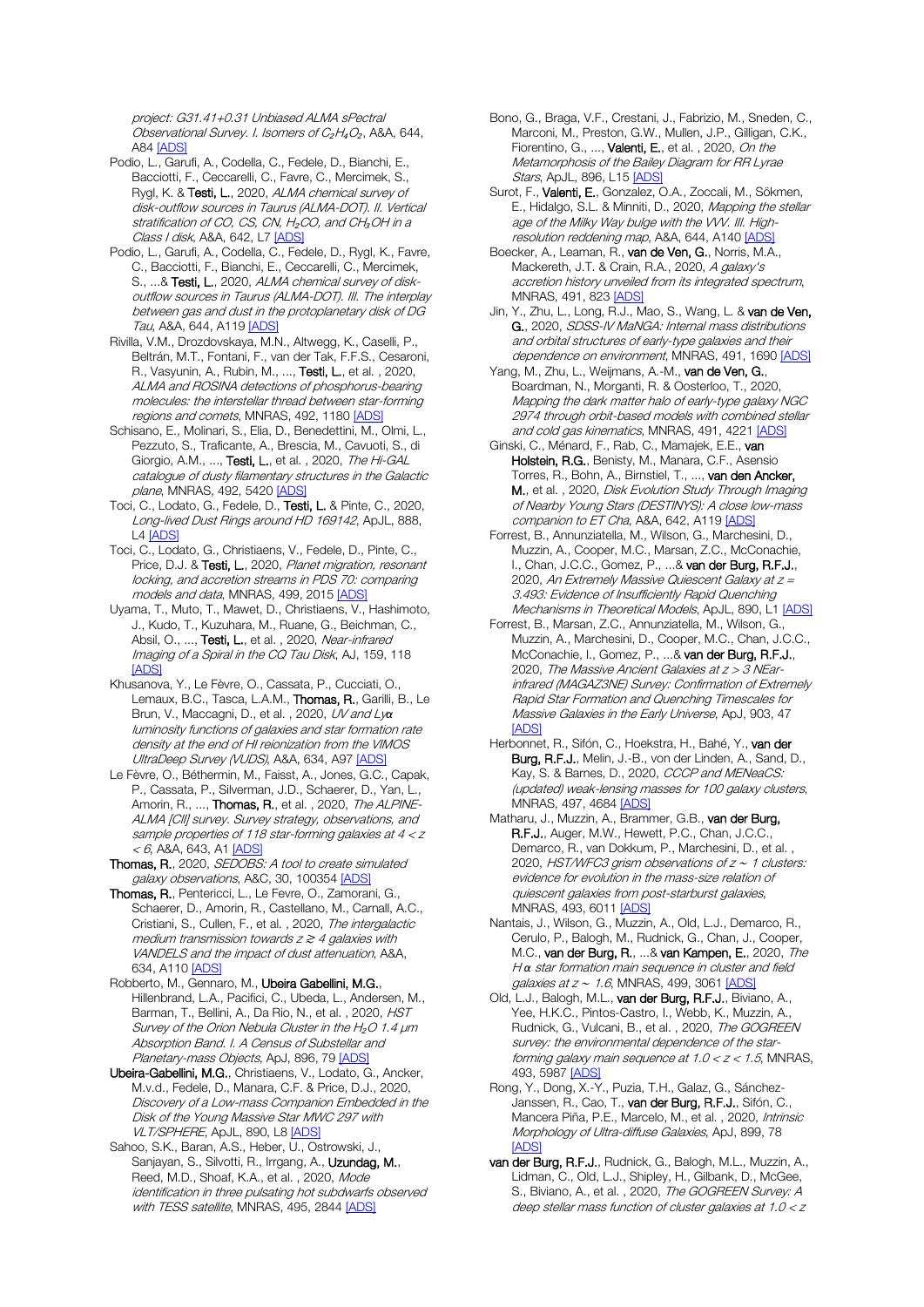*project: G31.41+0.31 Unbiased ALMA sPectral Observational Survey. I. Isomers of $C_2H_4O_2$*, A&A, 644, A84 [ADS]

Podio, L., Garufi, A., Codella, C., Fedele, D., Bianchi, E., Bacciotti, F., Ceccarelli, C., Favre, C., Mercimek, S., Rygl, K. & **Testi, L.**, 2020, *ALMA chemical survey of disk-outflow sources in Taurus (ALMA-DOT). II. Vertical stratification of CO, CS, CN, $H_2CO$, and $CH_3OH$ in a Class I disk*, A&A, 642, L7 [ADS]

Podio, L., Garufi, A., Codella, C., Fedele, D., Rygl, K., Favre, C., Bacciotti, F., Bianchi, E., Ceccarelli, C., Mercimek, S., ...& **Testi, L.**, 2020, *ALMA chemical survey of disk-outflow sources in Taurus (ALMA-DOT). III. The interplay between gas and dust in the protoplanetary disk of DG Tau*, A&A, 644, A119 [ADS]

Rivilla, V.M., Drozdovskaya, M.N., Altwegg, K., Caselli, P., Beltrán, M.T., Fontani, F., van der Tak, F.F.S., Cesaroni, R., Vasyunin, A., Rubin, M., ..., **Testi, L.**, et al. , 2020, *ALMA and ROSINA detections of phosphorus-bearing molecules: the interstellar thread between star-forming regions and comets*, MNRAS, 492, 1180 [ADS]

Schisano, E., Molinari, S., Elia, D., Benedettini, M., Olmi, L., Pezzuto, S., Traficante, A., Brescia, M., Cavuoti, S., di Giorgio, A.M., ..., **Testi, L.**, et al. , 2020, *The Hi-GAL catalogue of dusty filamentary structures in the Galactic plane*, MNRAS, 492, 5420 [ADS]

Toci, C., Lodato, G., Fedele, D., **Testi, L.** & Pinte, C., 2020, *Long-lived Dust Rings around HD 169142*, ApJL, 888, L4 [ADS]

Toci, C., Lodato, G., Christiaens, V., Fedele, D., Pinte, C., Price, D.J. & **Testi, L.**, 2020, *Planet migration, resonant locking, and accretion streams in PDS 70: comparing models and data*, MNRAS, 499, 2015 [ADS]

Uyama, T., Muto, T., Mawet, D., Christiaens, V., Hashimoto, J., Kudo, T., Kuzuhara, M., Ruane, G., Beichman, C., Absil, O., ..., **Testi, L.**, et al. , 2020, *Near-infrared Imaging of a Spiral in the CQ Tau Disk*, AJ, 159, 118 [ADS]

Khusanova, Y., Le Fèvre, O., Cassata, P., Cucciati, O., Lemaux, B.C., Tasca, L.A.M., **Thomas, R.**, Garilli, B., Le Brun, V., Maccagni, D., et al. , 2020, *UV and Lyα luminosity functions of galaxies and star formation rate density at the end of HI reionization from the VIMOS UltraDeep Survey (VUDS)*, A&A, 634, A97 [ADS]

Le Fèvre, O., Béthermin, M., Faisst, A., Jones, G.C., Capak, P., Cassata, P., Silverman, J.D., Schaerer, D., Yan, L., Amorin, R., ..., **Thomas, R.**, et al. , 2020, *The ALPINE-ALMA [CII] survey. Survey strategy, observations, and sample properties of 118 star-forming galaxies at $4 < z < 6$*, A&A, 643, A1 [ADS]

**Thomas, R.**, 2020, *SEDOBS: A tool to create simulated galaxy observations*, A&C, 30, 100354 [ADS]

**Thomas, R.**, Pentericci, L., Le Fevre, O., Zamorani, G., Schaerer, D., Amorin, R., Castellano, M., Carnall, A.C., Cristiani, S., Cullen, F., et al. , 2020, *The intergalactic medium transmission towards $z \gtrsim 4$ galaxies with VANDELS and the impact of dust attenuation*, A&A, 634, A110 [ADS]

Robberto, M., Gennaro, M., **Ubeira Gabellini, M.G.**, Hillenbrand, L.A., Pacifici, C., Ubeda, L., Andersen, M., Barman, T., Bellini, A., Da Rio, N., et al. , 2020, *HST Survey of the Orion Nebula Cluster in the $H_2O$ 1.4 μm Absorption Band. I. A Census of Substellar and Planetary-mass Objects*, ApJ, 896, 79 [ADS]

**Ubeira-Gabellini, M.G.**, Christiaens, V., Lodato, G., Ancker, M.v.d., Fedele, D., Manara, C.F. & Price, D.J., 2020, *Discovery of a Low-mass Companion Embedded in the Disk of the Young Massive Star MWC 297 with VLT/SPHERE*, ApJL, 890, L8 [ADS]

Sahoo, S.K., Baran, A.S., Heber, U., Ostrowski, J., Sanjayan, S., Silvotti, R., Irrgang, A., **Uzundag, M.**, Reed, M.D., Shoaf, K.A., et al. , 2020, *Mode identification in three pulsating hot subdwarfs observed with TESS satellite*, MNRAS, 495, 2844 [ADS]

Bono, G., Braga, V.F., Crestani, J., Fabrizio, M., Sneden, C., Marconi, M., Preston, G.W., Mullen, J.P., Gilligan, C.K., Fiorentino, G., ..., **Valenti, E.**, et al. , 2020, *On the Metamorphosis of the Bailey Diagram for RR Lyrae Stars*, ApJL, 896, L15 [ADS]

Surot, F., **Valenti, E.**, Gonzalez, O.A., Zoccali, M., Sökmen, E., Hidalgo, S.L. & Minniti, D., 2020, *Mapping the stellar age of the Milky Way bulge with the VVV. III. High-resolution reddening map*, A&A, 644, A140 [ADS]

Boecker, A., Leaman, R., **van de Ven, G.**, Norris, M.A., Mackereth, J.T. & Crain, R.A., 2020, *A galaxy's accretion history unveiled from its integrated spectrum*, MNRAS, 491, 823 [ADS]

Jin, Y., Zhu, L., Long, R.J., Mao, S., Wang, L. & **van de Ven, G.**, 2020, *SDSS-IV MaNGA: Internal mass distributions and orbital structures of early-type galaxies and their dependence on environment*, MNRAS, 491, 1690 [ADS]

Yang, M., Zhu, L., Weijmans, A.-M., **van de Ven, G.**, Boardman, N., Morganti, R. & Oosterloo, T., 2020, *Mapping the dark matter halo of early-type galaxy NGC 2974 through orbit-based models with combined stellar and cold gas kinematics*, MNRAS, 491, 4221 [ADS]

Ginski, C., Ménard, F., Rab, C., Mamajek, E.E., **van Holstein, R.G.**, Benisty, M., Manara, C.F., Asensio Torres, R., Bohn, A., Birnstiel, T., ..., **van den Ancker, M.**, et al. , 2020, *Disk Evolution Study Through Imaging of Nearby Young Stars (DESTINYS): A close low-mass companion to ET Cha*, A&A, 642, A119 [ADS]

Forrest, B., Annunziatella, M., Wilson, G., Marchesini, D., Muzzin, A., Cooper, M.C., Marsan, Z.C., McConachie, I., Chan, J.C.C., Gomez, P., ...& **van der Burg, R.F.J.**, 2020, *An Extremely Massive Quiescent Galaxy at z = 3.493: Evidence of Insufficiently Rapid Quenching Mechanisms in Theoretical Models*, ApJL, 890, L1 [ADS]

Forrest, B., Marsan, Z.C., Annunziatella, M., Wilson, G., Muzzin, A., Marchesini, D., Cooper, M.C., Chan, J.C.C., McConachie, I., Gomez, P., ...& **van der Burg, R.F.J.**, 2020, *The Massive Ancient Galaxies at z > 3 NEar-infrared (MAGAZ3NE) Survey: Confirmation of Extremely Rapid Star Formation and Quenching Timescales for Massive Galaxies in the Early Universe*, ApJ, 903, 47 [ADS]

Herbonnet, R., Sifón, C., Hoekstra, H., Bahé, Y., **van der Burg, R.F.J.**, Melin, J.-B., von der Linden, A., Sand, D., Kay, S. & Barnes, D., 2020, *CCCP and MENeaCS: (updated) weak-lensing masses for 100 galaxy clusters*, MNRAS, 497, 4684 [ADS]

Matharu, J., Muzzin, A., Brammer, G.B., **van der Burg, R.F.J.**, Auger, M.W., Hewett, P.C., Chan, J.C.C., Demarco, R., van Dokkum, P., Marchesini, D., et al. , 2020, *HST/WFC3 grism observations of z ~ 1 clusters: evidence for evolution in the mass-size relation of quiescent galaxies from post-starburst galaxies*, MNRAS, 493, 6011 [ADS]

Nantais, J., Wilson, G., Muzzin, A., Old, L.J., Demarco, R., Cerulo, P., Balogh, M., Rudnick, G., Chan, J., Cooper, M.C., **van der Burg, R.**, ...& **van Kampen, E.**, 2020, *The H α star formation main sequence in cluster and field galaxies at z ~ 1.6*, MNRAS, 499, 3061 [ADS]

Old, L.J., Balogh, M.L., **van der Burg, R.F.J.**, Biviano, A., Yee, H.K.C., Pintos-Castro, I., Webb, K., Muzzin, A., Rudnick, G., Vulcani, B., et al. , 2020, *The GOGREEN survey: the environmental dependence of the star-forming galaxy main sequence at $1.0 < z < 1.5$*, MNRAS, 493, 5987 [ADS]

Rong, Y., Dong, X.-Y., Puzia, T.H., Galaz, G., Sánchez-Janssen, R., Cao, T., **van der Burg, R.F.J.**, Sifón, C., Mancera Piña, P.E., Marcelo, M., et al. , 2020, *Intrinsic Morphology of Ultra-diffuse Galaxies*, ApJ, 899, 78 [ADS]

**van der Burg, R.F.J.**, Rudnick, G., Balogh, M.L., Muzzin, A., Lidman, C., Old, L.J., Shipley, H., Gilbank, D., McGee, S., Biviano, A., et al. , 2020, *The GOGREEN Survey: A deep stellar mass function of cluster galaxies at 1.0 < z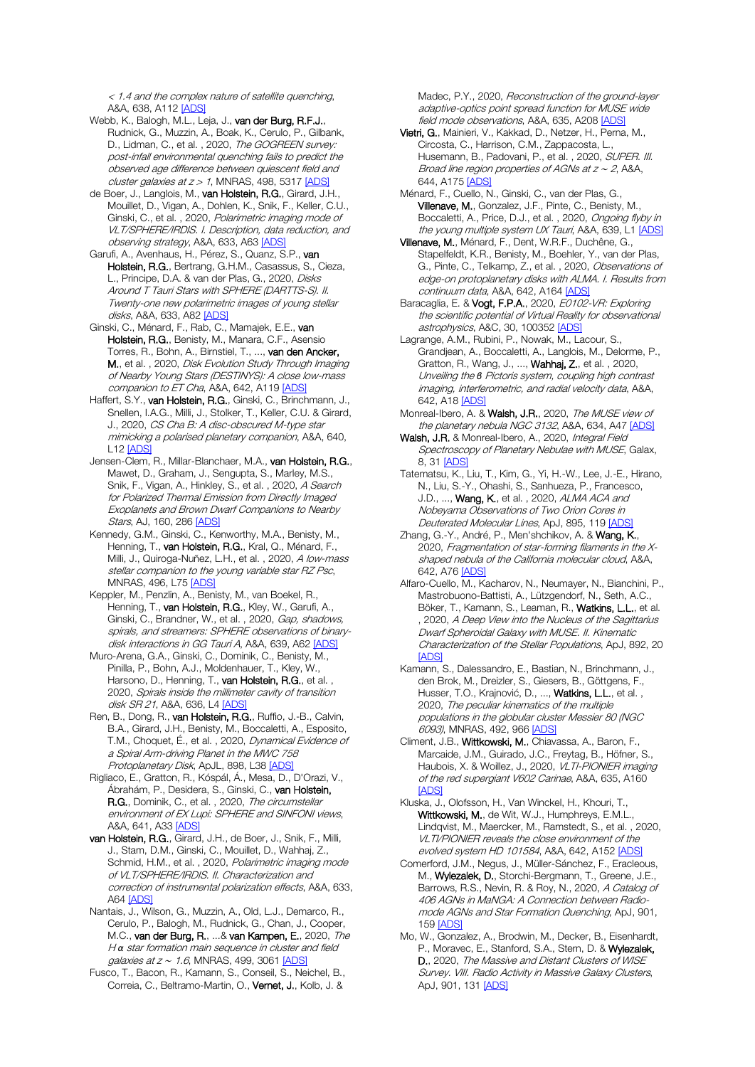*< 1.4 and the complex nature of satellite quenching*, A&A, 638, A112 [ADS]

Webb, K., Balogh, M.L., Leja, J., **van der Burg, R.F.J.**, Rudnick, G., Muzzin, A., Boak, K., Cerulo, P., Gilbank, D., Lidman, C., et al. , 2020, *The GOGREEN survey: post-infall environmental quenching fails to predict the observed age difference between quiescent field and cluster galaxies at z > 1*, MNRAS, 498, 5317 [ADS]

de Boer, J., Langlois, M., **van Holstein, R.G.**, Girard, J.H., Mouillet, D., Vigan, A., Dohlen, K., Snik, F., Keller, C.U., Ginski, C., et al. , 2020, *Polarimetric imaging mode of VLT/SPHERE/IRDIS. I. Description, data reduction, and observing strategy*, A&A, 633, A63 [ADS]

Garufi, A., Avenhaus, H., Pérez, S., Quanz, S.P., **van Holstein, R.G.**, Bertrang, G.H.M., Casassus, S., Cieza, L., Principe, D.A. & van der Plas, G., 2020, *Disks Around T Tauri Stars with SPHERE (DARTTS-S). II. Twenty-one new polarimetric images of young stellar disks*, A&A, 633, A82 [ADS]

Ginski, C., Ménard, F., Rab, C., Mamajek, E.E., **van Holstein, R.G.**, Benisty, M., Manara, C.F., Asensio Torres, R., Bohn, A., Birnstiel, T., ..., **van den Ancker, M.**, et al. , 2020, *Disk Evolution Study Through Imaging of Nearby Young Stars (DESTINYS): A close low-mass companion to ET Cha*, A&A, 642, A119 [ADS]

Haffert, S.Y., **van Holstein, R.G.**, Ginski, C., Brinchmann, J., Snellen, I.A.G., Milli, J., Stolker, T., Keller, C.U. & Girard, J., 2020, *CS Cha B: A disc-obscured M-type star mimicking a polarised planetary companion*, A&A, 640, L12 [ADS]

Jensen-Clem, R., Millar-Blanchaer, M.A., **van Holstein, R.G.**, Mawet, D., Graham, J., Sengupta, S., Marley, M.S., Snik, F., Vigan, A., Hinkley, S., et al. , 2020, *A Search for Polarized Thermal Emission from Directly Imaged Exoplanets and Brown Dwarf Companions to Nearby Stars*, AJ, 160, 286 [ADS]

Kennedy, G.M., Ginski, C., Kenworthy, M.A., Benisty, M., Henning, T., **van Holstein, R.G.**, Kral, Q., Ménard, F., Milli, J., Quiroga-Nuñez, L.H., et al. , 2020, *A low-mass stellar companion to the young variable star RZ Psc*, MNRAS, 496, L75 [ADS]

Keppler, M., Penzlin, A., Benisty, M., van Boekel, R., Henning, T., **van Holstein, R.G.**, Kley, W., Garufi, A., Ginski, C., Brandner, W., et al. , 2020, *Gap, shadows, spirals, and streamers: SPHERE observations of binary-disk interactions in GG Tauri A*, A&A, 639, A62 [ADS]

Muro-Arena, G.A., Ginski, C., Dominik, C., Benisty, M., Pinilla, P., Bohn, A.J., Moldenhauer, T., Kley, W., Harsono, D., Henning, T., **van Holstein, R.G.**, et al. , 2020, *Spirals inside the millimeter cavity of transition disk SR 21*, A&A, 636, L4 [ADS]

Ren, B., Dong, R., **van Holstein, R.G.**, Ruffio, J.-B., Calvin, B.A., Girard, J.H., Benisty, M., Boccaletti, A., Esposito, T.M., Choquet, É., et al. , 2020, *Dynamical Evidence of a Spiral Arm-driving Planet in the MWC 758 Protoplanetary Disk*, ApJL, 898, L38 [ADS]

Rigliaco, E., Gratton, R., Kóspál, Á., Mesa, D., D'Orazi, V., Ábrahám, P., Desidera, S., Ginski, C., **van Holstein, R.G.**, Dominik, C., et al. , 2020, *The circumstellar environment of EX Lupi: SPHERE and SINFONI views*, A&A, 641, A33 [ADS]

**van Holstein, R.G.**, Girard, J.H., de Boer, J., Snik, F., Milli, J., Stam, D.M., Ginski, C., Mouillet, D., Wahhaj, Z., Schmid, H.M., et al. , 2020, *Polarimetric imaging mode of VLT/SPHERE/IRDIS. II. Characterization and correction of instrumental polarization effects*, A&A, 633, A64 [ADS]

Nantais, J., Wilson, G., Muzzin, A., Old, L.J., Demarco, R., Cerulo, P., Balogh, M., Rudnick, G., Chan, J., Cooper, M.C., **van der Burg, R.**, ...& **van Kampen, E.**, 2020, *The Hα star formation main sequence in cluster and field galaxies at z ∼ 1.6*, MNRAS, 499, 3061 [ADS]

Fusco, T., Bacon, R., Kamann, S., Conseil, S., Neichel, B., Correia, C., Beltramo-Martin, O., **Vernet, J.**, Kolb, J. & Madec, P.Y., 2020, *Reconstruction of the ground-layer adaptive-optics point spread function for MUSE wide field mode observations*, A&A, 635, A208 [ADS]

**Vietri, G.**, Mainieri, V., Kakkad, D., Netzer, H., Perna, M., Circosta, C., Harrison, C.M., Zappacosta, L., Husemann, B., Padovani, P., et al. , 2020, *SUPER. III. Broad line region properties of AGNs at z ∼ 2*, A&A, 644, A175 [ADS]

Ménard, F., Cuello, N., Ginski, C., van der Plas, G., **Villenave, M.**, Gonzalez, J.F., Pinte, C., Benisty, M., Boccaletti, A., Price, D.J., et al. , 2020, *Ongoing flyby in the young multiple system UX Tauri*, A&A, 639, L1 [ADS]

**Villenave, M.**, Ménard, F., Dent, W.R.F., Duchêne, G., Stapelfeldt, K.R., Benisty, M., Boehler, Y., van der Plas, G., Pinte, C., Telkamp, Z., et al. , 2020, *Observations of edge-on protoplanetary disks with ALMA. I. Results from continuum data*, A&A, 642, A164 [ADS]

Baracaglia, E. & **Vogt, F.P.A.**, 2020, *E0102-VR: Exploring the scientific potential of Virtual Reality for observational astrophysics*, A&C, 30, 100352 [ADS]

Lagrange, A.M., Rubini, P., Nowak, M., Lacour, S., Grandjean, A., Boccaletti, A., Langlois, M., Delorme, P., Gratton, R., Wang, J., ..., **Wahhaj, Z.**, et al. , 2020, *Unveiling the β Pictoris system, coupling high contrast imaging, interferometric, and radial velocity data*, A&A, 642, A18 [ADS]

Monreal-Ibero, A. & **Walsh, J.R.**, 2020, *The MUSE view of the planetary nebula NGC 3132*, A&A, 634, A47 [ADS]

**Walsh, J.R.** & Monreal-Ibero, A., 2020, *Integral Field Spectroscopy of Planetary Nebulae with MUSE*, Galax, 8, 31 [ADS]

Tatematsu, K., Liu, T., Kim, G., Yi, H.-W., Lee, J.-E., Hirano, N., Liu, S.-Y., Ohashi, S., Sanhueza, P., Francesco, J.D., ..., **Wang, K.**, et al. , 2020, *ALMA ACA and Nobeyama Observations of Two Orion Cores in Deuterated Molecular Lines*, ApJ, 895, 119 [ADS]

Zhang, G.-Y., André, P., Men'shchikov, A. & **Wang, K.**, 2020, *Fragmentation of star-forming filaments in the X-shaped nebula of the California molecular cloud*, A&A, 642, A76 [ADS]

Alfaro-Cuello, M., Kacharov, N., Neumayer, N., Bianchini, P., Mastrobuono-Battisti, A., Lützgendorf, N., Seth, A.C., Böker, T., Kamann, S., Leaman, R., **Watkins, L.L.**, et al. , 2020, *A Deep View into the Nucleus of the Sagittarius Dwarf Spheroidal Galaxy with MUSE. II. Kinematic Characterization of the Stellar Populations*, ApJ, 892, 20 [ADS]

Kamann, S., Dalessandro, E., Bastian, N., Brinchmann, J., den Brok, M., Dreizler, S., Giesers, B., Göttgens, F., Husser, T.O., Krajnović, D., ..., **Watkins, L.L.**, et al. , 2020, *The peculiar kinematics of the multiple populations in the globular cluster Messier 80 (NGC 6093)*, MNRAS, 492, 966 [ADS]

Climent, J.B., **Wittkowski, M.**, Chiavassa, A., Baron, F., Marcaide, J.M., Guirado, J.C., Freytag, B., Höfner, S., Haubois, X. & Woillez, J., 2020, *VLTI-PIONIER imaging of the red supergiant V602 Carinae*, A&A, 635, A160 [ADS]

Kluska, J., Olofsson, H., Van Winckel, H., Khouri, T., **Wittkowski, M.**, de Wit, W.J., Humphreys, E.M.L., Lindqvist, M., Maercker, M., Ramstedt, S., et al. , 2020, *VLTI/PIONIER reveals the close environment of the evolved system HD 101584*, A&A, 642, A152 [ADS]

Comerford, J.M., Negus, J., Müller-Sánchez, F., Eracleous, M., **Wylezalek, D.**, Storchi-Bergmann, T., Greene, J.E., Barrows, R.S., Nevin, R. & Roy, N., 2020, *A Catalog of 406 AGNs in MaNGA: A Connection between Radio-mode AGNs and Star Formation Quenching*, ApJ, 901, 159 [ADS]

Mo, W., Gonzalez, A., Brodwin, M., Decker, B., Eisenhardt, P., Moravec, E., Stanford, S.A., Stern, D. & **Wylezalek, D.**, 2020, *The Massive and Distant Clusters of WISE Survey. VIII. Radio Activity in Massive Galaxy Clusters*, ApJ, 901, 131 [ADS]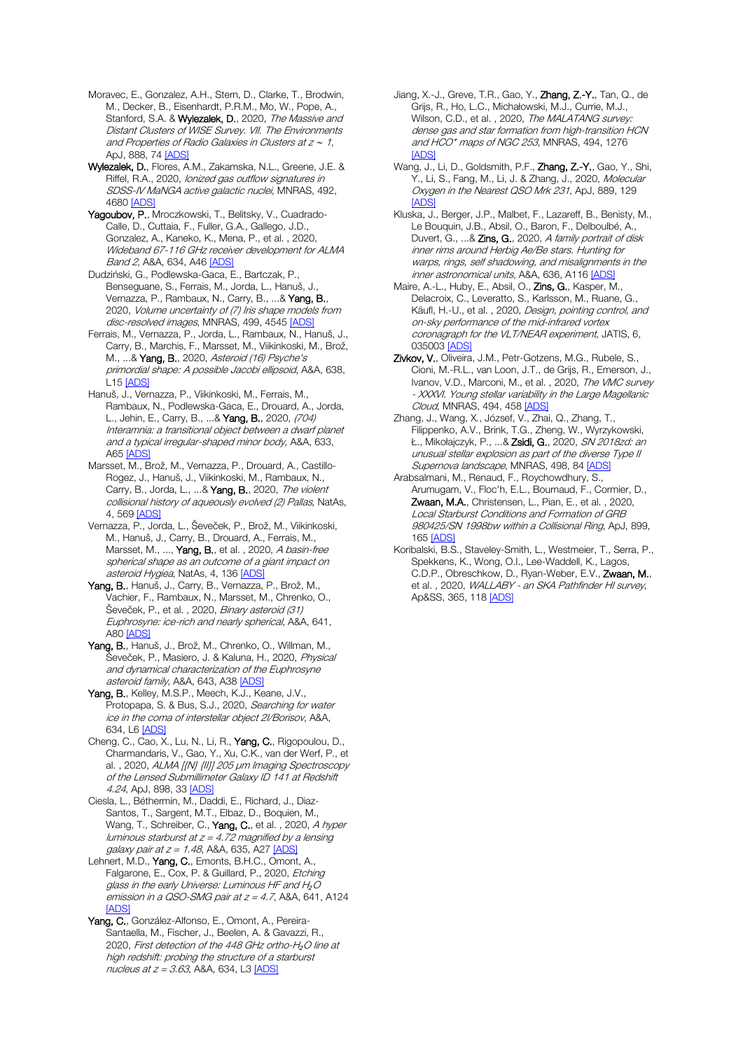Moravec, E., Gonzalez, A.H., Stern, D., Clarke, T., Brodwin, M., Decker, B., Eisenhardt, P.R.M., Mo, W., Pope, A., Stanford, S.A. & **Wylezalek, D.**, 2020, *The Massive and Distant Clusters of WISE Survey. VII. The Environments and Properties of Radio Galaxies in Clusters at z ∼ 1*, ApJ, 888, 74 [ADS]

**Wylezalek, D.**, Flores, A.M., Zakamska, N.L., Greene, J.E. & Riffel, R.A., 2020, *Ionized gas outflow signatures in SDSS-IV MaNGA active galactic nuclei*, MNRAS, 492, 4680 [ADS]

**Yagoubov, P.**, Mroczkowski, T., Belitsky, V., Cuadrado-Calle, D., Cuttaia, F., Fuller, G.A., Gallego, J.D., Gonzalez, A., Kaneko, K., Mena, P., et al. , 2020, *Wideband 67-116 GHz receiver development for ALMA Band 2*, A&A, 634, A46 [ADS]

Dudziński, G., Podlewska-Gaca, E., Bartczak, P., Benseguane, S., Ferrais, M., Jorda, L., Hanuš, J., Vernazza, P., Rambaux, N., Carry, B., **Yang, B.**, 2020, *Volume uncertainty of (7) Iris shape models from disc-resolved images*, MNRAS, 499, 4545 [ADS]

Ferrais, M., Vernazza, P., Jorda, L., Rambaux, N., Hanuš, J., Carry, B., Marchis, F., Marsset, M., Viikinkoski, M., Brož, M., ...& **Yang, B.**, 2020, *Asteroid (16) Psyche's primordial shape: A possible Jacobi ellipsoid*, A&A, 638, L15 [ADS]

Hanuš, J., Vernazza, P., Viikinkoski, M., Ferrais, M., Rambaux, N., Podlewska-Gaca, E., Drouard, A., Jorda, L., Jehin, E., Carry, B., ...& **Yang, B.**, 2020, *(704) Interamnia: a transitional object between a dwarf planet and a typical irregular-shaped minor body*, A&A, 633, A65 [ADS]

Marsset, M., Brož, M., Vernazza, P., Drouard, A., Castillo-Rogez, J., Hanuš, J., Viikinkoski, M., Rambaux, N., Carry, B., Jorda, L., ...& **Yang, B.**, 2020, *The violent collisional history of aqueously evolved (2) Pallas*, NatAs, 4, 569 [ADS]

Vernazza, P., Jorda, L., Ševeček, P., Brož, M., Viikinkoski, M., Hanuš, J., Carry, B., Drouard, A., Ferrais, M., Marsset, M., ..., **Yang, B.**, et al. , 2020, *A basin-free spherical shape as an outcome of a giant impact on asteroid Hygiea*, NatAs, 4, 136 [ADS]

**Yang, B.**, Hanuš, J., Carry, B., Vernazza, P., Brož, M., Vachier, F., Rambaux, N., Marsset, M., Chrenko, O., Ševeček, P., et al. , 2020, *Binary asteroid (31) Euphrosyne: ice-rich and nearly spherical*, A&A, 641, A80 [ADS]

**Yang, B.**, Hanuš, J., Brož, M., Chrenko, O., Willman, M., Ševeček, P., Masiero, J. & Kaluna, H., 2020, *Physical and dynamical characterization of the Euphrosyne asteroid family*, A&A, 643, A38 [ADS]

**Yang, B.**, Kelley, M.S.P., Meech, K.J., Keane, J.V., Protopapa, S. & Bus, S.J., 2020, *Searching for water ice in the coma of interstellar object 2I/Borisov*, A&A, 634, L6 [ADS]

Cheng, C., Cao, X., Lu, N., Li, R., **Yang, C.**, Rigopoulou, D., Charmandaris, V., Gao, Y., Xu, C.K., van der Werf, P., et al. , 2020, *ALMA [{N} {II}] 205 μm Imaging Spectroscopy of the Lensed Submillimeter Galaxy ID 141 at Redshift 4.24*, ApJ, 898, 33 [ADS]

Ciesla, L., Béthermin, M., Daddi, E., Richard, J., Diaz-Santos, T., Sargent, M.T., Elbaz, D., Boquien, M., Wang, T., Schreiber, C., **Yang, C.**, et al. , 2020, *A hyper luminous starburst at z = 4.72 magnified by a lensing galaxy pair at z = 1.48*, A&A, 635, A27 [ADS]

Lehnert, M.D., **Yang, C.**, Emonts, B.H.C., Omont, A., Falgarone, E., Cox, P. & Guillard, P., 2020, *Etching glass in the early Universe: Luminous HF and $H_2O$ emission in a QSO-SMG pair at z = 4.7*, A&A, 641, A124 [ADS]

**Yang, C.**, González-Alfonso, E., Omont, A., Pereira-Santaella, M., Fischer, J., Beelen, A. & Gavazzi, R., 2020, *First detection of the 448 GHz ortho-$H_2O$ line at high redshift: probing the structure of a starburst nucleus at z = 3.63*, A&A, 634, L3 [ADS]

Jiang, X.-J., Greve, T.R., Gao, Y., **Zhang, Z.-Y.**, Tan, Q., de Grijs, R., Ho, L.C., Michałowski, M.J., Currie, M.J., Wilson, C.D., et al. , 2020, *The MALATANG survey: dense gas and star formation from high-transition HCN and $HCO^+$ maps of NGC 253*, MNRAS, 494, 1276 [ADS]

Wang, J., Li, D., Goldsmith, P.F., **Zhang, Z.-Y.**, Gao, Y., Shi, Y., Li, S., Fang, M., Li, J. & Zhang, J., 2020, *Molecular Oxygen in the Nearest QSO Mrk 231*, ApJ, 889, 129 [ADS]

Kluska, J., Berger, J.P., Malbet, F., Lazareff, B., Benisty, M., Le Bouquin, J.B., Absil, O., Baron, F., Delboulbé, A., Duvert, G., ...& **Zins, G.**, 2020, *A family portrait of disk inner rims around Herbig Ae/Be stars. Hunting for warps, rings, self shadowing, and misalignments in the inner astronomical units*, A&A, 636, A116 [ADS]

Maire, A.-L., Huby, E., Absil, O., **Zins, G.**, Kasper, M., Delacroix, C., Leveratto, S., Karlsson, M., Ruane, G., Käufl, H.-U., et al. , 2020, *Design, pointing control, and on-sky performance of the mid-infrared vortex coronagraph for the VLT/NEAR experiment*, JATIS, 6, 035003 [ADS]

**Zivkov, V.**, Oliveira, J.M., Petr-Gotzens, M.G., Rubele, S., Cioni, M.-R.L., van Loon, J.T., de Grijs, R., Emerson, J., Ivanov, V.D., Marconi, M., et al. , 2020, *The VMC survey - XXXVI. Young stellar variability in the Large Magellanic Cloud*, MNRAS, 494, 458 [ADS]

Zhang, J., Wang, X., József, V., Zhai, Q., Zhang, T., Filippenko, A.V., Brink, T.G., Zheng, W., Wyrzykowski, Ł., Mikołajczyk, P., ...& **Zsidi, G.**, 2020, *SN 2018zd: an unusual stellar explosion as part of the diverse Type II Supernova landscape*, MNRAS, 498, 84 [ADS]

Arabsalmani, M., Renaud, F., Roychowdhury, S., Arumugam, V., Floc'h, E.L., Bournaud, F., Cormier, D., **Zwaan, M.A.**, Christensen, L., Pian, E., et al. , 2020, *Local Starburst Conditions and Formation of GRB 980425/SN 1998bw within a Collisional Ring*, ApJ, 899, 165 [ADS]

Koribalski, B.S., Staveley-Smith, L., Westmeier, T., Serra, P., Spekkens, K., Wong, O.I., Lee-Waddell, K., Lagos, C.D.P., Obreschkow, D., Ryan-Weber, E.V., **Zwaan, M.**, et al. , 2020, *WALLABY - an SKA Pathfinder HI survey*, Ap&SS, 365, 118 [ADS]